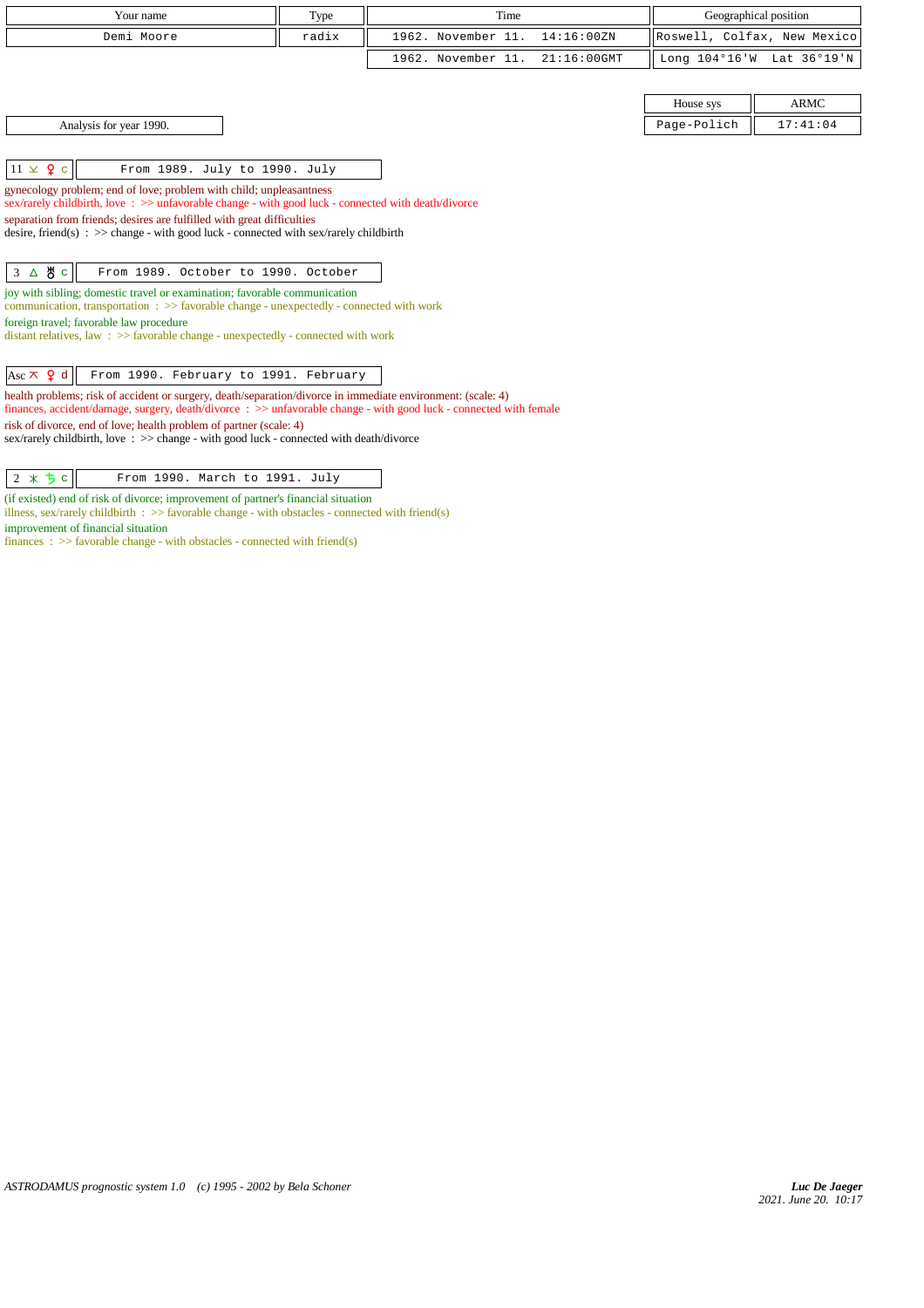| Your name | Type | Time | Geographical position |
|---|---|---|---|
| Demi Moore | radix | 1962. November 11. 14:16:00ZN | Roswell, Colfax, New Mexico |
| | | 1962. November 11. 21:16:00GMT | Long 104°16'W Lat 36°19'N |

| House sys | ARMC |
|---|---|
| Page-Polich | 17:41:04 |

Analysis for year 1990.

**11 ⚺ ♀ c** — From 1989. July to 1990. July

gynecology problem; end of love; problem with child; unpleasantness
sex/rarely childbirth, love : >> unfavorable change - with good luck - connected with death/divorce
separation from friends; desires are fulfilled with great difficulties
desire, friend(s) : >> change - with good luck - connected with sex/rarely childbirth

**3 △ ♅ c** — From 1989. October to 1990. October

joy with sibling; domestic travel or examination; favorable communication
communication, transportation : >> favorable change - unexpectedly - connected with work
foreign travel; favorable law procedure
distant relatives, law : >> favorable change - unexpectedly - connected with work

**Asc ⚻ ♀ d** — From 1990. February to 1991. February

health problems; risk of accident or surgery, death/separation/divorce in immediate environment: (scale: 4)
finances, accident/damage, surgery, death/divorce : >> unfavorable change - with good luck - connected with female
risk of divorce, end of love; health problem of partner (scale: 4)
sex/rarely childbirth, love : >> change - with good luck - connected with death/divorce

**2 ⚹ ♄ c** — From 1990. March to 1991. July

(if existed) end of risk of divorce; improvement of partner's financial situation
illness, sex/rarely childbirth : >> favorable change - with obstacles - connected with friend(s)
improvement of financial situation
finances : >> favorable change - with obstacles - connected with friend(s)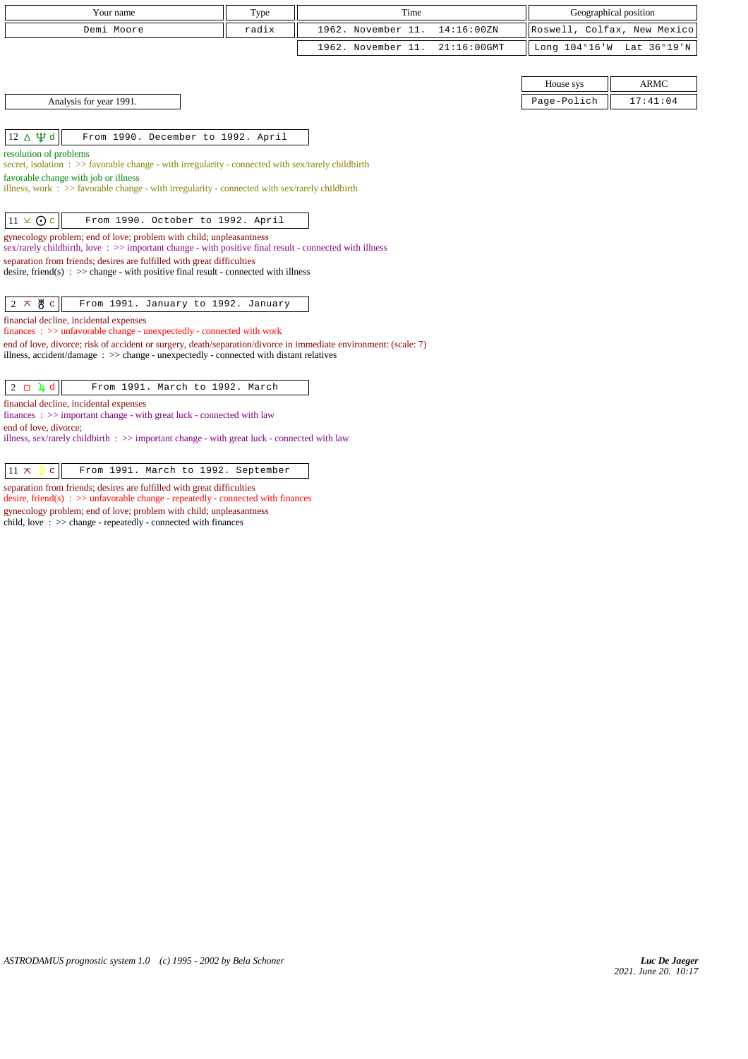| Your name | Type | Time | | Geographical position |
|---|---|---|---|---|
| Demi Moore | radix | 1962. November 11. | 14:16:00ZN | Roswell, Colfax, New Mexico |
| | | 1962. November 11. | 21:16:00GMT | Long 104°16'W Lat 36°19'N |

| House sys | ARMC |
|---|---|
| Page-Polich | 17:41:04 |

Analysis for year 1991.

**12 △ ♆ d** — From 1990. December to 1992. April

resolution of problems
secret, isolation : >> favorable change - with irregularity - connected with sex/rarely childbirth
favorable change with job or illness
illness, work : >> favorable change - with irregularity - connected with sex/rarely childbirth

**11 ⊻ ☉ c** — From 1990. October to 1992. April

gynecology problem; end of love; problem with child; unpleasantness
sex/rarely childbirth, love : >> important change - with positive final result - connected with illness
separation from friends; desires are fulfilled with great difficulties
desire, friend(s) : >> change - with positive final result - connected with illness

**2 ⊼ ♅ c** — From 1991. January to 1992. January

financial decline, incidental expenses
finances : >> unfavorable change - unexpectedly - connected with work
end of love, divorce; risk of accident or surgery, death/separation/divorce in immediate environment: (scale: 7)
illness, accident/damage : >> change - unexpectedly - connected with distant relatives

**2 □ ♃ d** — From 1991. March to 1992. March

financial decline, incidental expenses
finances : >> important change - with great luck - connected with law
end of love, divorce;
illness, sex/rarely childbirth : >> important change - with great luck - connected with law

**11 ⊼ ☽ c** — From 1991. March to 1992. September

separation from friends; desires are fulfilled with great difficulties
desire, friend(s) : >> unfavorable change - repeatedly - connected with finances
gynecology problem; end of love; problem with child; unpleasantness
child, love : >> change - repeatedly - connected with finances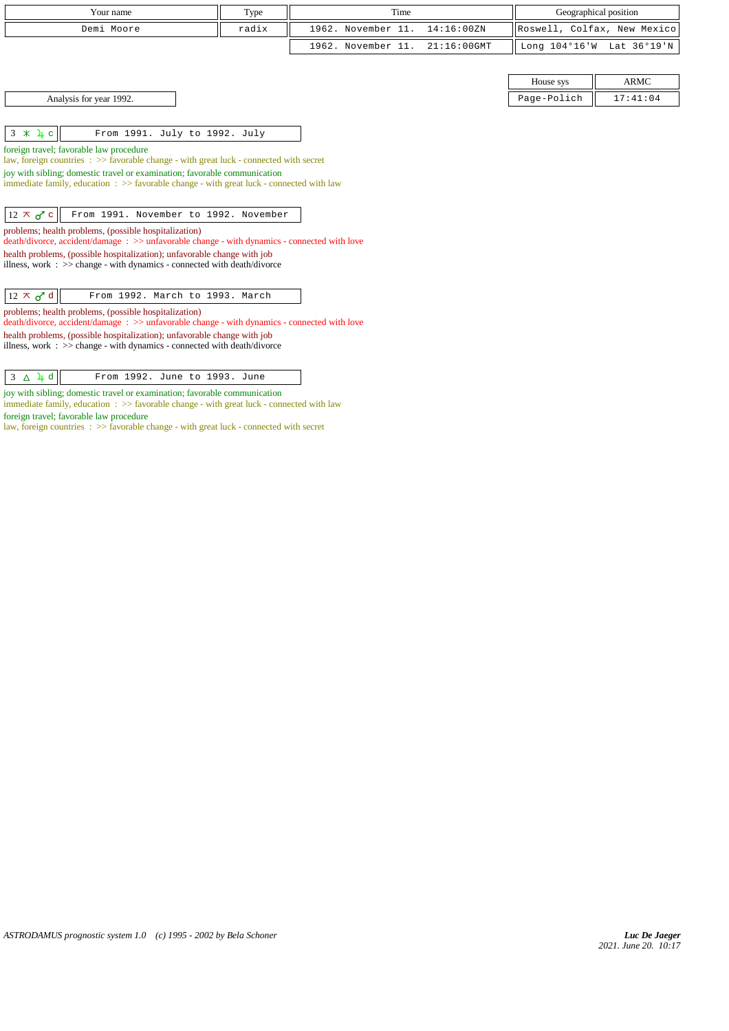| Your name | Type | Time | Geographical position |
|---|---|---|---|
| Demi Moore | radix | 1962. November 11. 14:16:00ZN | Roswell, Colfax, New Mexico |
| | | 1962. November 11. 21:16:00GMT | Long 104°16'W Lat 36°19'N |

| House sys | ARMC |
|---|---|
| Page-Polich | 17:41:04 |

Analysis for year 1992.

**3 ⚹ ♃ c** — From 1991. July to 1992. July

foreign travel; favorable law procedure
law, foreign countries : >> favorable change - with great luck - connected with secret
joy with sibling; domestic travel or examination; favorable communication
immediate family, education : >> favorable change - with great luck - connected with law

**12 ⚻ ♂ c** — From 1991. November to 1992. November

problems; health problems, (possible hospitalization)
death/divorce, accident/damage : >> unfavorable change - with dynamics - connected with love
health problems, (possible hospitalization); unfavorable change with job
illness, work : >> change - with dynamics - connected with death/divorce

**12 ⚻ ♂ d** — From 1992. March to 1993. March

problems; health problems, (possible hospitalization)
death/divorce, accident/damage : >> unfavorable change - with dynamics - connected with love
health problems, (possible hospitalization); unfavorable change with job
illness, work : >> change - with dynamics - connected with death/divorce

**3 △ ♃ d** — From 1992. June to 1993. June

joy with sibling; domestic travel or examination; favorable communication
immediate family, education : >> favorable change - with great luck - connected with law
foreign travel; favorable law procedure
law, foreign countries : >> favorable change - with great luck - connected with secret

ASTRODAMUS prognostic system 1.0 (c) 1995 - 2002 by Bela Schoner

*Luc De Jaeger*
2021. June 20. 10:17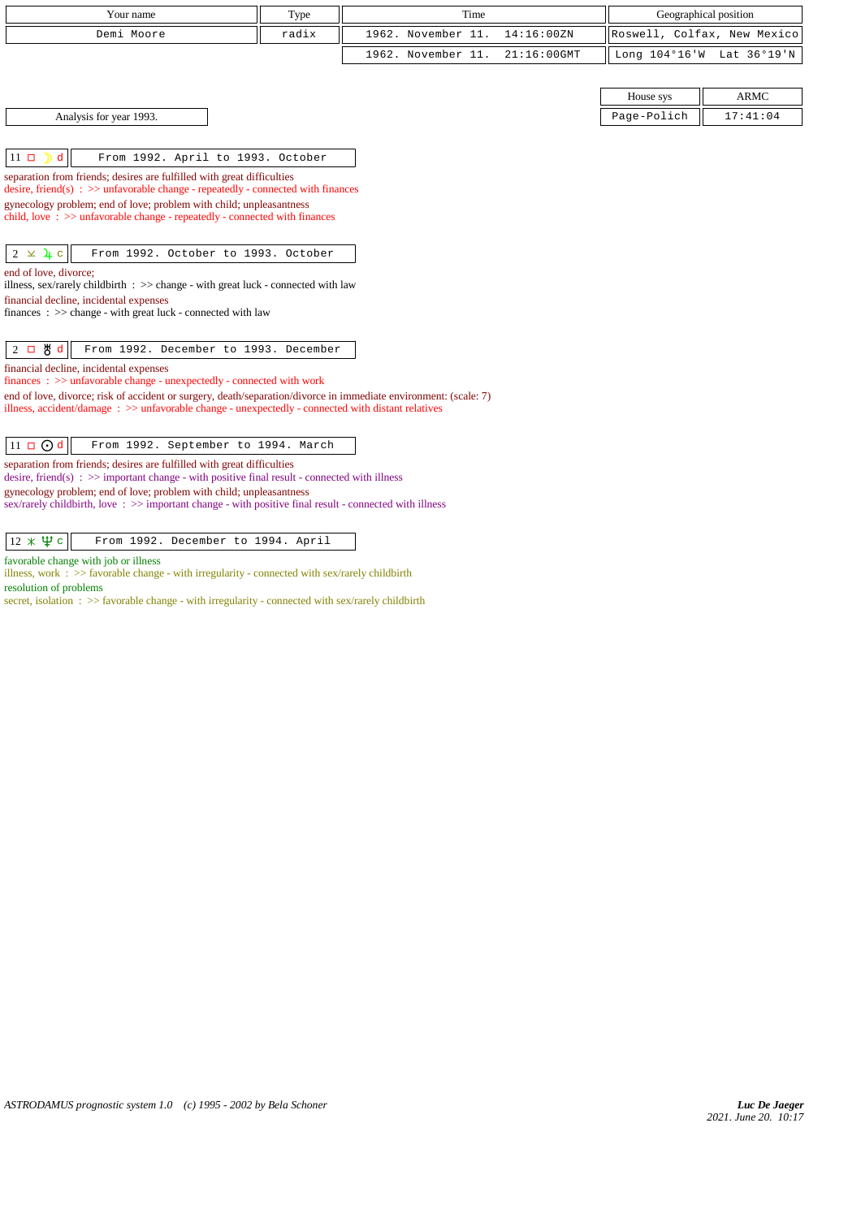| Your name | Type | Time | Geographical position |
|---|---|---|---|
| Demi Moore | radix | 1962. November 11. 14:16:00ZN | Roswell, Colfax, New Mexico |
| | | 1962. November 11. 21:16:00GMT | Long 104°16'W Lat 36°19'N |

| House sys | ARMC |
|---|---|
| Page-Polich | 17:41:04 |

Analysis for year 1993.

**11 □ ☽ d** — From 1992. April to 1993. October

separation from friends; desires are fulfilled with great difficulties
desire, friend(s) : >> unfavorable change - repeatedly - connected with finances
gynecology problem; end of love; problem with child; unpleasantness
child, love : >> unfavorable change - repeatedly - connected with finances

**2 ⚺ ♃ c** — From 1992. October to 1993. October

end of love, divorce;
illness, sex/rarely childbirth : >> change - with great luck - connected with law
financial decline, incidental expenses
finances : >> change - with great luck - connected with law

**2 □ ♅ d** — From 1992. December to 1993. December

financial decline, incidental expenses
finances : >> unfavorable change - unexpectedly - connected with work
end of love, divorce; risk of accident or surgery, death/separation/divorce in immediate environment: (scale: 7)
illness, accident/damage : >> unfavorable change - unexpectedly - connected with distant relatives

**11 □ ☉ d** — From 1992. September to 1994. March

separation from friends; desires are fulfilled with great difficulties
desire, friend(s) : >> important change - with positive final result - connected with illness
gynecology problem; end of love; problem with child; unpleasantness
sex/rarely childbirth, love : >> important change - with positive final result - connected with illness

**12 ⚹ ♆ c** — From 1992. December to 1994. April

favorable change with job or illness
illness, work : >> favorable change - with irregularity - connected with sex/rarely childbirth
resolution of problems
secret, isolation : >> favorable change - with irregularity - connected with sex/rarely childbirth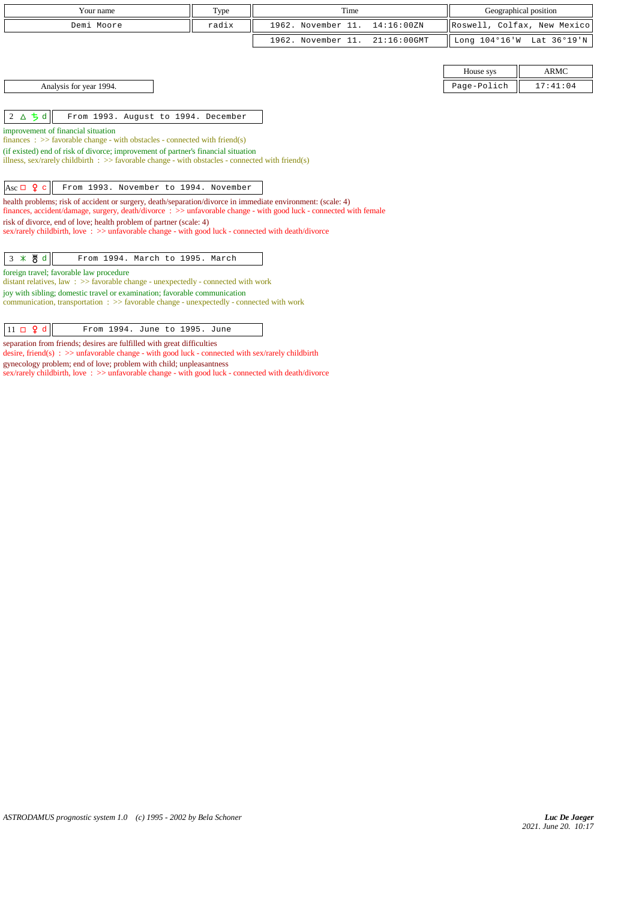| Your name | Type | Time | Geographical position |
| --- | --- | --- | --- |
| Demi Moore | radix | 1962. November 11. 14:16:00ZN | Roswell, Colfax, New Mexico |
| | | 1962. November 11. 21:16:00GMT | Long 104°16'W Lat 36°19'N |

| House sys | ARMC |
| --- | --- |
| Page-Polich | 17:41:04 |

Analysis for year 1994.

**2 △ ♄ d** — From 1993. August to 1994. December

improvement of financial situation
finances : >> favorable change - with obstacles - connected with friend(s)

(if existed) end of risk of divorce; improvement of partner's financial situation
illness, sex/rarely childbirth : >> favorable change - with obstacles - connected with friend(s)

**Asc □ ♀ c** — From 1993. November to 1994. November

health problems; risk of accident or surgery, death/separation/divorce in immediate environment: (scale: 4)
finances, accident/damage, surgery, death/divorce : >> unfavorable change - with good luck - connected with female

risk of divorce, end of love; health problem of partner (scale: 4)
sex/rarely childbirth, love : >> unfavorable change - with good luck - connected with death/divorce

**3 ⚹ ♅ d** — From 1994. March to 1995. March

foreign travel; favorable law procedure
distant relatives, law : >> favorable change - unexpectedly - connected with work

joy with sibling; domestic travel or examination; favorable communication
communication, transportation : >> favorable change - unexpectedly - connected with work

**11 □ ♀ d** — From 1994. June to 1995. June

separation from friends; desires are fulfilled with great difficulties
desire, friend(s) : >> unfavorable change - with good luck - connected with sex/rarely childbirth

gynecology problem; end of love; problem with child; unpleasantness
sex/rarely childbirth, love : >> unfavorable change - with good luck - connected with death/divorce

*ASTRODAMUS prognostic system 1.0 (c) 1995 - 2002 by Bela Schoner*

*Luc De Jaeger*
*2021. June 20. 10:17*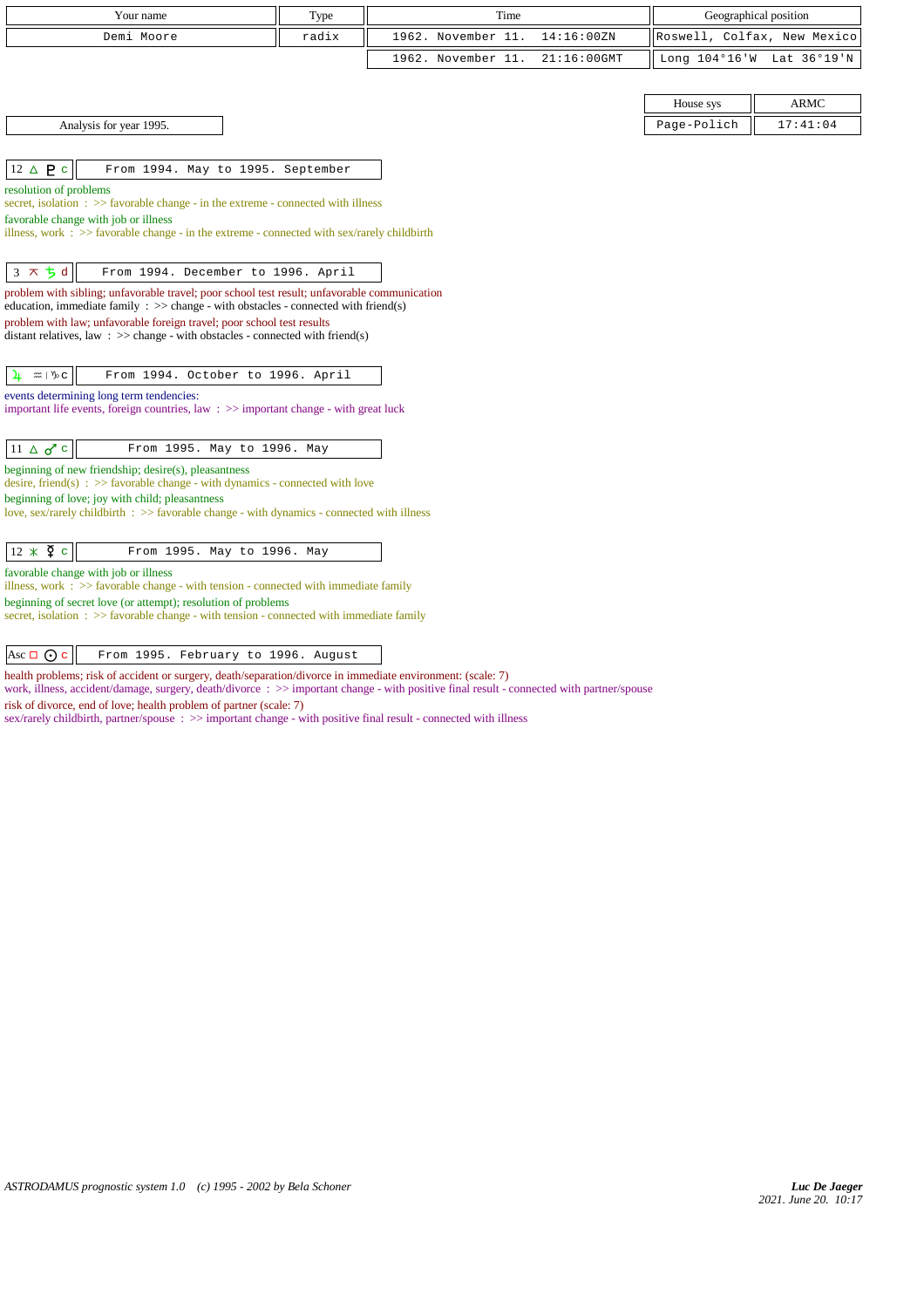| Your name | Type | Time | Geographical position |
|---|---|---|---|
| Demi Moore | radix | 1962. November 11. 14:16:00ZN | Roswell, Colfax, New Mexico |
| | | 1962. November 11. 21:16:00GMT | Long 104°16'W Lat 36°19'N |

| House sys | ARMC |
|---|---|
| Page-Polich | 17:41:04 |

Analysis for year 1995.

**12 △ ♇ c** — From 1994. May to 1995. September

resolution of problems
secret, isolation : >> favorable change - in the extreme - connected with illness

favorable change with job or illness
illness, work : >> favorable change - in the extreme - connected with sex/rarely childbirth

**3 ⊼ ♄ d** — From 1994. December to 1996. April

problem with sibling; unfavorable travel; poor school test result; unfavorable communication
education, immediate family : >> change - with obstacles - connected with friend(s)

problem with law; unfavorable foreign travel; poor school test results
distant relatives, law : >> change - with obstacles - connected with friend(s)

**♃ ♒ | ♑ c** — From 1994. October to 1996. April

events determining long term tendencies:
important life events, foreign countries, law : >> important change - with great luck

**11 △ ♂ c** — From 1995. May to 1996. May

beginning of new friendship; desire(s), pleasantness
desire, friend(s) : >> favorable change - with dynamics - connected with love

beginning of love; joy with child; pleasantness
love, sex/rarely childbirth : >> favorable change - with dynamics - connected with illness

**12 ⚹ ☿ c** — From 1995. May to 1996. May

favorable change with job or illness
illness, work : >> favorable change - with tension - connected with immediate family

beginning of secret love (or attempt); resolution of problems
secret, isolation : >> favorable change - with tension - connected with immediate family

**Asc □ ☉ c** — From 1995. February to 1996. August

health problems; risk of accident or surgery, death/separation/divorce in immediate environment: (scale: 7)
work, illness, accident/damage, surgery, death/divorce : >> important change - with positive final result - connected with partner/spouse

risk of divorce, end of love; health problem of partner (scale: 7)
sex/rarely childbirth, partner/spouse : >> important change - with positive final result - connected with illness

*ASTRODAMUS prognostic system 1.0 (c) 1995 - 2002 by Bela Schoner*

*Luc De Jaeger*
*2021. June 20. 10:17*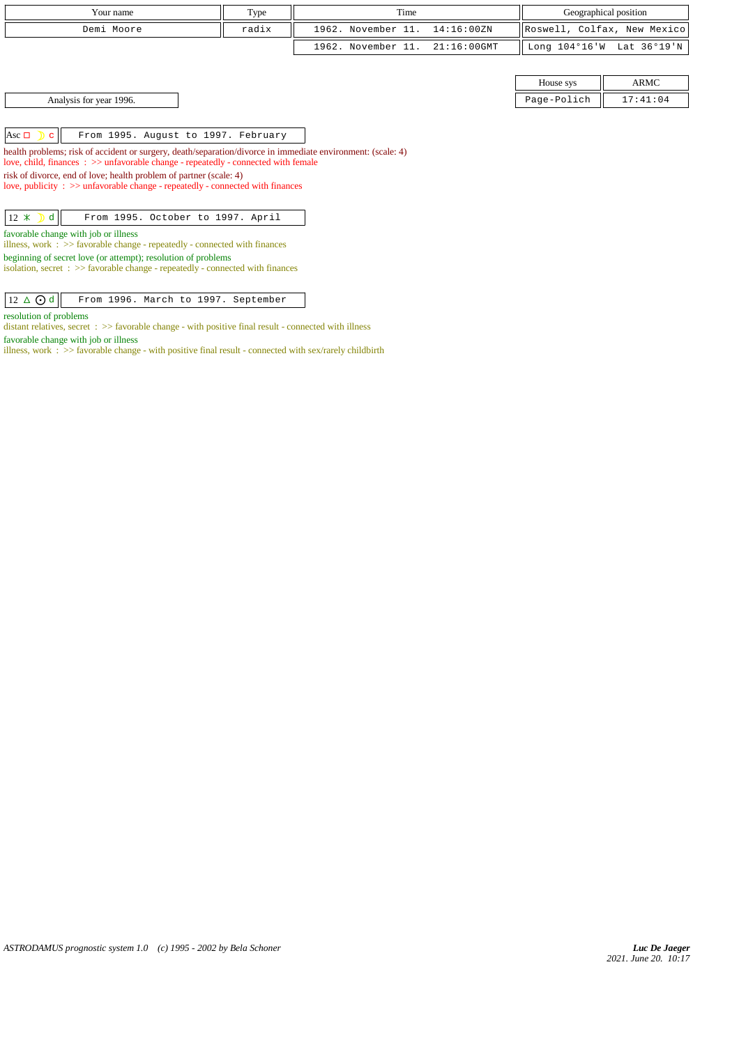| Your name | Type | Time | Geographical position |
|---|---|---|---|
| Demi Moore | radix | 1962. November 11. 14:16:00ZN | Roswell, Colfax, New Mexico |
| | | 1962. November 11. 21:16:00GMT | Long 104°16'W Lat 36°19'N |

| House sys | ARMC |
|---|---|
| Page-Polich | 17:41:04 |

Analysis for year 1996.

| Asc □ ☽ c | From 1995. August to 1997. February |
|---|---|

health problems; risk of accident or surgery, death/separation/divorce in immediate environment: (scale: 4)
love, child, finances : >> unfavorable change - repeatedly - connected with female
risk of divorce, end of love; health problem of partner (scale: 4)
love, publicity : >> unfavorable change - repeatedly - connected with finances

| 12 ⚹ ☽ d | From 1995. October to 1997. April |
|---|---|

favorable change with job or illness
illness, work : >> favorable change - repeatedly - connected with finances
beginning of secret love (or attempt); resolution of problems
isolation, secret : >> favorable change - repeatedly - connected with finances

| 12 △ ☉ d | From 1996. March to 1997. September |
|---|---|

resolution of problems
distant relatives, secret : >> favorable change - with positive final result - connected with illness
favorable change with job or illness
illness, work : >> favorable change - with positive final result - connected with sex/rarely childbirth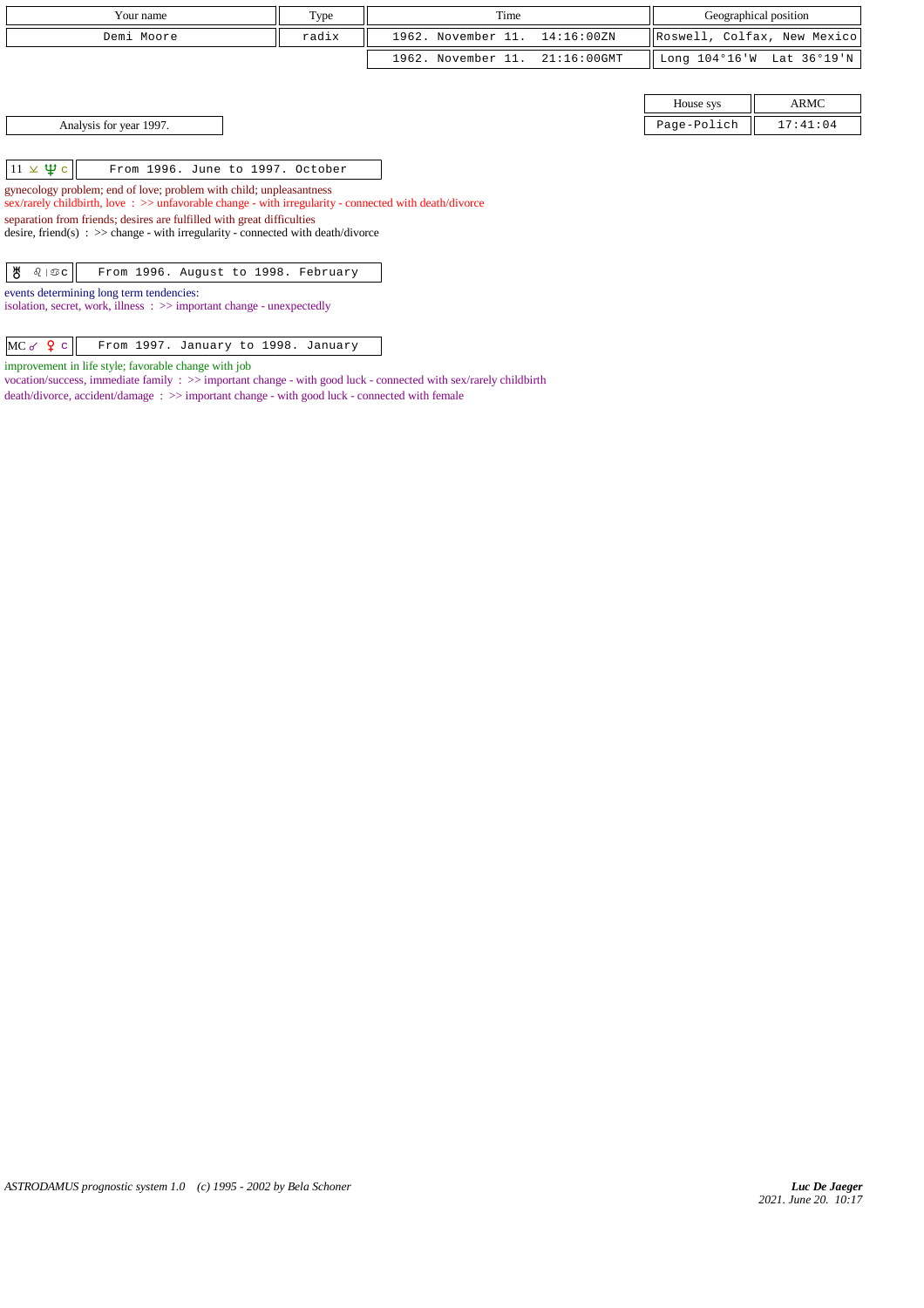| Your name | Type | Time | Geographical position |
|---|---|---|---|
| Demi Moore | radix | 1962. November 11. 14:16:00ZN | Roswell, Colfax, New Mexico |
| | | 1962. November 11. 21:16:00GMT | Long 104°16'W Lat 36°19'N |

| House sys | ARMC |
|---|---|
| Page-Polich | 17:41:04 |

Analysis for year 1997.

| 11 ⊻ ♆ c | From 1996. June to 1997. October |
|---|---|

gynecology problem; end of love; problem with child; unpleasantness
sex/rarely childbirth, love : >> unfavorable change - with irregularity - connected with death/divorce
separation from friends; desires are fulfilled with great difficulties
desire, friend(s) : >> change - with irregularity - connected with death/divorce

| ♅ ♌ \| ♋ c | From 1996. August to 1998. February |
|---|---|

events determining long term tendencies:
isolation, secret, work, illness : >> important change - unexpectedly

| MC ☍ ♀ c | From 1997. January to 1998. January |
|---|---|

improvement in life style; favorable change with job
vocation/success, immediate family : >> important change - with good luck - connected with sex/rarely childbirth
death/divorce, accident/damage : >> important change - with good luck - connected with female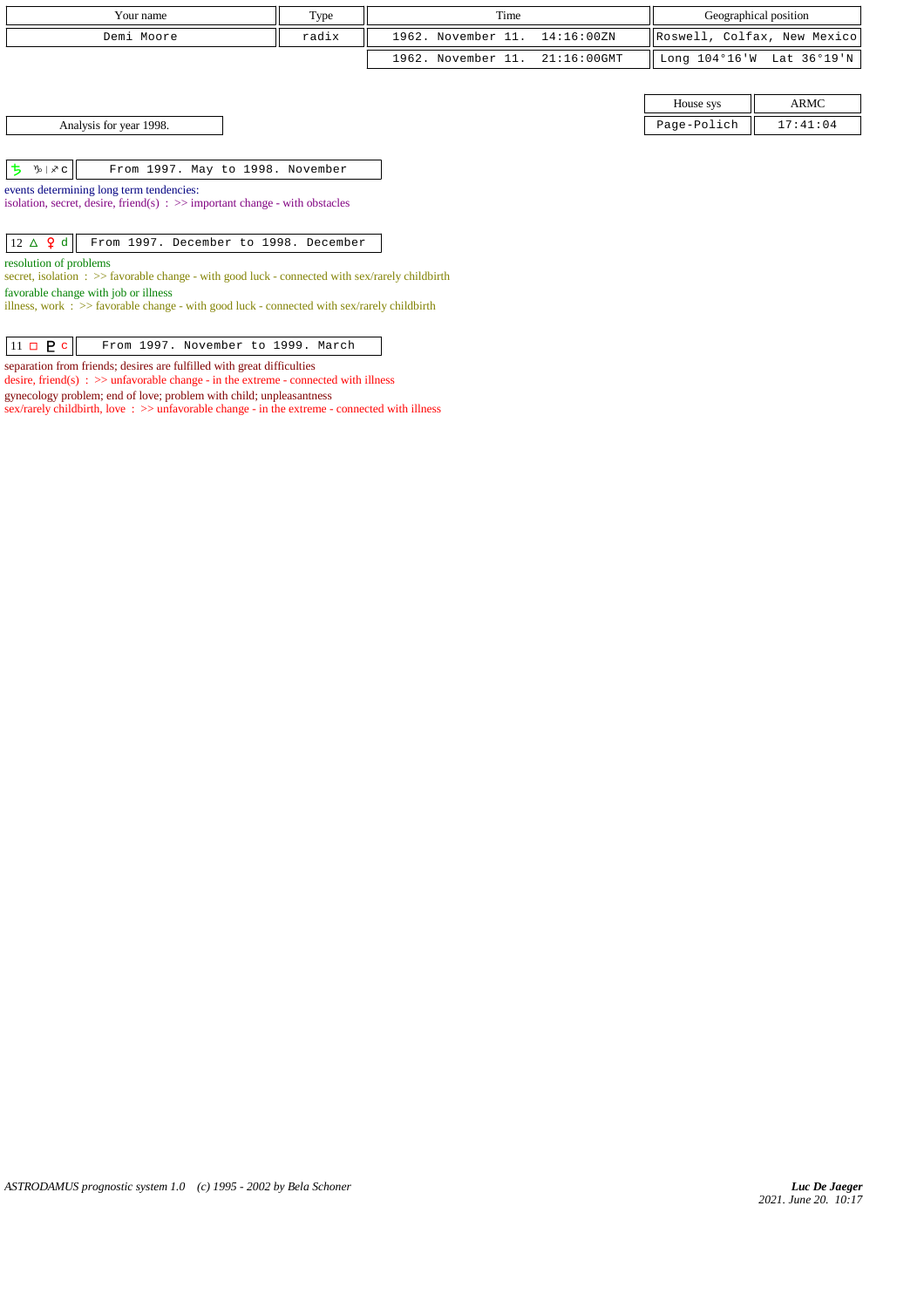| Your name | Type | Time | Geographical position |
|---|---|---|---|
| Demi Moore | radix | 1962. November 11. 14:16:00ZN | Roswell, Colfax, New Mexico |
| | | 1962. November 11. 21:16:00GMT | Long 104°16'W Lat 36°19'N |

| House sys | ARMC |
|---|---|
| Page-Polich | 17:41:04 |

Analysis for year 1998.

| ♄ ♑ \| ♐ c | From 1997. May to 1998. November |
|---|---|

events determining long term tendencies:
isolation, secret, desire, friend(s) : >> important change - with obstacles

| 12 △ ♀ d | From 1997. December to 1998. December |
|---|---|

resolution of problems
secret, isolation : >> favorable change - with good luck - connected with sex/rarely childbirth
favorable change with job or illness
illness, work : >> favorable change - with good luck - connected with sex/rarely childbirth

| 11 □ ♇ c | From 1997. November to 1999. March |
|---|---|

separation from friends; desires are fulfilled with great difficulties
desire, friend(s) : >> unfavorable change - in the extreme - connected with illness
gynecology problem; end of love; problem with child; unpleasantness
sex/rarely childbirth, love : >> unfavorable change - in the extreme - connected with illness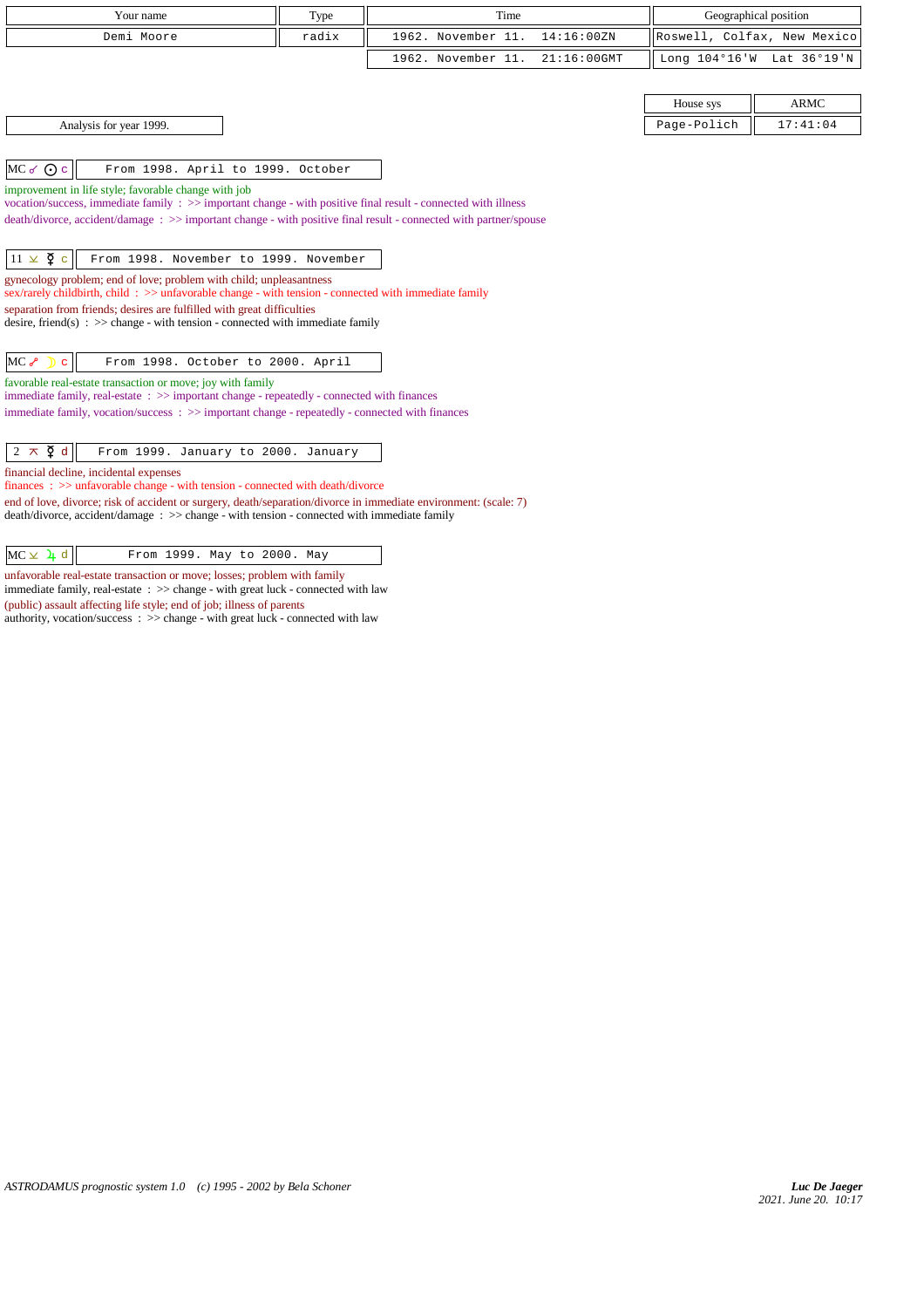| Your name | Type | Time | Geographical position |
| --- | --- | --- | --- |
| Demi Moore | radix | 1962. November 11. 14:16:00ZN | Roswell, Colfax, New Mexico |
| | | 1962. November 11. 21:16:00GMT | Long 104°16'W Lat 36°19'N |

| House sys | ARMC |
| --- | --- |
| Page-Polich | 17:41:04 |

Analysis for year 1999.

**MC ☌ ☉ c** — From 1998. April to 1999. October

improvement in life style; favorable change with job
vocation/success, immediate family : >> important change - with positive final result - connected with illness
death/divorce, accident/damage : >> important change - with positive final result - connected with partner/spouse

**11 ⚺ ☿ c** — From 1998. November to 1999. November

gynecology problem; end of love; problem with child; unpleasantness
sex/rarely childbirth, child : >> unfavorable change - with tension - connected with immediate family
separation from friends; desires are fulfilled with great difficulties
desire, friend(s) : >> change - with tension - connected with immediate family

**MC ☍ ☽ c** — From 1998. October to 2000. April

favorable real-estate transaction or move; joy with family
immediate family, real-estate : >> important change - repeatedly - connected with finances
immediate family, vocation/success : >> important change - repeatedly - connected with finances

**2 ⚻ ☿ d** — From 1999. January to 2000. January

financial decline, incidental expenses
finances : >> unfavorable change - with tension - connected with death/divorce
end of love, divorce; risk of accident or surgery, death/separation/divorce in immediate environment: (scale: 7)
death/divorce, accident/damage : >> change - with tension - connected with immediate family

**MC ⚺ ♃ d** — From 1999. May to 2000. May

unfavorable real-estate transaction or move; losses; problem with family
immediate family, real-estate : >> change - with great luck - connected with law
(public) assault affecting life style; end of job; illness of parents
authority, vocation/success : >> change - with great luck - connected with law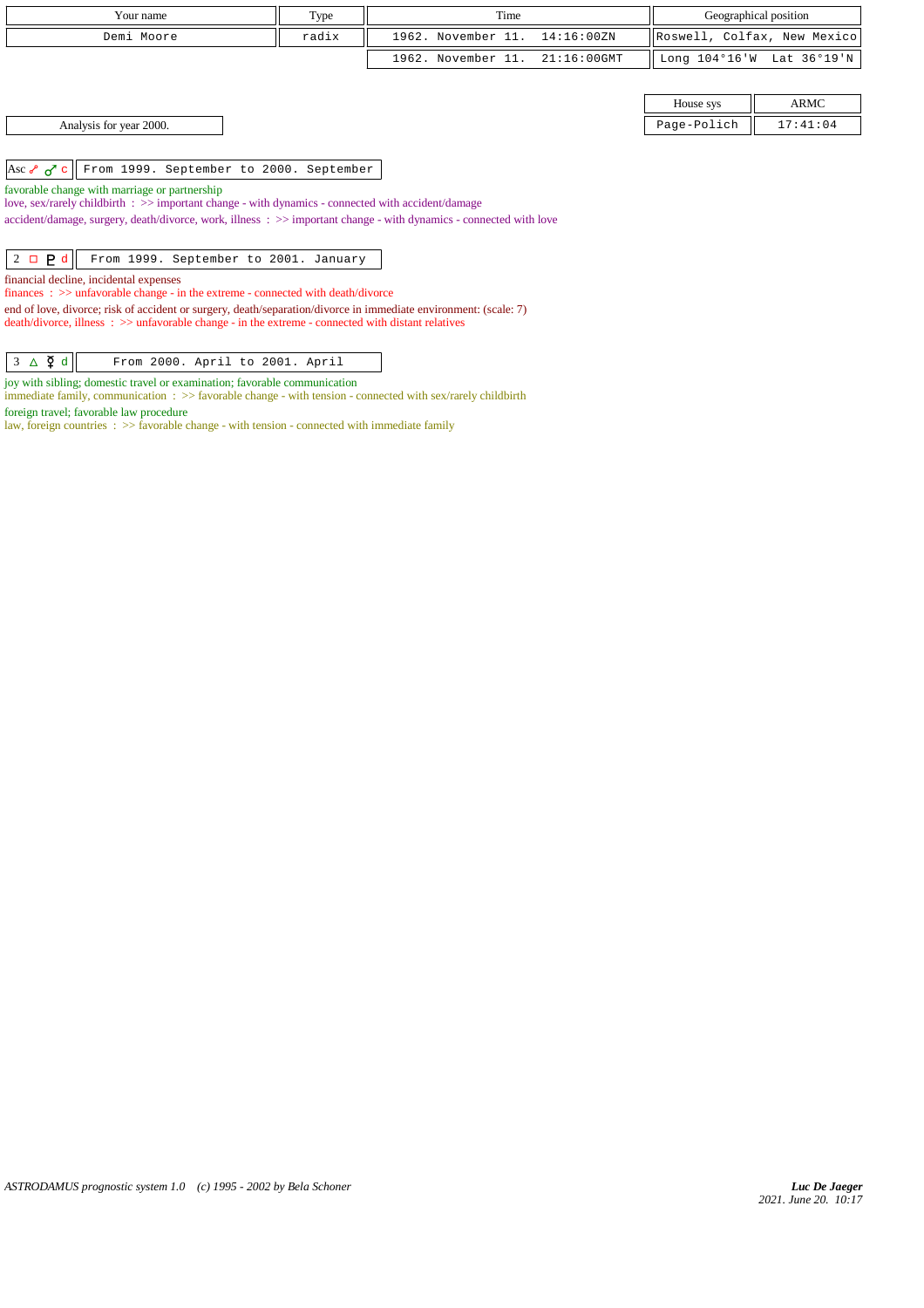| Your name | Type | Time | Geographical position |
| --- | --- | --- | --- |
| Demi Moore | radix | 1962. November 11. 14:16:00ZN | Roswell, Colfax, New Mexico |
| | | 1962. November 11. 21:16:00GMT | Long 104°16'W Lat 36°19'N |

| House sys | ARMC |
| --- | --- |
| Page-Polich | 17:41:04 |

Analysis for year 2000.

Asc ☍ ♂ c | From 1999. September to 2000. September

favorable change with marriage or partnership
love, sex/rarely childbirth : >> important change - with dynamics - connected with accident/damage
accident/damage, surgery, death/divorce, work, illness : >> important change - with dynamics - connected with love

2 □ ♇ d | From 1999. September to 2001. January

financial decline, incidental expenses
finances : >> unfavorable change - in the extreme - connected with death/divorce
end of love, divorce; risk of accident or surgery, death/separation/divorce in immediate environment: (scale: 7)
death/divorce, illness : >> unfavorable change - in the extreme - connected with distant relatives

3 △ ☿ d | From 2000. April to 2001. April

joy with sibling; domestic travel or examination; favorable communication
immediate family, communication : >> favorable change - with tension - connected with sex/rarely childbirth
foreign travel; favorable law procedure
law, foreign countries : >> favorable change - with tension - connected with immediate family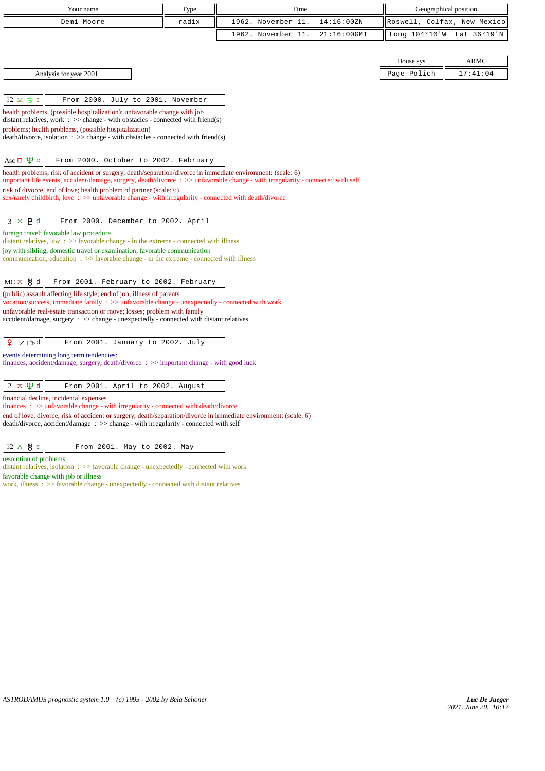| Your name | Type | Time | Geographical position |
|---|---|---|---|
| Demi Moore | radix | 1962. November 11. 14:16:00ZN | Roswell, Colfax, New Mexico |
| | | 1962. November 11. 21:16:00GMT | Long 104°16'W Lat 36°19'N |

| House sys | ARMC |
|---|---|
| Page-Polich | 17:41:04 |

Analysis for year 2001.

**12 ⊻ ♄ c** — From 2000. July to 2001. November

health problems, (possible hospitalization); unfavorable change with job
distant relatives, work : >> change - with obstacles - connected with friend(s)
problems; health problems, (possible hospitalization)
death/divorce, isolation : >> change - with obstacles - connected with friend(s)

**Asc □ ♆ c** — From 2000. October to 2002. February

health problems; risk of accident or surgery, death/separation/divorce in immediate environment: (scale: 6)
important life events, accident/damage, surgery, death/divorce : >> unfavorable change - with irregularity - connected with self
risk of divorce, end of love; health problem of partner (scale: 6)
sex/rarely childbirth, love : >> unfavorable change - with irregularity - connected with death/divorce

**3 ⚹ ♇ d** — From 2000. December to 2002. April

foreign travel; favorable law procedure
distant relatives, law : >> favorable change - in the extreme - connected with illness
joy with sibling; domestic travel or examination; favorable communication
communication, education : >> favorable change - in the extreme - connected with illness

**MC ⚻ ♅ d** — From 2001. February to 2002. February

(public) assault affecting life style; end of job; illness of parents
vocation/success, immediate family : >> unfavorable change - unexpectedly - connected with work
unfavorable real-estate transaction or move; losses; problem with family
accident/damage, surgery : >> change - unexpectedly - connected with distant relatives

**♀ ♐ | ♑ d** — From 2001. January to 2002. July

events determining long term tendencies:
finances, accident/damage, surgery, death/divorce : >> important change - with good luck

**2 ⚻ ♆ d** — From 2001. April to 2002. August

financial decline, incidental expenses
finances : >> unfavorable change - with irregularity - connected with death/divorce
end of love, divorce; risk of accident or surgery, death/separation/divorce in immediate environment: (scale: 6)
death/divorce, accident/damage : >> change - with irregularity - connected with self

**12 △ ♅ c** — From 2001. May to 2002. May

resolution of problems
distant relatives, isolation : >> favorable change - unexpectedly - connected with work
favorable change with job or illness
work, illness : >> favorable change - unexpectedly - connected with distant relatives

*ASTRODAMUS prognostic system 1.0 (c) 1995 - 2002 by Bela Schoner*

*Luc De Jaeger*
*2021. June 20. 10:17*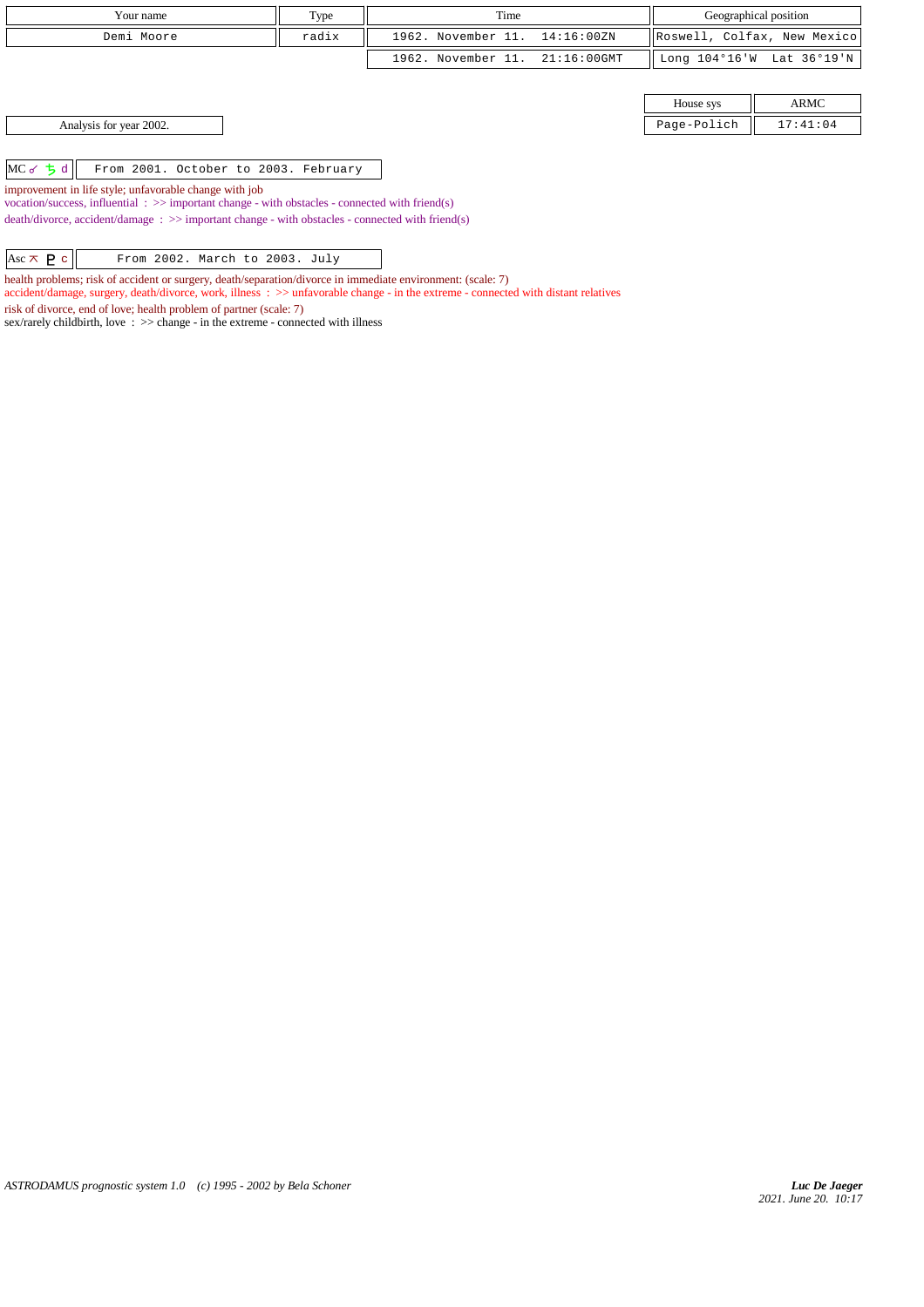| Your name | Type | Time | Geographical position |
| --- | --- | --- | --- |
| Demi Moore | radix | 1962. November 11. 14:16:00ZN | Roswell, Colfax, New Mexico |
| | | 1962. November 11. 21:16:00GMT | Long 104°16'W Lat 36°19'N |

| House sys | ARMC |
| --- | --- |
| Page-Polich | 17:41:04 |

Analysis for year 2002.

| MC ☌ ♄ d | From 2001. October to 2003. February |
| --- | --- |

improvement in life style; unfavorable change with job
vocation/success, influential : >> important change - with obstacles - connected with friend(s)
death/divorce, accident/damage : >> important change - with obstacles - connected with friend(s)

| Asc ⚻ ♇ c | From 2002. March to 2003. July |
| --- | --- |

health problems; risk of accident or surgery, death/separation/divorce in immediate environment: (scale: 7)
accident/damage, surgery, death/divorce, work, illness : >> unfavorable change - in the extreme - connected with distant relatives
risk of divorce, end of love; health problem of partner (scale: 7)
sex/rarely childbirth, love : >> change - in the extreme - connected with illness

*ASTRODAMUS prognostic system 1.0 (c) 1995 - 2002 by Bela Schoner*

*Luc De Jaeger*
*2021. June 20. 10:17*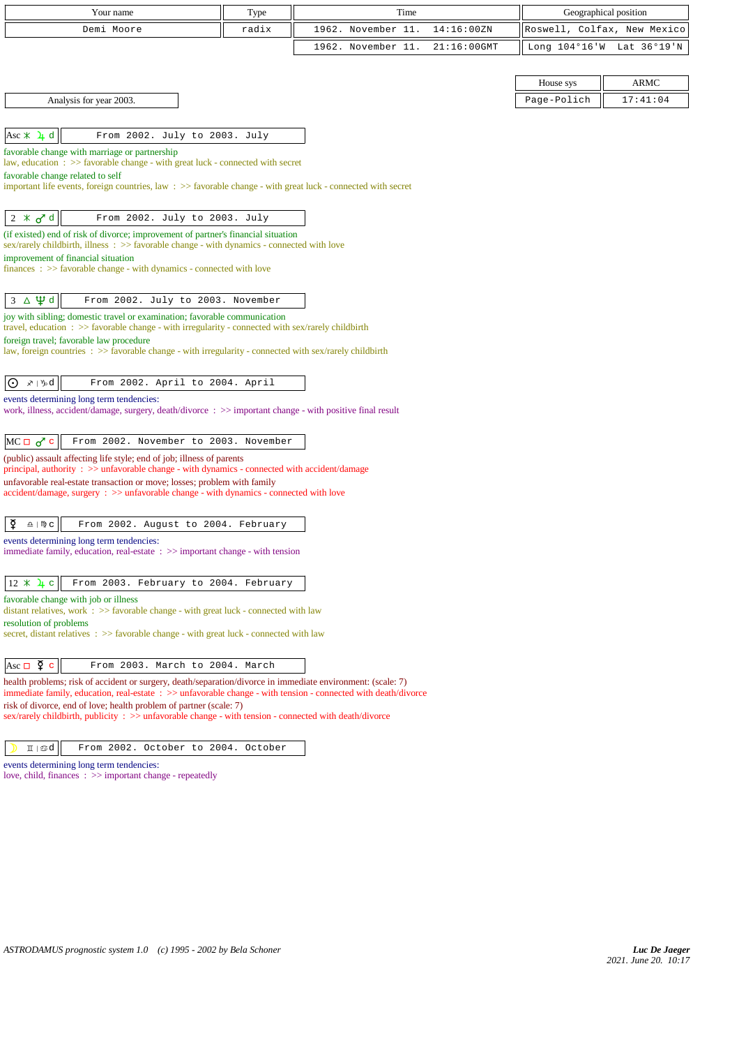| Your name | Type | Time | Geographical position |
|---|---|---|---|
| Demi Moore | radix | 1962. November 11. 14:16:00ZN | Roswell, Colfax, New Mexico |
| | | 1962. November 11. 21:16:00GMT | Long 104°16'W Lat 36°19'N |

| House sys | ARMC |
|---|---|
| Page-Polich | 17:41:04 |

Analysis for year 2003.

**Asc ⚹ ♃ d** — From 2002. July to 2003. July

favorable change with marriage or partnership
law, education : >> favorable change - with great luck - connected with secret
favorable change related to self
important life events, foreign countries, law : >> favorable change - with great luck - connected with secret

**2 ⚹ ♂ d** — From 2002. July to 2003. July

(if existed) end of risk of divorce; improvement of partner's financial situation
sex/rarely childbirth, illness : >> favorable change - with dynamics - connected with love
improvement of financial situation
finances : >> favorable change - with dynamics - connected with love

**3 △ ♆ d** — From 2002. July to 2003. November

joy with sibling; domestic travel or examination; favorable communication
travel, education : >> favorable change - with irregularity - connected with sex/rarely childbirth
foreign travel; favorable law procedure
law, foreign countries : >> favorable change - with irregularity - connected with sex/rarely childbirth

**☉ ♐ | ♑ d** — From 2002. April to 2004. April

events determining long term tendencies:
work, illness, accident/damage, surgery, death/divorce : >> important change - with positive final result

**MC □ ♂ c** — From 2002. November to 2003. November

(public) assault affecting life style; end of job; illness of parents
principal, authority : >> unfavorable change - with dynamics - connected with accident/damage
unfavorable real-estate transaction or move; losses; problem with family
accident/damage, surgery : >> unfavorable change - with dynamics - connected with love

**☿ ♎ | ♍ c** — From 2002. August to 2004. February

events determining long term tendencies:
immediate family, education, real-estate : >> important change - with tension

**12 ⚹ ♃ c** — From 2003. February to 2004. February

favorable change with job or illness
distant relatives, work : >> favorable change - with great luck - connected with law
resolution of problems
secret, distant relatives : >> favorable change - with great luck - connected with law

**Asc □ ☿ c** — From 2003. March to 2004. March

health problems; risk of accident or surgery, death/separation/divorce in immediate environment: (scale: 7)
immediate family, education, real-estate : >> unfavorable change - with tension - connected with death/divorce
risk of divorce, end of love; health problem of partner (scale: 7)
sex/rarely childbirth, publicity : >> unfavorable change - with tension - connected with death/divorce

**☽ ♊ | ♋ d** — From 2002. October to 2004. October

events determining long term tendencies:
love, child, finances : >> important change - repeatedly

ASTRODAMUS prognostic system 1.0 (c) 1995 - 2002 by Bela Schoner

*Luc De Jaeger*
2021. June 20. 10:17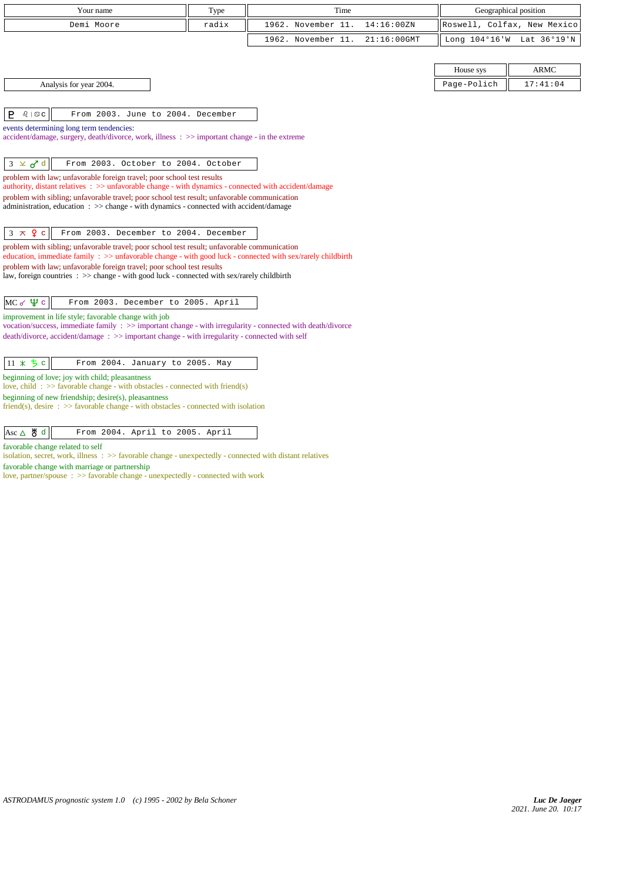| Your name | Type | Time | Geographical position |
|---|---|---|---|
| Demi Moore | radix | 1962. November 11. 14:16:00ZN | Roswell, Colfax, New Mexico |
| | | 1962. November 11. 21:16:00GMT | Long 104°16'W Lat 36°19'N |

| House sys | ARMC |
|---|---|
| Page-Polich | 17:41:04 |

Analysis for year 2004.

**♇ ♌ | ♋ c** — From 2003. June to 2004. December

events determining long term tendencies:
accident/damage, surgery, death/divorce, work, illness : >> important change - in the extreme

**3 ⊻ ♂ d** — From 2003. October to 2004. October

problem with law; unfavorable foreign travel; poor school test results
authority, distant relatives : >> unfavorable change - with dynamics - connected with accident/damage
problem with sibling; unfavorable travel; poor school test result; unfavorable communication
administration, education : >> change - with dynamics - connected with accident/damage

**3 ⊼ ♀ c** — From 2003. December to 2004. December

problem with sibling; unfavorable travel; poor school test result; unfavorable communication
education, immediate family : >> unfavorable change - with good luck - connected with sex/rarely childbirth
problem with law; unfavorable foreign travel; poor school test results
law, foreign countries : >> change - with good luck - connected with sex/rarely childbirth

**MC ☌ ♆ c** — From 2003. December to 2005. April

improvement in life style; favorable change with job
vocation/success, immediate family : >> important change - with irregularity - connected with death/divorce
death/divorce, accident/damage : >> important change - with irregularity - connected with self

**11 ⚹ ♄ c** — From 2004. January to 2005. May

beginning of love; joy with child; pleasantness
love, child : >> favorable change - with obstacles - connected with friend(s)
beginning of new friendship; desire(s), pleasantness
friend(s), desire : >> favorable change - with obstacles - connected with isolation

**Asc △ ♅ d** — From 2004. April to 2005. April

favorable change related to self
isolation, secret, work, illness : >> favorable change - unexpectedly - connected with distant relatives
favorable change with marriage or partnership
love, partner/spouse : >> favorable change - unexpectedly - connected with work

*ASTRODAMUS prognostic system 1.0 (c) 1995 - 2002 by Bela Schoner*

*Luc De Jaeger*
*2021. June 20. 10:17*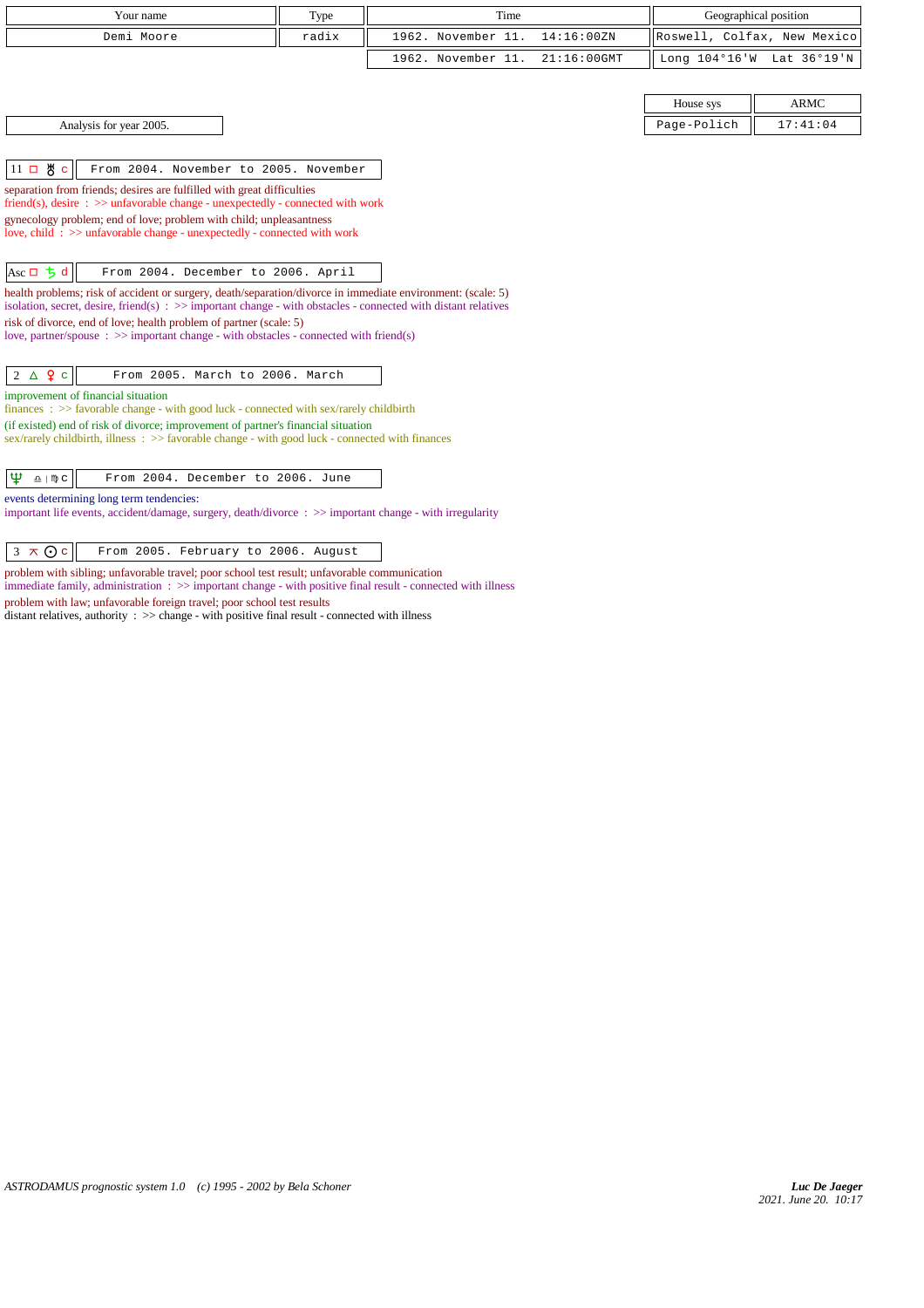| Your name | Type | Time | Geographical position |
| --- | --- | --- | --- |
| Demi Moore | radix | 1962. November 11. 14:16:00ZN | Roswell, Colfax, New Mexico |
| | | 1962. November 11. 21:16:00GMT | Long 104°16'W Lat 36°19'N |

| House sys | ARMC |
| --- | --- |
| Page-Polich | 17:41:04 |

Analysis for year 2005.

**11 □ ♅ c** — From 2004. November to 2005. November

separation from friends; desires are fulfilled with great difficulties
friend(s), desire : >> unfavorable change - unexpectedly - connected with work

gynecology problem; end of love; problem with child; unpleasantness
love, child : >> unfavorable change - unexpectedly - connected with work

**Asc □ ♄ d** — From 2004. December to 2006. April

health problems; risk of accident or surgery, death/separation/divorce in immediate environment: (scale: 5)
isolation, secret, desire, friend(s) : >> important change - with obstacles - connected with distant relatives

risk of divorce, end of love; health problem of partner (scale: 5)
love, partner/spouse : >> important change - with obstacles - connected with friend(s)

**2 △ ♀ c** — From 2005. March to 2006. March

improvement of financial situation
finances : >> favorable change - with good luck - connected with sex/rarely childbirth

(if existed) end of risk of divorce; improvement of partner's financial situation
sex/rarely childbirth, illness : >> favorable change - with good luck - connected with finances

**♆ ♎ | ♍ c** — From 2004. December to 2006. June

events determining long term tendencies:
important life events, accident/damage, surgery, death/divorce : >> important change - with irregularity

**3 ⚻ ☉ c** — From 2005. February to 2006. August

problem with sibling; unfavorable travel; poor school test result; unfavorable communication
immediate family, administration : >> important change - with positive final result - connected with illness

problem with law; unfavorable foreign travel; poor school test results
distant relatives, authority : >> change - with positive final result - connected with illness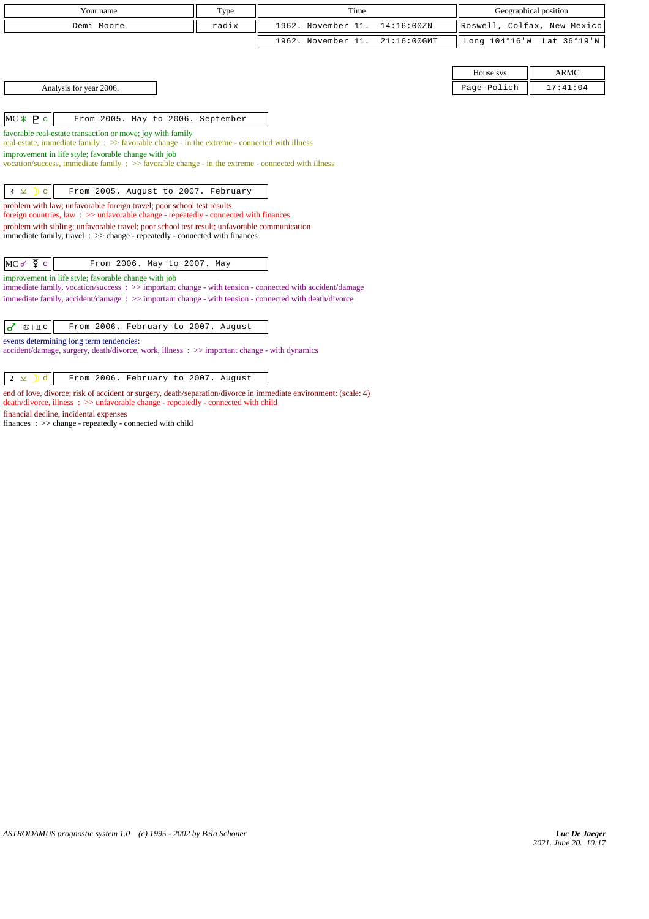| Your name | Type | Time | Geographical position |
|---|---|---|---|
| Demi Moore | radix | 1962. November 11. 14:16:00ZN | Roswell, Colfax, New Mexico |
| | | 1962. November 11. 21:16:00GMT | Long 104°16'W Lat 36°19'N |

| House sys | ARMC |
|---|---|
| Page-Polich | 17:41:04 |

Analysis for year 2006.

**MC ⚹ ♇ c** — From 2005. May to 2006. September

favorable real-estate transaction or move; joy with family
real-estate, immediate family : >> favorable change - in the extreme - connected with illness

improvement in life style; favorable change with job
vocation/success, immediate family : >> favorable change - in the extreme - connected with illness

**3 ⚺ ☽ c** — From 2005. August to 2007. February

problem with law; unfavorable foreign travel; poor school test results
foreign countries, law : >> unfavorable change - repeatedly - connected with finances

problem with sibling; unfavorable travel; poor school test result; unfavorable communication
immediate family, travel : >> change - repeatedly - connected with finances

**MC ☍ ☿ c** — From 2006. May to 2007. May

improvement in life style; favorable change with job
immediate family, vocation/success : >> important change - with tension - connected with accident/damage
immediate family, accident/damage : >> important change - with tension - connected with death/divorce

**♂ ♋ | ♊ c** — From 2006. February to 2007. August

events determining long term tendencies:
accident/damage, surgery, death/divorce, work, illness : >> important change - with dynamics

**2 ⚺ ☽ d** — From 2006. February to 2007. August

end of love, divorce; risk of accident or surgery, death/separation/divorce in immediate environment: (scale: 4)
death/divorce, illness : >> unfavorable change - repeatedly - connected with child

financial decline, incidental expenses
finances : >> change - repeatedly - connected with child

ASTRODAMUS prognostic system 1.0 (c) 1995 - 2002 by Bela Schoner

*Luc De Jaeger*
*2021. June 20. 10:17*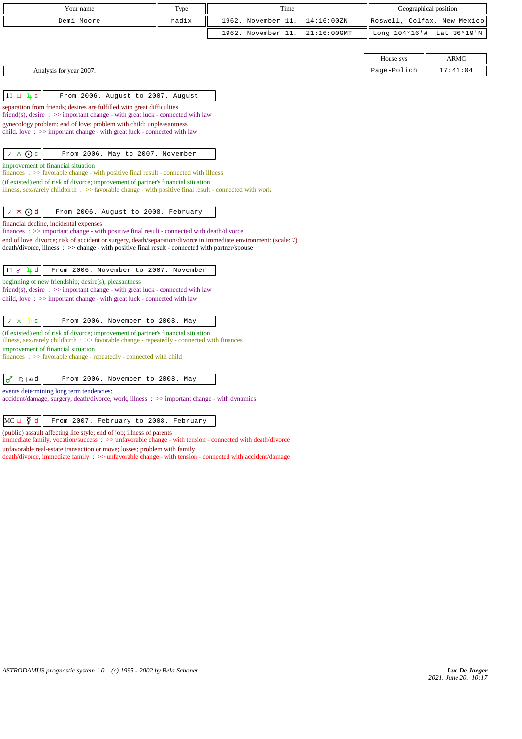| Your name | Type | Time | Geographical position |
|---|---|---|---|
| Demi Moore | radix | 1962. November 11. 14:16:00ZN | Roswell, Colfax, New Mexico |
| | | 1962. November 11. 21:16:00GMT | Long 104°16'W Lat 36°19'N |

| House sys | ARMC |
|---|---|
| Page-Polich | 17:41:04 |

Analysis for year 2007.

**11 □ ♃ c** — From 2006. August to 2007. August

separation from friends; desires are fulfilled with great difficulties
friend(s), desire : >> important change - with great luck - connected with law
gynecology problem; end of love; problem with child; unpleasantness
child, love : >> important change - with great luck - connected with law

**2 △ ☉ c** — From 2006. May to 2007. November

improvement of financial situation
finances : >> favorable change - with positive final result - connected with illness
(if existed) end of risk of divorce; improvement of partner's financial situation
illness, sex/rarely childbirth : >> favorable change - with positive final result - connected with work

**2 ⊼ ☉ d** — From 2006. August to 2008. February

financial decline, incidental expenses
finances : >> important change - with positive final result - connected with death/divorce
end of love, divorce; risk of accident or surgery, death/separation/divorce in immediate environment: (scale: 7)
death/divorce, illness : >> change - with positive final result - connected with partner/spouse

**11 ☌ ♃ d** — From 2006. November to 2007. November

beginning of new friendship; desire(s), pleasantness
friend(s), desire : >> important change - with great luck - connected with law
child, love : >> important change - with great luck - connected with law

**2 ⚹ ☽ c** — From 2006. November to 2008. May

(if existed) end of risk of divorce; improvement of partner's financial situation
illness, sex/rarely childbirth : >> favorable change - repeatedly - connected with finances
improvement of financial situation
finances : >> favorable change - repeatedly - connected with child

**♂ ♍ | ♎ d** — From 2006. November to 2008. May

events determining long term tendencies:
accident/damage, surgery, death/divorce, work, illness : >> important change - with dynamics

**MC □ ☿ d** — From 2007. February to 2008. February

(public) assault affecting life style; end of job; illness of parents
immediate family, vocation/success : >> unfavorable change - with tension - connected with death/divorce
unfavorable real-estate transaction or move; losses; problem with family
death/divorce, immediate family : >> unfavorable change - with tension - connected with accident/damage

*ASTRODAMUS prognostic system 1.0 (c) 1995 - 2002 by Bela Schoner*

*Luc De Jaeger*
*2021. June 20. 10:17*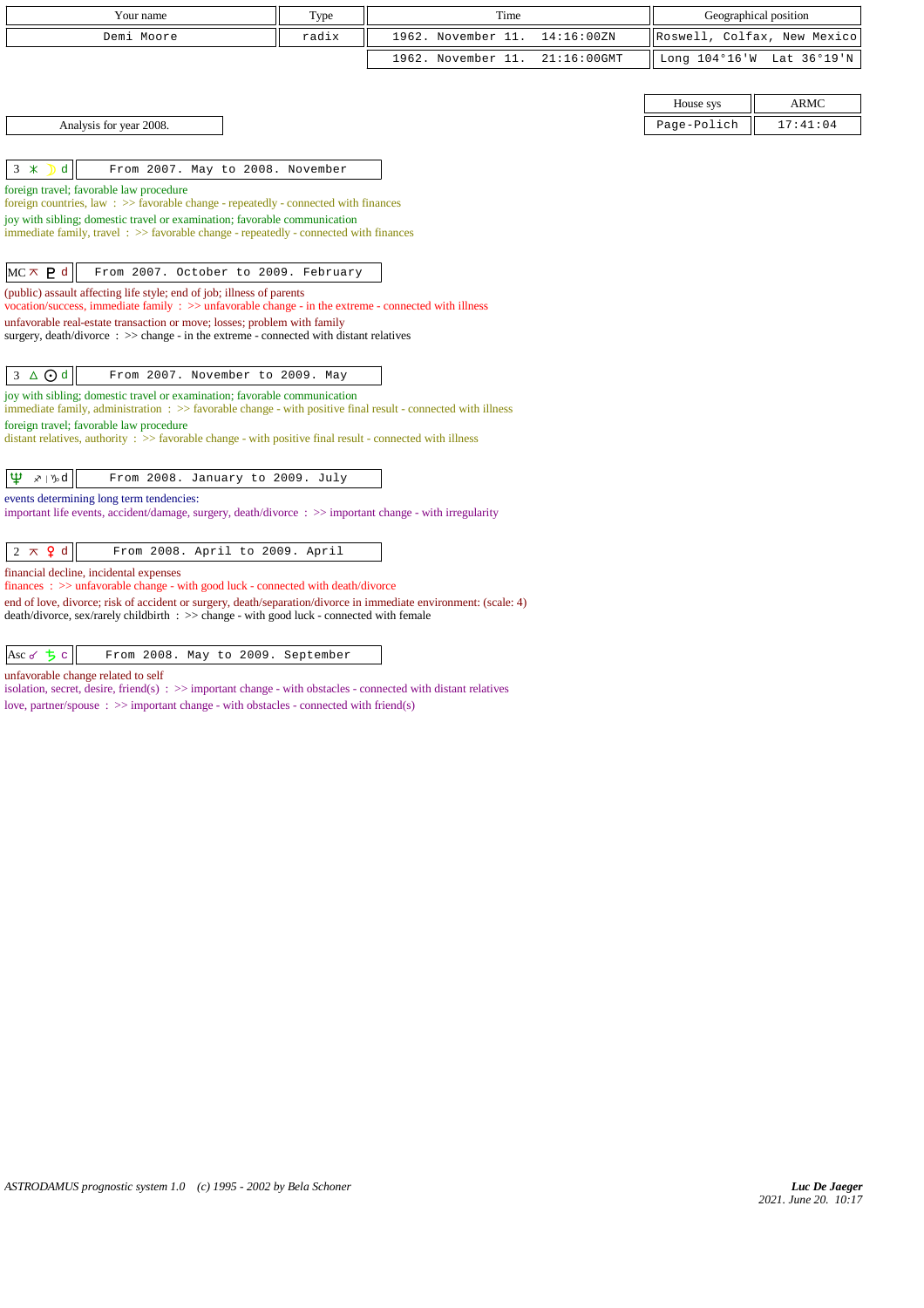| Your name | Type | Time | Geographical position |
|---|---|---|---|
| Demi Moore | radix | 1962. November 11. 14:16:00ZN | Roswell, Colfax, New Mexico |
| | | 1962. November 11. 21:16:00GMT | Long 104°16'W Lat 36°19'N |

| House sys | ARMC |
|---|---|
| Page-Polich | 17:41:04 |

Analysis for year 2008.

**3 ⚹ ☽ d** — From 2007. May to 2008. November

foreign travel; favorable law procedure
foreign countries, law : >> favorable change - repeatedly - connected with finances
joy with sibling; domestic travel or examination; favorable communication
immediate family, travel : >> favorable change - repeatedly - connected with finances

**MC ⚻ ♇ d** — From 2007. October to 2009. February

(public) assault affecting life style; end of job; illness of parents
vocation/success, immediate family : >> unfavorable change - in the extreme - connected with illness
unfavorable real-estate transaction or move; losses; problem with family
surgery, death/divorce : >> change - in the extreme - connected with distant relatives

**3 △ ☉ d** — From 2007. November to 2009. May

joy with sibling; domestic travel or examination; favorable communication
immediate family, administration : >> favorable change - with positive final result - connected with illness
foreign travel; favorable law procedure
distant relatives, authority : >> favorable change - with positive final result - connected with illness

**♆ ♐ | ♑ d** — From 2008. January to 2009. July

events determining long term tendencies:
important life events, accident/damage, surgery, death/divorce : >> important change - with irregularity

**2 ⚻ ♀ d** — From 2008. April to 2009. April

financial decline, incidental expenses
finances : >> unfavorable change - with good luck - connected with death/divorce
end of love, divorce; risk of accident or surgery, death/separation/divorce in immediate environment: (scale: 4)
death/divorce, sex/rarely childbirth : >> change - with good luck - connected with female

**Asc ☍ ♄ c** — From 2008. May to 2009. September

unfavorable change related to self
isolation, secret, desire, friend(s) : >> important change - with obstacles - connected with distant relatives
love, partner/spouse : >> important change - with obstacles - connected with friend(s)

ASTRODAMUS prognostic system 1.0 (c) 1995 - 2002 by Bela Schoner

*Luc De Jaeger*
2021. June 20. 10:17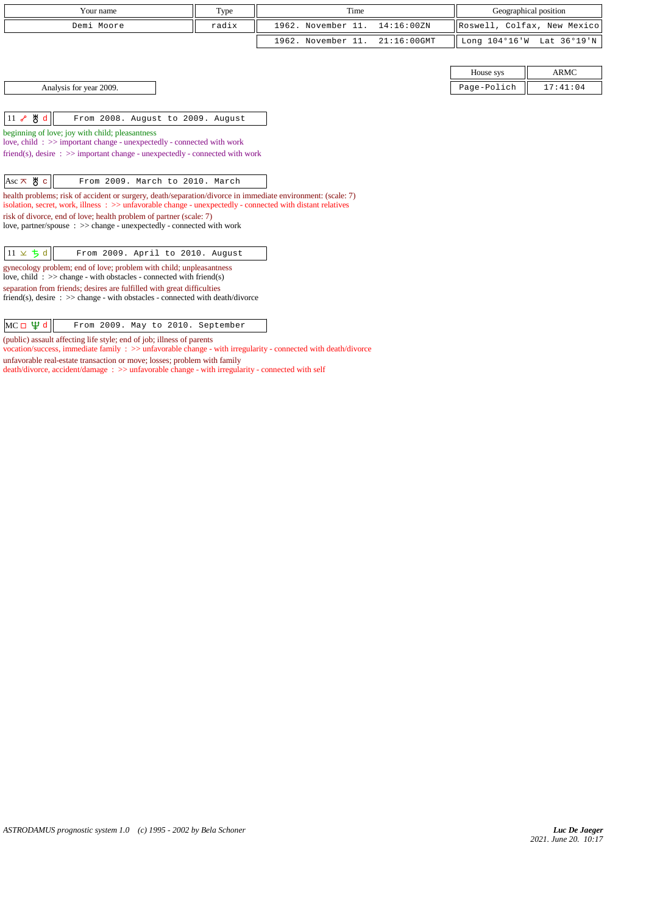| Your name | Type | Time | Geographical position |
|---|---|---|---|
| Demi Moore | radix | 1962. November 11. 14:16:00ZN | Roswell, Colfax, New Mexico |
| | | 1962. November 11. 21:16:00GMT | Long 104°16'W Lat 36°19'N |

| House sys | ARMC |
|---|---|
| Page-Polich | 17:41:04 |

Analysis for year 2009.

**11 ☍ ♅ d** — From 2008. August to 2009. August

beginning of love; joy with child; pleasantness
love, child : >> important change - unexpectedly - connected with work
friend(s), desire : >> important change - unexpectedly - connected with work

**Asc ⚻ ♅ c** — From 2009. March to 2010. March

health problems; risk of accident or surgery, death/separation/divorce in immediate environment: (scale: 7)
isolation, secret, work, illness : >> unfavorable change - unexpectedly - connected with distant relatives
risk of divorce, end of love; health problem of partner (scale: 7)
love, partner/spouse : >> change - unexpectedly - connected with work

**11 ⚺ ♄ d** — From 2009. April to 2010. August

gynecology problem; end of love; problem with child; unpleasantness
love, child : >> change - with obstacles - connected with friend(s)
separation from friends; desires are fulfilled with great difficulties
friend(s), desire : >> change - with obstacles - connected with death/divorce

**MC □ ♆ d** — From 2009. May to 2010. September

(public) assault affecting life style; end of job; illness of parents
vocation/success, immediate family : >> unfavorable change - with irregularity - connected with death/divorce
unfavorable real-estate transaction or move; losses; problem with family
death/divorce, accident/damage : >> unfavorable change - with irregularity - connected with self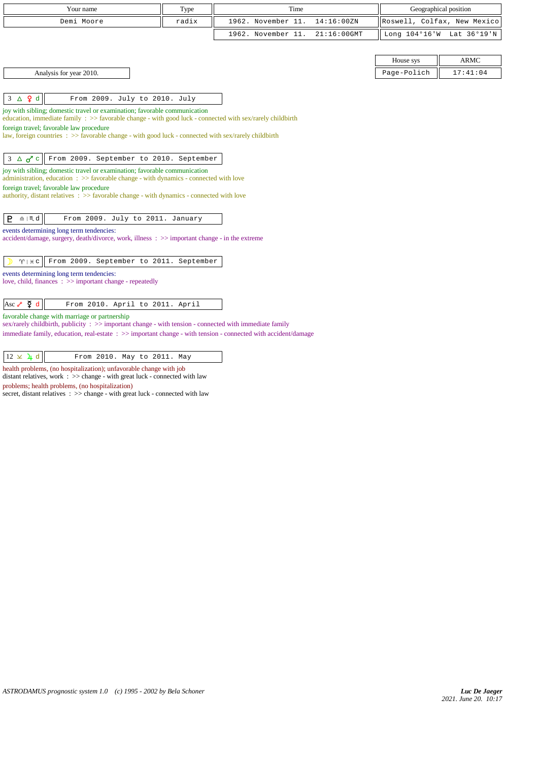| Your name | Type | Time | Geographical position |
|---|---|---|---|
| Demi Moore | radix | 1962. November 11. 14:16:00ZN | Roswell, Colfax, New Mexico |
| | | 1962. November 11. 21:16:00GMT | Long 104°16'W Lat 36°19'N |

| House sys | ARMC |
|---|---|
| Page-Polich | 17:41:04 |

Analysis for year 2010.

**3 △ ♀ d** — From 2009. July to 2010. July

joy with sibling; domestic travel or examination; favorable communication
education, immediate family : >> favorable change - with good luck - connected with sex/rarely childbirth
foreign travel; favorable law procedure
law, foreign countries : >> favorable change - with good luck - connected with sex/rarely childbirth

**3 △ ♂ c** — From 2009. September to 2010. September

joy with sibling; domestic travel or examination; favorable communication
administration, education : >> favorable change - with dynamics - connected with love
foreign travel; favorable law procedure
authority, distant relatives : >> favorable change - with dynamics - connected with love

**♇ ♎ | ♏ d** — From 2009. July to 2011. January

events determining long term tendencies:
accident/damage, surgery, death/divorce, work, illness : >> important change - in the extreme

**☽ ♈ | ♓ c** — From 2009. September to 2011. September

events determining long term tendencies:
love, child, finances : >> important change - repeatedly

**Asc ☍ ☿ d** — From 2010. April to 2011. April

favorable change with marriage or partnership
sex/rarely childbirth, publicity : >> important change - with tension - connected with immediate family
immediate family, education, real-estate : >> important change - with tension - connected with accident/damage

**12 ⚺ ♃ d** — From 2010. May to 2011. May

health problems, (no hospitalization); unfavorable change with job
distant relatives, work : >> change - with great luck - connected with law
problems; health problems, (no hospitalization)
secret, distant relatives : >> change - with great luck - connected with law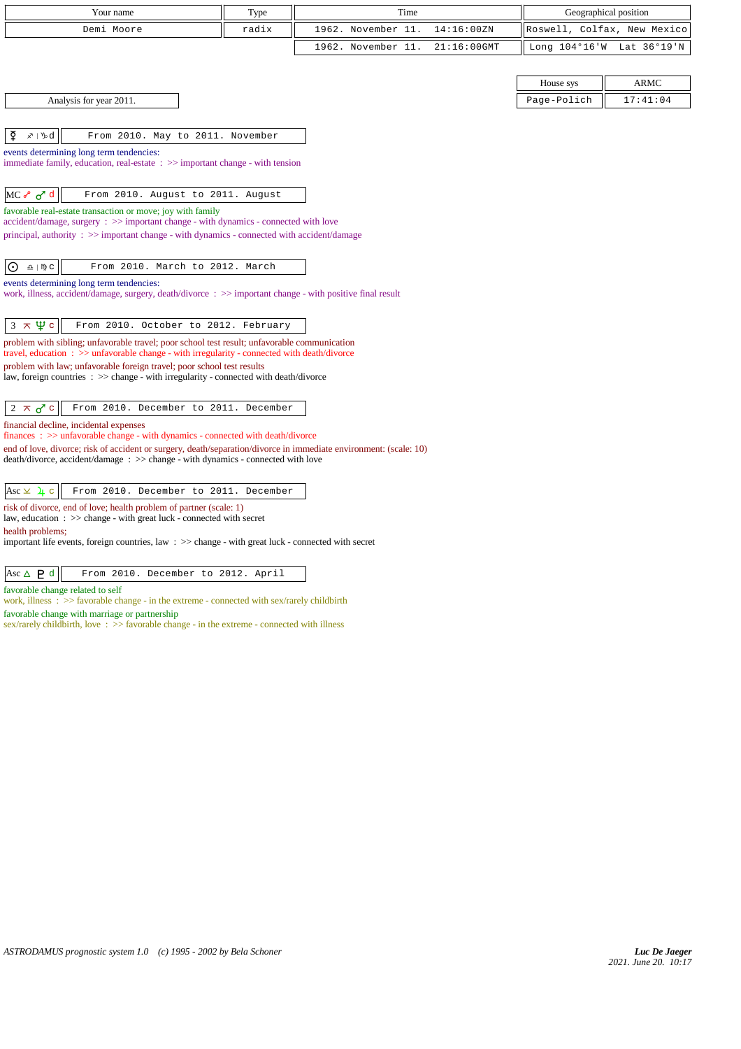| Your name | Type | Time | Geographical position |
|---|---|---|---|
| Demi Moore | radix | 1962. November 11. 14:16:00ZN | Roswell, Colfax, New Mexico |
| | | 1962. November 11. 21:16:00GMT | Long 104°16'W Lat 36°19'N |

| House sys | ARMC |
|---|---|
| Page-Polich | 17:41:04 |

Analysis for year 2011.

**☿ ♐ | ♑ d** — From 2010. May to 2011. November

events determining long term tendencies:
immediate family, education, real-estate : >> important change - with tension

**MC ☍ ♂ d** — From 2010. August to 2011. August

favorable real-estate transaction or move; joy with family
accident/damage, surgery : >> important change - with dynamics - connected with love
principal, authority : >> important change - with dynamics - connected with accident/damage

**☉ ♎ | ♍ c** — From 2010. March to 2012. March

events determining long term tendencies:
work, illness, accident/damage, surgery, death/divorce : >> important change - with positive final result

**3 ⚻ ♆ c** — From 2010. October to 2012. February

problem with sibling; unfavorable travel; poor school test result; unfavorable communication
travel, education : >> unfavorable change - with irregularity - connected with death/divorce
problem with law; unfavorable foreign travel; poor school test results
law, foreign countries : >> change - with irregularity - connected with death/divorce

**2 ⚻ ♂ c** — From 2010. December to 2011. December

financial decline, incidental expenses
finances : >> unfavorable change - with dynamics - connected with death/divorce
end of love, divorce; risk of accident or surgery, death/separation/divorce in immediate environment: (scale: 10)
death/divorce, accident/damage : >> change - with dynamics - connected with love

**Asc ⊻ ♃ c** — From 2010. December to 2011. December

risk of divorce, end of love; health problem of partner (scale: 1)
law, education : >> change - with great luck - connected with secret
health problems;
important life events, foreign countries, law : >> change - with great luck - connected with secret

**Asc △ ♇ d** — From 2010. December to 2012. April

favorable change related to self
work, illness : >> favorable change - in the extreme - connected with sex/rarely childbirth
favorable change with marriage or partnership
sex/rarely childbirth, love : >> favorable change - in the extreme - connected with illness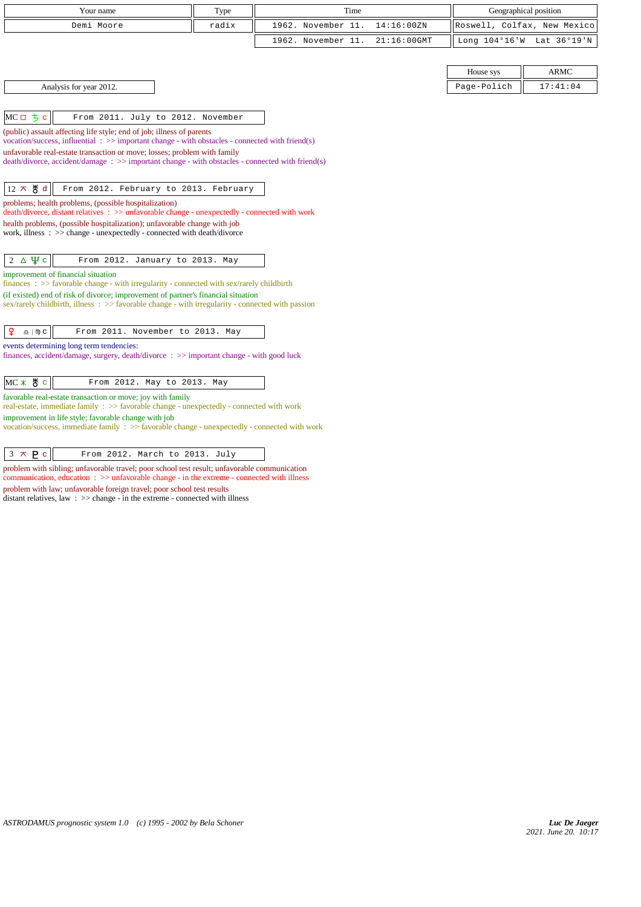| Your name | Type | Time | Geographical position |
|---|---|---|---|
| Demi Moore | radix | 1962. November 11. 14:16:00ZN | Roswell, Colfax, New Mexico |
| | | 1962. November 11. 21:16:00GMT | Long 104°16'W Lat 36°19'N |

| House sys | ARMC |
|---|---|
| Page-Polich | 17:41:04 |

Analysis for year 2012.

**MC □ ♄ c** — From 2011. July to 2012. November

(public) assault affecting life style; end of job; illness of parents
vocation/success, influential : >> important change - with obstacles - connected with friend(s)
unfavorable real-estate transaction or move; losses; problem with family
death/divorce, accident/damage : >> important change - with obstacles - connected with friend(s)

**12 ⚻ ♅ d** — From 2012. February to 2013. February

problems; health problems, (possible hospitalization)
death/divorce, distant relatives : >> unfavorable change - unexpectedly - connected with work
health problems, (possible hospitalization); unfavorable change with job
work, illness : >> change - unexpectedly - connected with death/divorce

**2 △ ♆ c** — From 2012. January to 2013. May

improvement of financial situation
finances : >> favorable change - with irregularity - connected with sex/rarely childbirth
(if existed) end of risk of divorce; improvement of partner's financial situation
sex/rarely childbirth, illness : >> favorable change - with irregularity - connected with passion

**♀ ♎ | ♍ c** — From 2011. November to 2013. May

events determining long term tendencies:
finances, accident/damage, surgery, death/divorce : >> important change - with good luck

**MC ⚹ ♅ c** — From 2012. May to 2013. May

favorable real-estate transaction or move; joy with family
real-estate, immediate family : >> favorable change - unexpectedly - connected with work
improvement in life style; favorable change with job
vocation/success, immediate family : >> favorable change - unexpectedly - connected with work

**3 ⚻ ♇ c** — From 2012. March to 2013. July

problem with sibling; unfavorable travel; poor school test result; unfavorable communication
communication, education : >> unfavorable change - in the extreme - connected with illness
problem with law; unfavorable foreign travel; poor school test results
distant relatives, law : >> change - in the extreme - connected with illness

ASTRODAMUS prognostic system 1.0 (c) 1995 - 2002 by Bela Schoner

*Luc De Jaeger*
2021. June 20. 10:17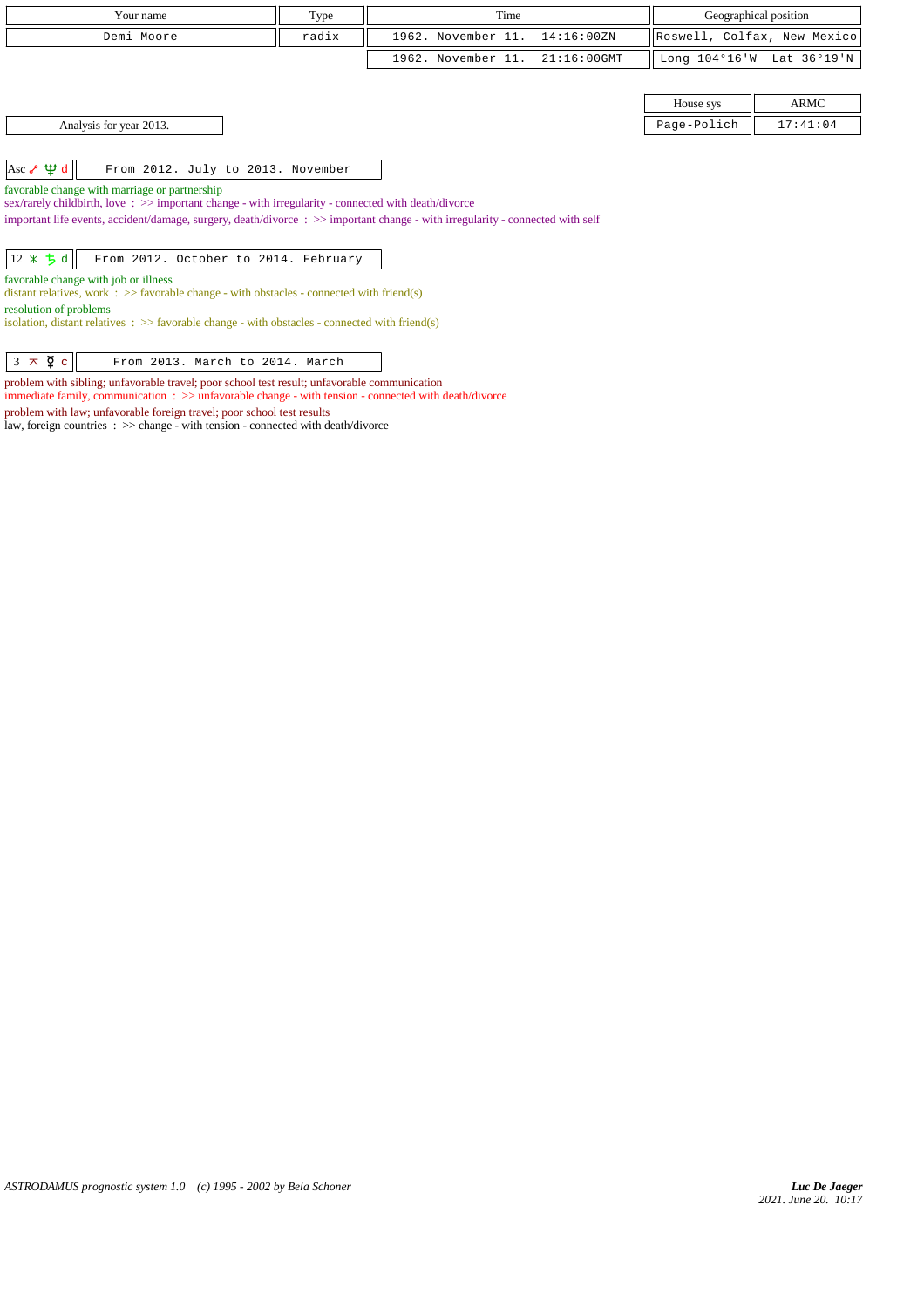| Your name | Type | Time | Geographical position |
|---|---|---|---|
| Demi Moore | radix | 1962. November 11. 14:16:00ZN | Roswell, Colfax, New Mexico |
| | | 1962. November 11. 21:16:00GMT | Long 104°16'W Lat 36°19'N |

| House sys | ARMC |
|---|---|
| Page-Polich | 17:41:04 |

Analysis for year 2013.

| Asc ☍ ♆ d | From 2012. July to 2013. November |
|---|---|

favorable change with marriage or partnership
sex/rarely childbirth, love : >> important change - with irregularity - connected with death/divorce
important life events, accident/damage, surgery, death/divorce : >> important change - with irregularity - connected with self

| 12 ⚹ ♄ d | From 2012. October to 2014. February |
|---|---|

favorable change with job or illness
distant relatives, work : >> favorable change - with obstacles - connected with friend(s)
resolution of problems
isolation, distant relatives : >> favorable change - with obstacles - connected with friend(s)

| 3 ⚻ ☿ c | From 2013. March to 2014. March |
|---|---|

problem with sibling; unfavorable travel; poor school test result; unfavorable communication
immediate family, communication : >> unfavorable change - with tension - connected with death/divorce
problem with law; unfavorable foreign travel; poor school test results
law, foreign countries : >> change - with tension - connected with death/divorce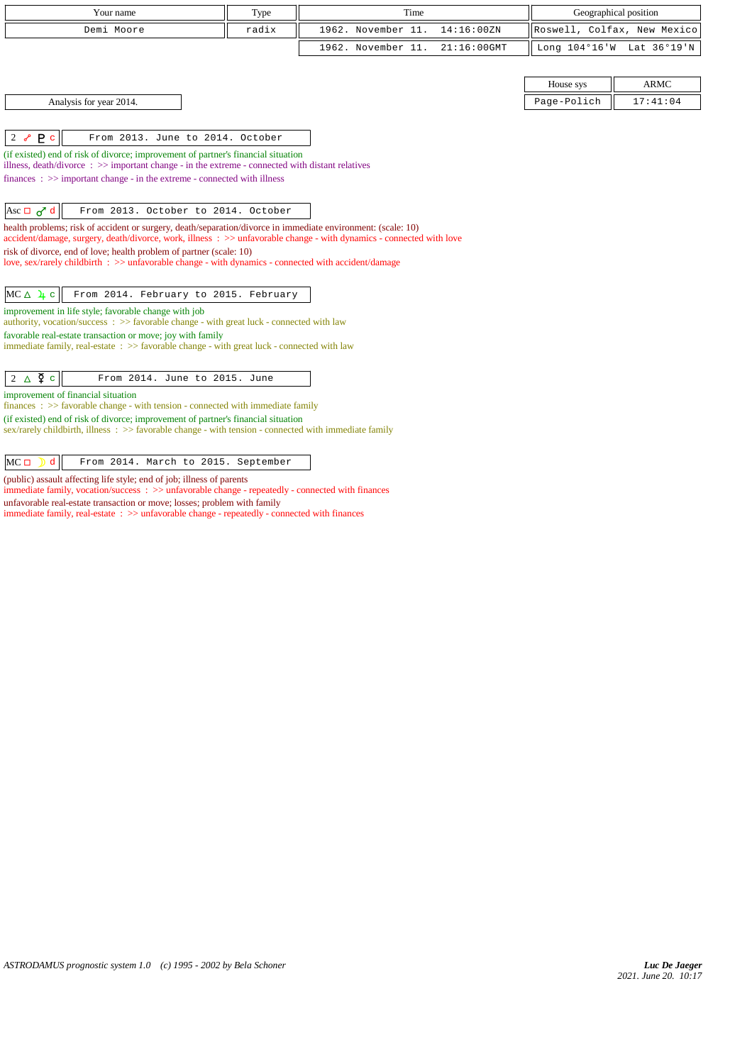| Your name | Type | Time | Geographical position |
|---|---|---|---|
| Demi Moore | radix | 1962. November 11. 14:16:00ZN | Roswell, Colfax, New Mexico |
| | | 1962. November 11. 21:16:00GMT | Long 104°16'W Lat 36°19'N |

| House sys | ARMC |
|---|---|
| Page-Polich | 17:41:04 |

Analysis for year 2014.

| 2 ☍ ♇ c | From 2013. June to 2014. October |
|---|---|

(if existed) end of risk of divorce; improvement of partner's financial situation
illness, death/divorce : >> important change - in the extreme - connected with distant relatives
finances : >> important change - in the extreme - connected with illness

| Asc □ ♂ d | From 2013. October to 2014. October |
|---|---|

health problems; risk of accident or surgery, death/separation/divorce in immediate environment: (scale: 10)
accident/damage, surgery, death/divorce, work, illness : >> unfavorable change - with dynamics - connected with love
risk of divorce, end of love; health problem of partner (scale: 10)
love, sex/rarely childbirth : >> unfavorable change - with dynamics - connected with accident/damage

| MC △ ♃ c | From 2014. February to 2015. February |
|---|---|

improvement in life style; favorable change with job
authority, vocation/success : >> favorable change - with great luck - connected with law
favorable real-estate transaction or move; joy with family
immediate family, real-estate : >> favorable change - with great luck - connected with law

| 2 △ ☿ c | From 2014. June to 2015. June |
|---|---|

improvement of financial situation
finances : >> favorable change - with tension - connected with immediate family
(if existed) end of risk of divorce; improvement of partner's financial situation
sex/rarely childbirth, illness : >> favorable change - with tension - connected with immediate family

| MC □ ☽ d | From 2014. March to 2015. September |
|---|---|

(public) assault affecting life style; end of job; illness of parents
immediate family, vocation/success : >> unfavorable change - repeatedly - connected with finances
unfavorable real-estate transaction or move; losses; problem with family
immediate family, real-estate : >> unfavorable change - repeatedly - connected with finances

ASTRODAMUS prognostic system 1.0 (c) 1995 - 2002 by Bela Schoner

*Luc De Jaeger*
*2021. June 20. 10:17*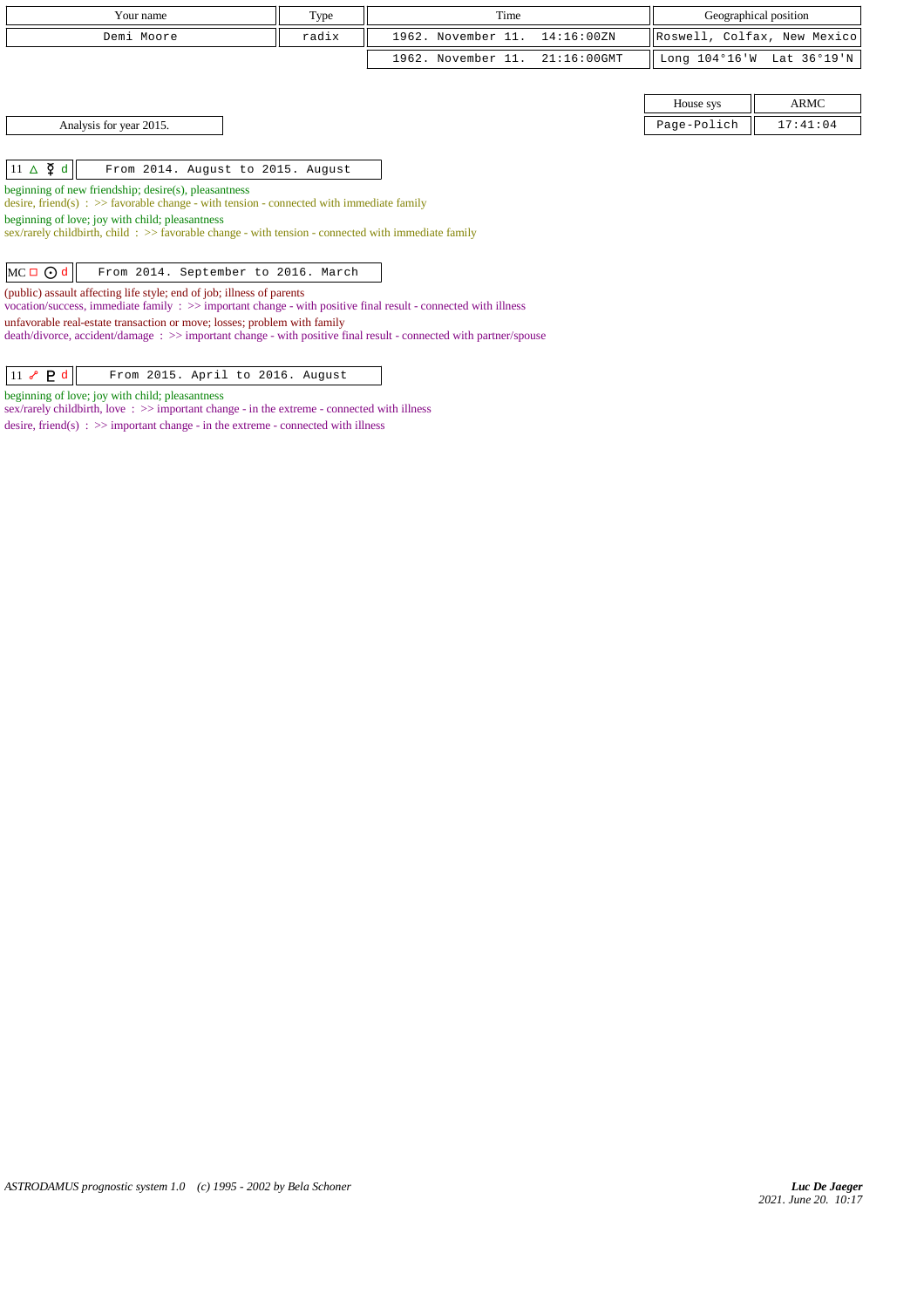| Your name | Type | Time | Geographical position |
|---|---|---|---|
| Demi Moore | radix | 1962. November 11. 14:16:00ZN | Roswell, Colfax, New Mexico |
| | | 1962. November 11. 21:16:00GMT | Long 104°16'W Lat 36°19'N |

| House sys | ARMC |
|---|---|
| Page-Polich | 17:41:04 |

Analysis for year 2015.

**11 △ ☿ d** — From 2014. August to 2015. August

beginning of new friendship; desire(s), pleasantness
desire, friend(s) : >> favorable change - with tension - connected with immediate family

beginning of love; joy with child; pleasantness
sex/rarely childbirth, child : >> favorable change - with tension - connected with immediate family

**MC □ ☉ d** — From 2014. September to 2016. March

(public) assault affecting life style; end of job; illness of parents
vocation/success, immediate family : >> important change - with positive final result - connected with illness

unfavorable real-estate transaction or move; losses; problem with family
death/divorce, accident/damage : >> important change - with positive final result - connected with partner/spouse

**11 ☍ ♇ d** — From 2015. April to 2016. August

beginning of love; joy with child; pleasantness
sex/rarely childbirth, love : >> important change - in the extreme - connected with illness

desire, friend(s) : >> important change - in the extreme - connected with illness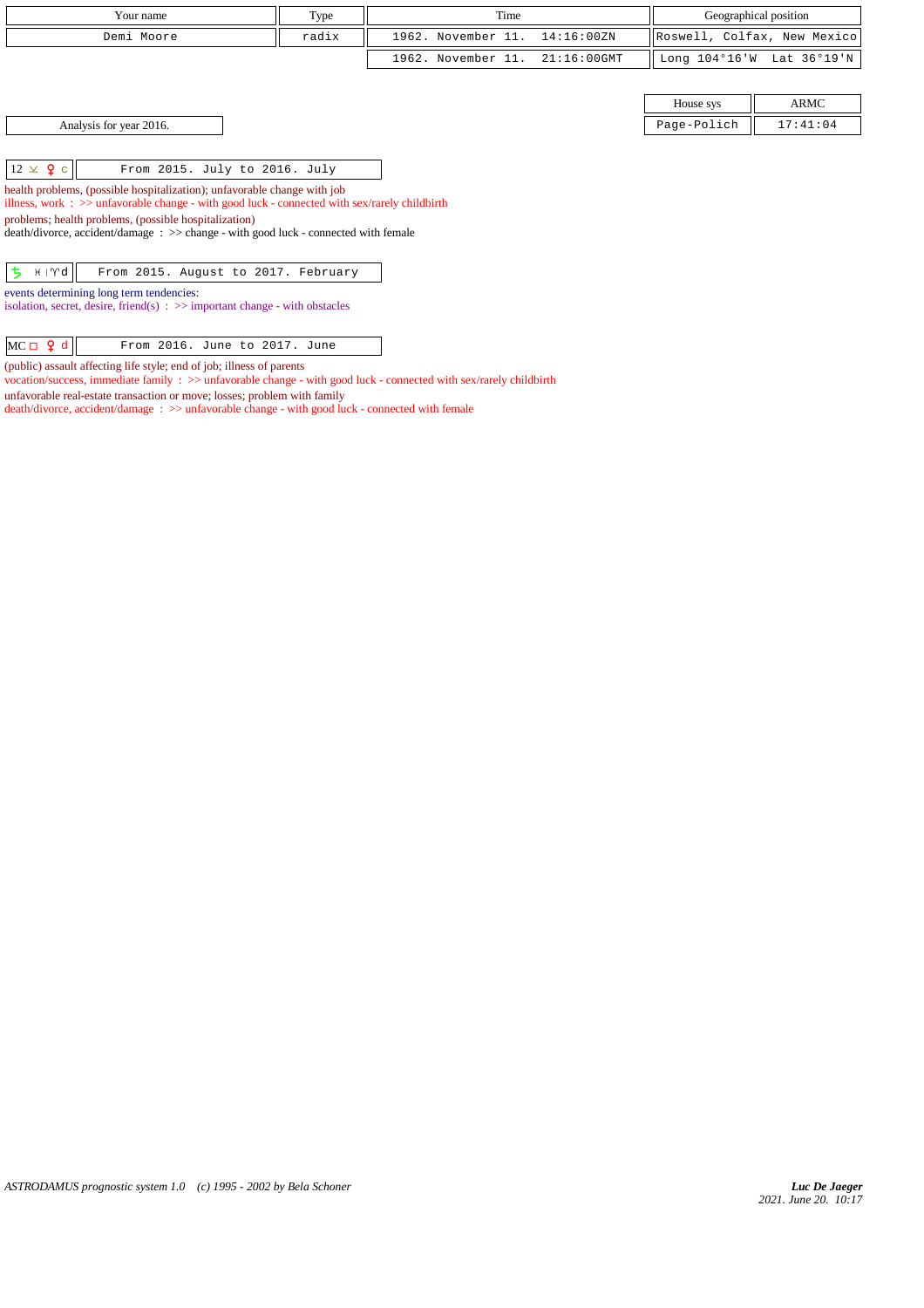| Your name | Type | Time | Geographical position |
|---|---|---|---|
| Demi Moore | radix | 1962. November 11. 14:16:00ZN | Roswell, Colfax, New Mexico |
| | | 1962. November 11. 21:16:00GMT | Long 104°16'W Lat 36°19'N |

| House sys | ARMC |
|---|---|
| Page-Polich | 17:41:04 |

Analysis for year 2016.

| 12 ⚺ ♀ c | From 2015. July to 2016. July |
|---|---|

health problems, (possible hospitalization); unfavorable change with job
illness, work : >> unfavorable change - with good luck - connected with sex/rarely childbirth
problems; health problems, (possible hospitalization)
death/divorce, accident/damage : >> change - with good luck - connected with female

| ♄ ♓|♈d | From 2015. August to 2017. February |
|---|---|

events determining long term tendencies:
isolation, secret, desire, friend(s) : >> important change - with obstacles

| MC □ ♀ d | From 2016. June to 2017. June |
|---|---|

(public) assault affecting life style; end of job; illness of parents
vocation/success, immediate family : >> unfavorable change - with good luck - connected with sex/rarely childbirth
unfavorable real-estate transaction or move; losses; problem with family
death/divorce, accident/damage : >> unfavorable change - with good luck - connected with female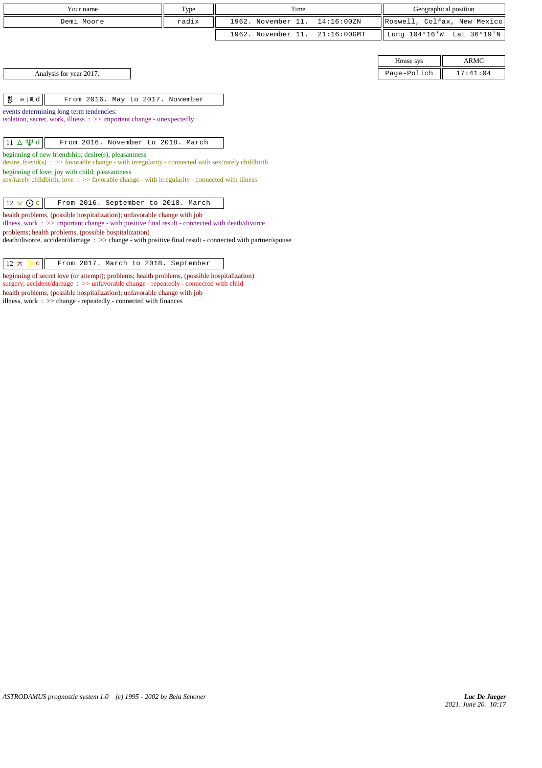| Your name | Type | Time | Geographical position |
|---|---|---|---|
| Demi Moore | radix | 1962. November 11. 14:16:00ZN | Roswell, Colfax, New Mexico |
| | | 1962. November 11. 21:16:00GMT | Long 104°16'W Lat 36°19'N |

| House sys | ARMC |
|---|---|
| Page-Polich | 17:41:04 |

Analysis for year 2017.

| ♅ ♎ \| ♏ d | From 2016. May to 2017. November |
|---|---|

events determining long term tendencies:
isolation, secret, work, illness : >> important change - unexpectedly

| 11 △ ♆ d | From 2016. November to 2018. March |
|---|---|

beginning of new friendship; desire(s), pleasantness
desire, friend(s) : >> favorable change - with irregularity - connected with sex/rarely childbirth
beginning of love; joy with child; pleasantness
sex/rarely childbirth, love : >> favorable change - with irregularity - connected with illness

| 12 ⊻ ☉ c | From 2016. September to 2018. March |
|---|---|

health problems, (possible hospitalization); unfavorable change with job
illness, work : >> important change - with positive final result - connected with death/divorce
problems; health problems, (possible hospitalization)
death/divorce, accident/damage : >> change - with positive final result - connected with partner/spouse

| 12 ⊼ ☽ c | From 2017. March to 2018. September |
|---|---|

beginning of secret love (or attempt); problems; health problems, (possible hospitalization)
surgery, accident/damage : >> unfavorable change - repeatedly - connected with child
health problems, (possible hospitalization); unfavorable change with job
illness, work : >> change - repeatedly - connected with finances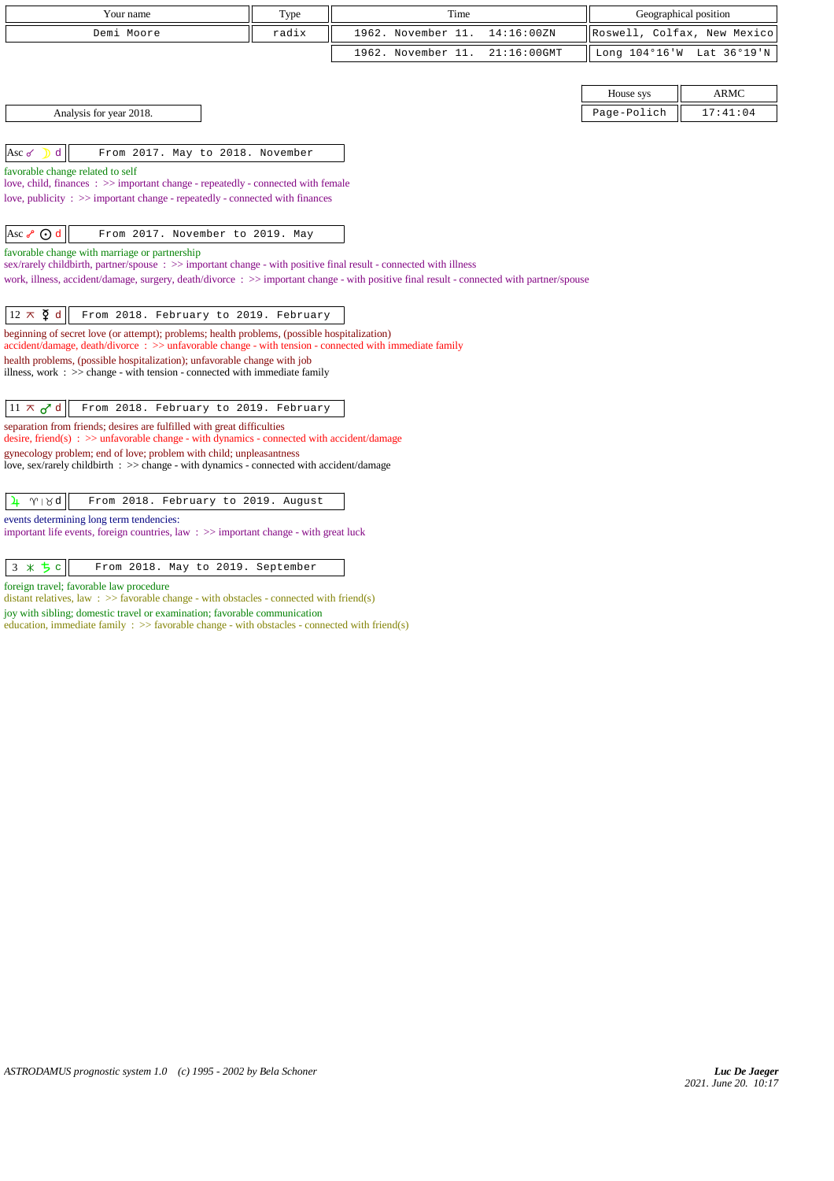| Your name | Type | Time | Geographical position |
| --- | --- | --- | --- |
| Demi Moore | radix | 1962. November 11. 14:16:00ZN | Roswell, Colfax, New Mexico |
| | | 1962. November 11. 21:16:00GMT | Long 104°16'W Lat 36°19'N |

| House sys | ARMC |
| --- | --- |
| Page-Polich | 17:41:04 |

Analysis for year 2018.

**Asc ☌ ☽ d** — From 2017. May to 2018. November

favorable change related to self
love, child, finances : >> important change - repeatedly - connected with female
love, publicity : >> important change - repeatedly - connected with finances

**Asc ☍ ☉ d** — From 2017. November to 2019. May

favorable change with marriage or partnership
sex/rarely childbirth, partner/spouse : >> important change - with positive final result - connected with illness
work, illness, accident/damage, surgery, death/divorce : >> important change - with positive final result - connected with partner/spouse

**12 ⚻ ☿ d** — From 2018. February to 2019. February

beginning of secret love (or attempt); problems; health problems, (possible hospitalization)
accident/damage, death/divorce : >> unfavorable change - with tension - connected with immediate family
health problems, (possible hospitalization); unfavorable change with job
illness, work : >> change - with tension - connected with immediate family

**11 ⚻ ♂ d** — From 2018. February to 2019. February

separation from friends; desires are fulfilled with great difficulties
desire, friend(s) : >> unfavorable change - with dynamics - connected with accident/damage
gynecology problem; end of love; problem with child; unpleasantness
love, sex/rarely childbirth : >> change - with dynamics - connected with accident/damage

**♃ ♈|♉ d** — From 2018. February to 2019. August

events determining long term tendencies:
important life events, foreign countries, law : >> important change - with great luck

**3 ⚹ ♄ c** — From 2018. May to 2019. September

foreign travel; favorable law procedure
distant relatives, law : >> favorable change - with obstacles - connected with friend(s)
joy with sibling; domestic travel or examination; favorable communication
education, immediate family : >> favorable change - with obstacles - connected with friend(s)

ASTRODAMUS prognostic system 1.0 (c) 1995 - 2002 by Bela Schoner

*Luc De Jaeger*
*2021. June 20. 10:17*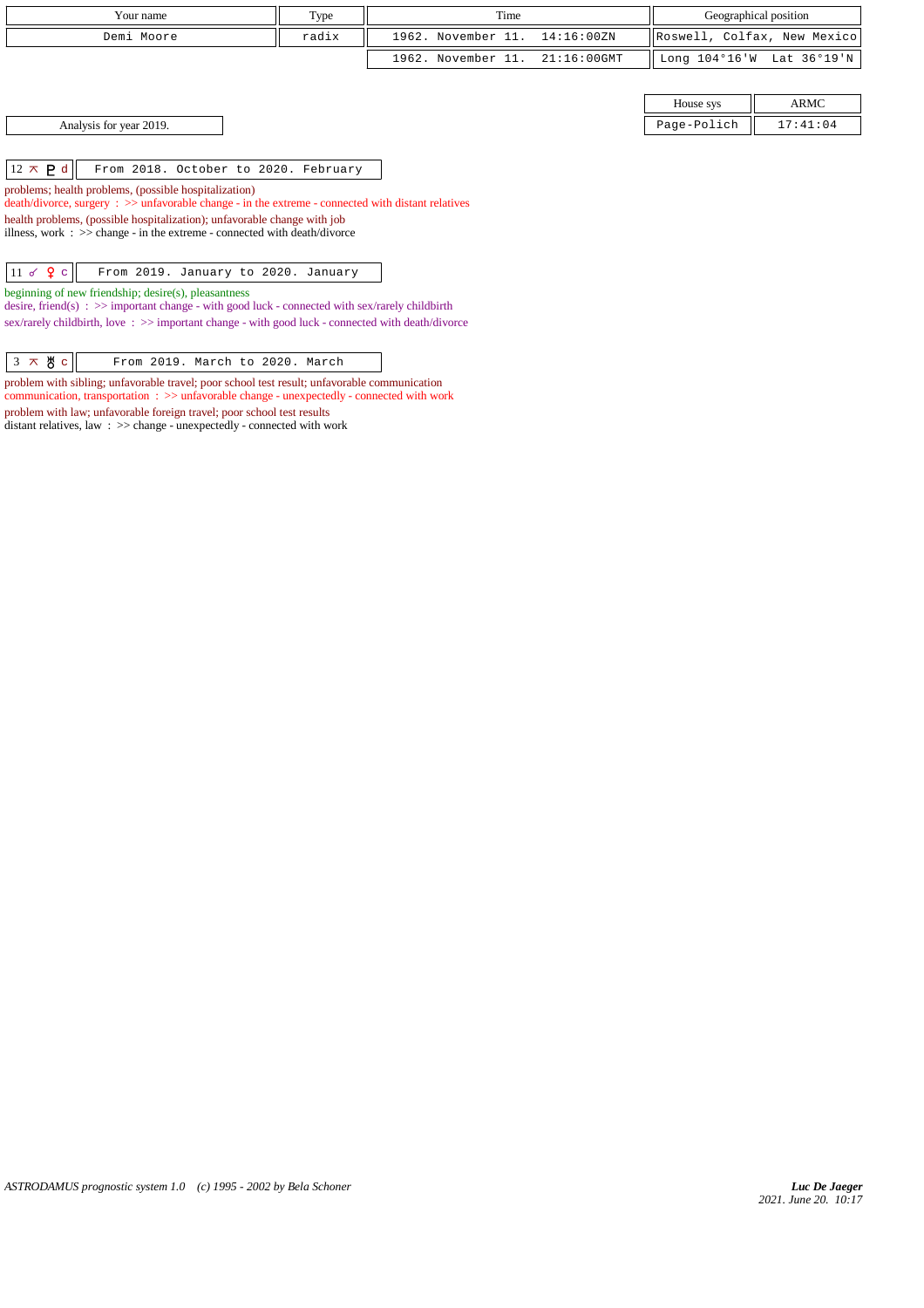| Your name | Type | Time | Geographical position |
|---|---|---|---|
| Demi Moore | radix | 1962. November 11. 14:16:00ZN | Roswell, Colfax, New Mexico |
| | | 1962. November 11. 21:16:00GMT | Long 104°16'W Lat 36°19'N |

| House sys | ARMC |
|---|---|
| Page-Polich | 17:41:04 |

Analysis for year 2019.

| 12 ⚻ ♇ d | From 2018. October to 2020. February |
|---|---|

problems; health problems, (possible hospitalization)
death/divorce, surgery : >> unfavorable change - in the extreme - connected with distant relatives
health problems, (possible hospitalization); unfavorable change with job
illness, work : >> change - in the extreme - connected with death/divorce

| 11 ☍ ♀ c | From 2019. January to 2020. January |
|---|---|

beginning of new friendship; desire(s), pleasantness
desire, friend(s) : >> important change - with good luck - connected with sex/rarely childbirth
sex/rarely childbirth, love : >> important change - with good luck - connected with death/divorce

| 3 ⚻ ♅ c | From 2019. March to 2020. March |
|---|---|

problem with sibling; unfavorable travel; poor school test result; unfavorable communication
communication, transportation : >> unfavorable change - unexpectedly - connected with work
problem with law; unfavorable foreign travel; poor school test results
distant relatives, law : >> change - unexpectedly - connected with work

ASTRODAMUS prognostic system 1.0 (c) 1995 - 2002 by Bela Schoner

*Luc De Jaeger*
*2021. June 20. 10:17*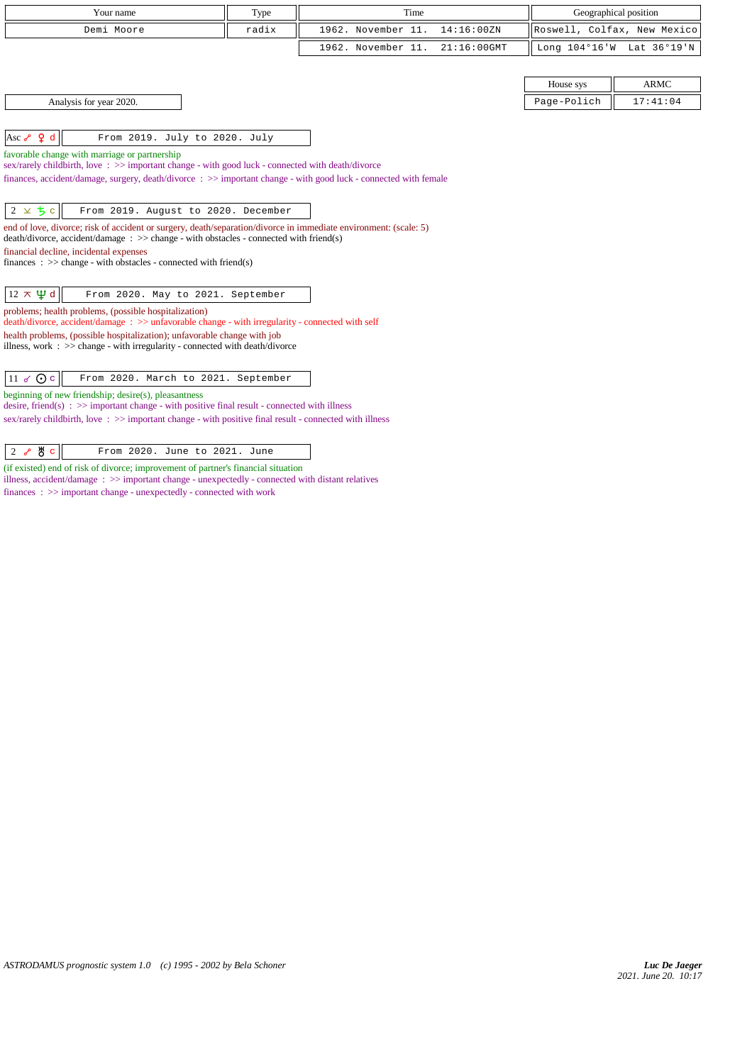| Your name | Type | Time | | Geographical position | |
|---|---|---|---|---|---|
| Demi Moore | radix | 1962. November 11. | 14:16:00ZN | Roswell, Colfax, New Mexico | |
| | | 1962. November 11. | 21:16:00GMT | Long 104°16'W | Lat 36°19'N |

| House sys | ARMC |
|---|---|
| Page-Polich | 17:41:04 |

Analysis for year 2020.

| Asc ☍ ♀ d | From 2019. July to 2020. July |
|---|---|

favorable change with marriage or partnership
sex/rarely childbirth, love : >> important change - with good luck - connected with death/divorce
finances, accident/damage, surgery, death/divorce : >> important change - with good luck - connected with female

| 2 ⚺ ♄ c | From 2019. August to 2020. December |
|---|---|

end of love, divorce; risk of accident or surgery, death/separation/divorce in immediate environment: (scale: 5)
death/divorce, accident/damage : >> change - with obstacles - connected with friend(s)
financial decline, incidental expenses
finances : >> change - with obstacles - connected with friend(s)

| 12 ⚻ ♆ d | From 2020. May to 2021. September |
|---|---|

problems; health problems, (possible hospitalization)
death/divorce, accident/damage : >> unfavorable change - with irregularity - connected with self
health problems, (possible hospitalization); unfavorable change with job
illness, work : >> change - with irregularity - connected with death/divorce

| 11 ☌ ☉ c | From 2020. March to 2021. September |
|---|---|

beginning of new friendship; desire(s), pleasantness
desire, friend(s) : >> important change - with positive final result - connected with illness
sex/rarely childbirth, love : >> important change - with positive final result - connected with illness

| 2 ☍ ♅ c | From 2020. June to 2021. June |
|---|---|

(if existed) end of risk of divorce; improvement of partner's financial situation
illness, accident/damage : >> important change - unexpectedly - connected with distant relatives
finances : >> important change - unexpectedly - connected with work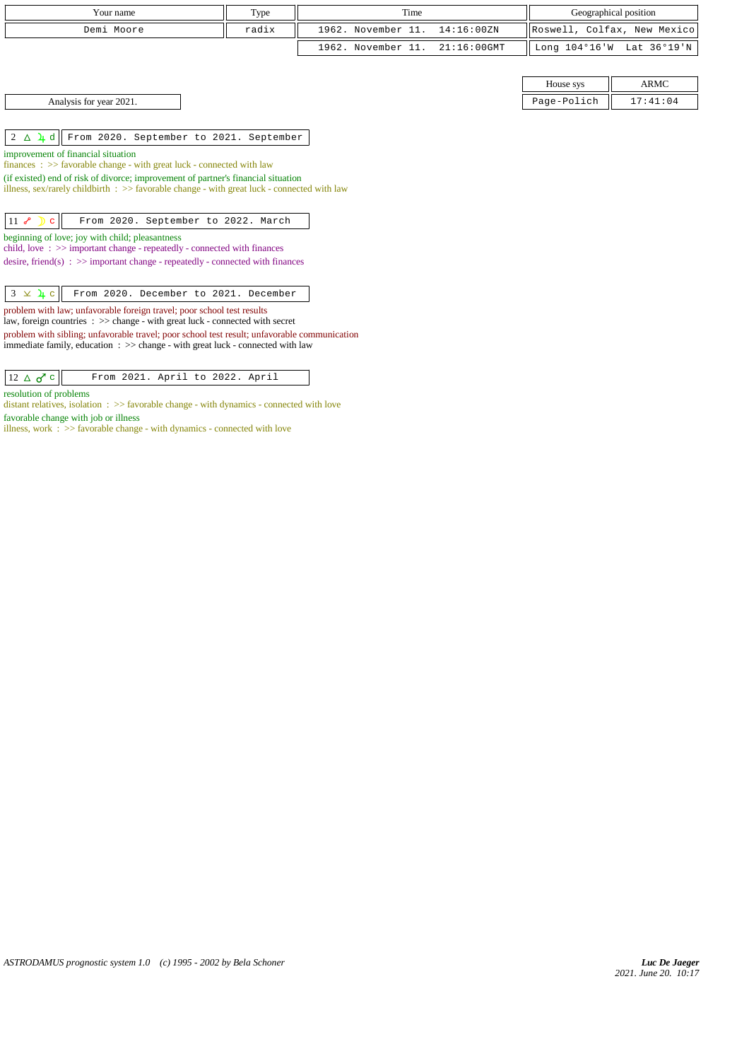| Your name | Type | Time | Geographical position |
|---|---|---|---|
| Demi Moore | radix | 1962. November 11. 14:16:00ZN | Roswell, Colfax, New Mexico |
| | | 1962. November 11. 21:16:00GMT | Long 104°16'W Lat 36°19'N |

| House sys | ARMC |
|---|---|
| Page-Polich | 17:41:04 |

Analysis for year 2021.

**2 △ ♃ d** — From 2020. September to 2021. September

improvement of financial situation
finances : >> favorable change - with great luck - connected with law

(if existed) end of risk of divorce; improvement of partner's financial situation
illness, sex/rarely childbirth : >> favorable change - with great luck - connected with law

**11 ☍ ☽ c** — From 2020. September to 2022. March

beginning of love; joy with child; pleasantness
child, love : >> important change - repeatedly - connected with finances
desire, friend(s) : >> important change - repeatedly - connected with finances

**3 ⊻ ♃ c** — From 2020. December to 2021. December

problem with law; unfavorable foreign travel; poor school test results
law, foreign countries : >> change - with great luck - connected with secret

problem with sibling; unfavorable travel; poor school test result; unfavorable communication
immediate family, education : >> change - with great luck - connected with law

**12 △ ♂ c** — From 2021. April to 2022. April

resolution of problems
distant relatives, isolation : >> favorable change - with dynamics - connected with love

favorable change with job or illness
illness, work : >> favorable change - with dynamics - connected with love

ASTRODAMUS prognostic system 1.0 (c) 1995 - 2002 by Bela Schoner

*Luc De Jaeger*
*2021. June 20. 10:17*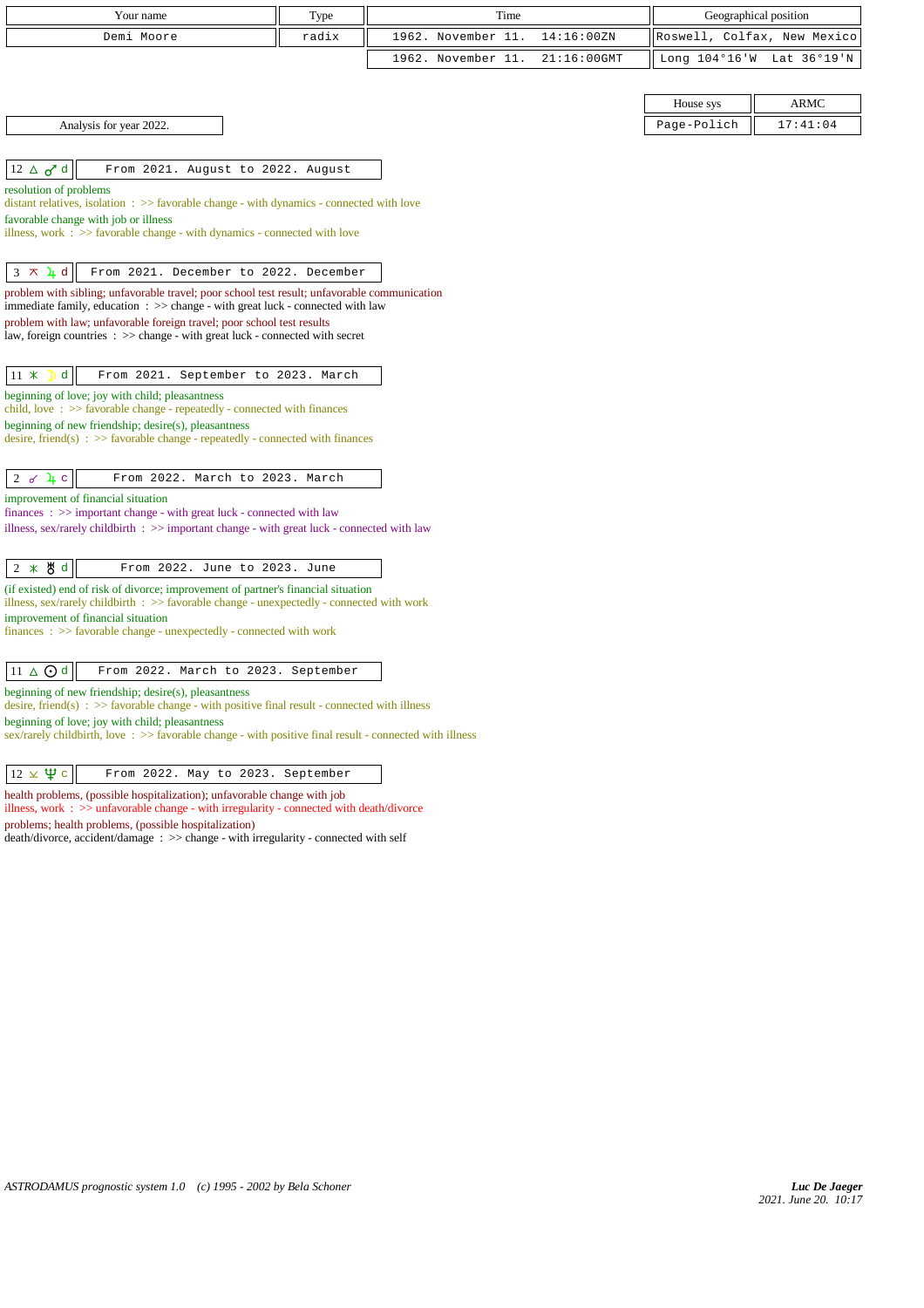| Your name | Type | Time | Geographical position |
|---|---|---|---|
| Demi Moore | radix | 1962. November 11. 14:16:00ZN | Roswell, Colfax, New Mexico |
| | | 1962. November 11. 21:16:00GMT | Long 104°16'W Lat 36°19'N |

| House sys | ARMC |
|---|---|
| Page-Polich | 17:41:04 |

Analysis for year 2022.

**12 △ ♂ d** — From 2021. August to 2022. August

resolution of problems
distant relatives, isolation : >> favorable change - with dynamics - connected with love
favorable change with job or illness
illness, work : >> favorable change - with dynamics - connected with love

**3 ⚻ ♃ d** — From 2021. December to 2022. December

problem with sibling; unfavorable travel; poor school test result; unfavorable communication
immediate family, education : >> change - with great luck - connected with law
problem with law; unfavorable foreign travel; poor school test results
law, foreign countries : >> change - with great luck - connected with secret

**11 ⚹ ☽ d** — From 2021. September to 2023. March

beginning of love; joy with child; pleasantness
child, love : >> favorable change - repeatedly - connected with finances
beginning of new friendship; desire(s), pleasantness
desire, friend(s) : >> favorable change - repeatedly - connected with finances

**2 ☍ ♃ c** — From 2022. March to 2023. March

improvement of financial situation
finances : >> important change - with great luck - connected with law
illness, sex/rarely childbirth : >> important change - with great luck - connected with law

**2 ⚹ ♅ d** — From 2022. June to 2023. June

(if existed) end of risk of divorce; improvement of partner's financial situation
illness, sex/rarely childbirth : >> favorable change - unexpectedly - connected with work
improvement of financial situation
finances : >> favorable change - unexpectedly - connected with work

**11 △ ☉ d** — From 2022. March to 2023. September

beginning of new friendship; desire(s), pleasantness
desire, friend(s) : >> favorable change - with positive final result - connected with illness
beginning of love; joy with child; pleasantness
sex/rarely childbirth, love : >> favorable change - with positive final result - connected with illness

**12 ⚺ ♆ c** — From 2022. May to 2023. September

health problems, (possible hospitalization); unfavorable change with job
illness, work : >> unfavorable change - with irregularity - connected with death/divorce
problems; health problems, (possible hospitalization)
death/divorce, accident/damage : >> change - with irregularity - connected with self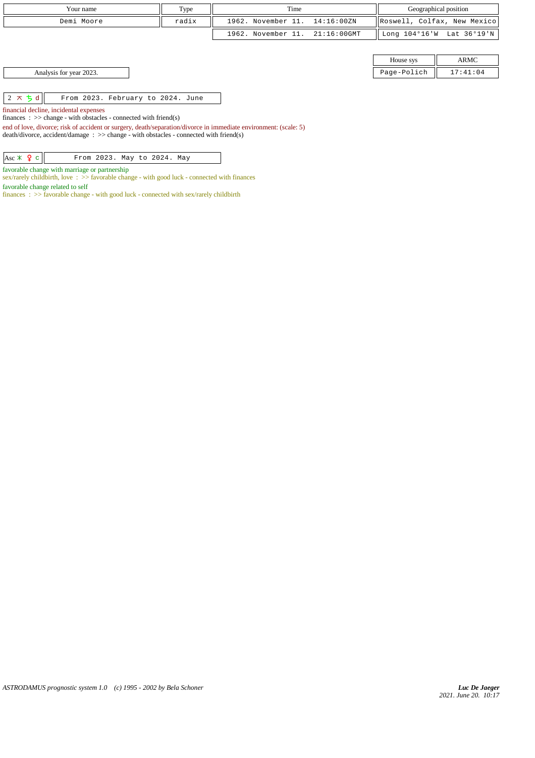| Your name | Type | Time | Geographical position |
|---|---|---|---|
| Demi Moore | radix | 1962. November 11. 14:16:00ZN | Roswell, Colfax, New Mexico |
| | | 1962. November 11. 21:16:00GMT | Long 104°16'W Lat 36°19'N |

| House sys | ARMC |
|---|---|
| Page-Polich | 17:41:04 |

Analysis for year 2023.

| 2 ⚻ ♄ d | From 2023. February to 2024. June |
|---|---|

financial decline, incidental expenses
finances : >> change - with obstacles - connected with friend(s)

end of love, divorce; risk of accident or surgery, death/separation/divorce in immediate environment: (scale: 5)
death/divorce, accident/damage : >> change - with obstacles - connected with friend(s)

| Asc ⚹ ♀ c | From 2023. May to 2024. May |
|---|---|

favorable change with marriage or partnership
sex/rarely childbirth, love : >> favorable change - with good luck - connected with finances

favorable change related to self
finances : >> favorable change - with good luck - connected with sex/rarely childbirth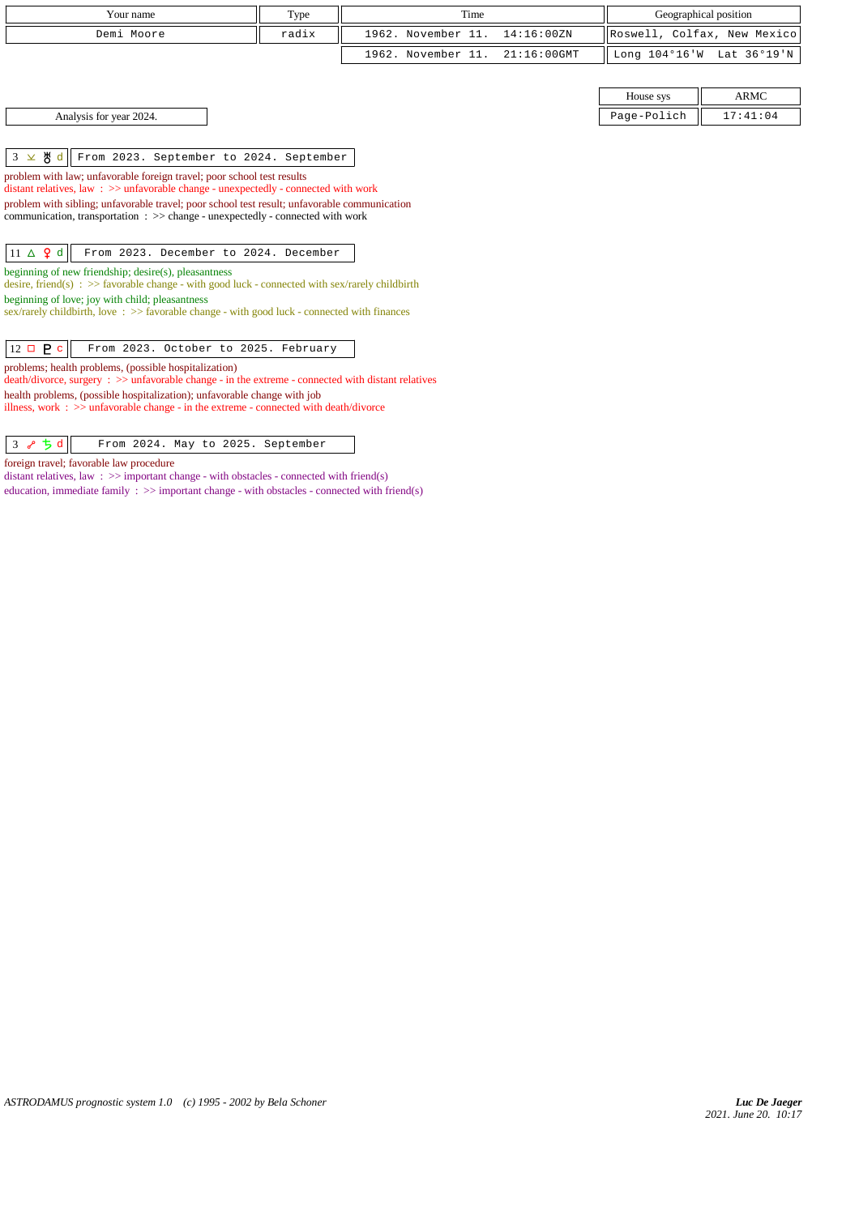| Your name | Type | Time | Geographical position |
|---|---|---|---|
| Demi Moore | radix | 1962. November 11. 14:16:00ZN | Roswell, Colfax, New Mexico |
| | | 1962. November 11. 21:16:00GMT | Long 104°16'W Lat 36°19'N |

| House sys | ARMC |
|---|---|
| Page-Polich | 17:41:04 |

Analysis for year 2024.

3 ⚺ ♅ d — From 2023. September to 2024. September

problem with law; unfavorable foreign travel; poor school test results
distant relatives, law : >> unfavorable change - unexpectedly - connected with work
problem with sibling; unfavorable travel; poor school test result; unfavorable communication
communication, transportation : >> change - unexpectedly - connected with work

11 △ ♀ d — From 2023. December to 2024. December

beginning of new friendship; desire(s), pleasantness
desire, friend(s) : >> favorable change - with good luck - connected with sex/rarely childbirth
beginning of love; joy with child; pleasantness
sex/rarely childbirth, love : >> favorable change - with good luck - connected with finances

12 □ ♇ c — From 2023. October to 2025. February

problems; health problems, (possible hospitalization)
death/divorce, surgery : >> unfavorable change - in the extreme - connected with distant relatives
health problems, (possible hospitalization); unfavorable change with job
illness, work : >> unfavorable change - in the extreme - connected with death/divorce

3 ☍ ♄ d — From 2024. May to 2025. September

foreign travel; favorable law procedure
distant relatives, law : >> important change - with obstacles - connected with friend(s)
education, immediate family : >> important change - with obstacles - connected with friend(s)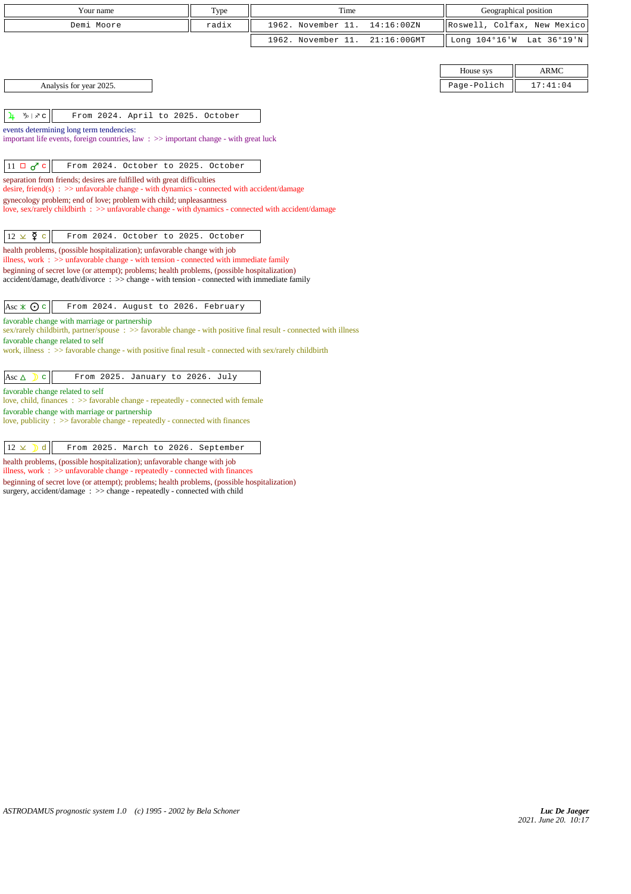| Your name | Type | Time | Geographical position |
|---|---|---|---|
| Demi Moore | radix | 1962. November 11. 14:16:00ZN | Roswell, Colfax, New Mexico |
| | | 1962. November 11. 21:16:00GMT | Long 104°16'W Lat 36°19'N |

| House sys | ARMC |
|---|---|
| Page-Polich | 17:41:04 |

Analysis for year 2025.

**♃ ♑ | ♐ c** — From 2024. April to 2025. October

events determining long term tendencies:
important life events, foreign countries, law : >> important change - with great luck

**11 □ ♂ c** — From 2024. October to 2025. October

separation from friends; desires are fulfilled with great difficulties
desire, friend(s) : >> unfavorable change - with dynamics - connected with accident/damage
gynecology problem; end of love; problem with child; unpleasantness
love, sex/rarely childbirth : >> unfavorable change - with dynamics - connected with accident/damage

**12 ⚻ ☿ c** — From 2024. October to 2025. October

health problems, (possible hospitalization); unfavorable change with job
illness, work : >> unfavorable change - with tension - connected with immediate family
beginning of secret love (or attempt); problems; health problems, (possible hospitalization)
accident/damage, death/divorce : >> change - with tension - connected with immediate family

**Asc ⚹ ☉ c** — From 2024. August to 2026. February

favorable change with marriage or partnership
sex/rarely childbirth, partner/spouse : >> favorable change - with positive final result - connected with illness
favorable change related to self
work, illness : >> favorable change - with positive final result - connected with sex/rarely childbirth

**Asc △ ☽ c** — From 2025. January to 2026. July

favorable change related to self
love, child, finances : >> favorable change - repeatedly - connected with female
favorable change with marriage or partnership
love, publicity : >> favorable change - repeatedly - connected with finances

**12 ⚻ ☽ d** — From 2025. March to 2026. September

health problems, (possible hospitalization); unfavorable change with job
illness, work : >> unfavorable change - repeatedly - connected with finances
beginning of secret love (or attempt); problems; health problems, (possible hospitalization)
surgery, accident/damage : >> change - repeatedly - connected with child

*ASTRODAMUS prognostic system 1.0 (c) 1995 - 2002 by Bela Schoner*

*Luc De Jaeger*
2021. June 20. 10:17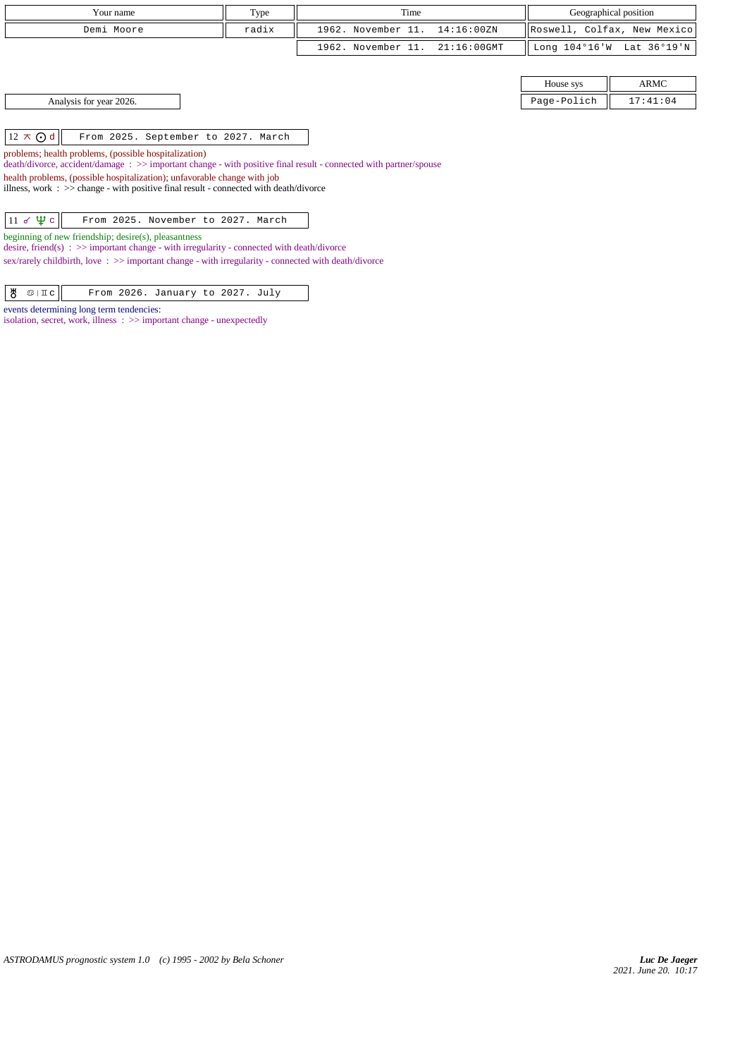| Your name | Type | Time | Geographical position |
| --- | --- | --- | --- |
| Demi Moore | radix | 1962. November 11. 14:16:00ZN | Roswell, Colfax, New Mexico |
| | | 1962. November 11. 21:16:00GMT | Long 104°16'W Lat 36°19'N |

| House sys | ARMC |
| --- | --- |
| Page-Polich | 17:41:04 |

Analysis for year 2026.

| 12 ⚻ ☉ d | From 2025. September to 2027. March |
| --- | --- |

problems; health problems, (possible hospitalization)
death/divorce, accident/damage : >> important change - with positive final result - connected with partner/spouse
health problems, (possible hospitalization); unfavorable change with job
illness, work : >> change - with positive final result - connected with death/divorce

| 11 ☍ ♆ c | From 2025. November to 2027. March |
| --- | --- |

beginning of new friendship; desire(s), pleasantness
desire, friend(s) : >> important change - with irregularity - connected with death/divorce
sex/rarely childbirth, love : >> important change - with irregularity - connected with death/divorce

| ♅ ♋ \| ♊ c | From 2026. January to 2027. July |
| --- | --- |

events determining long term tendencies:
isolation, secret, work, illness : >> important change - unexpectedly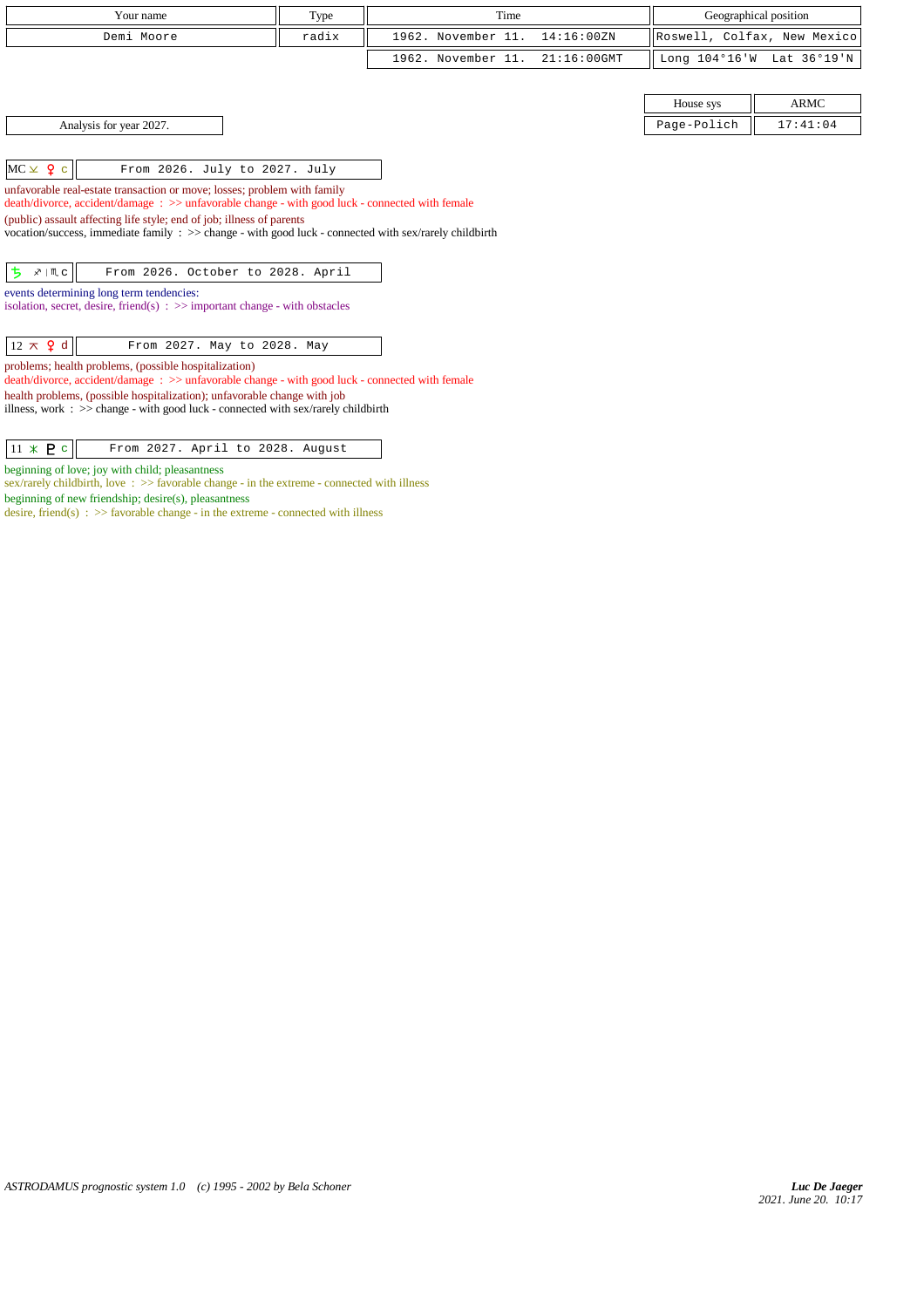| Your name | Type | Time | Geographical position |
|---|---|---|---|
| Demi Moore | radix | 1962. November 11. 14:16:00ZN | Roswell, Colfax, New Mexico |
| | | 1962. November 11. 21:16:00GMT | Long 104°16'W Lat 36°19'N |

| House sys | ARMC |
|---|---|
| Page-Polich | 17:41:04 |

Analysis for year 2027.

| MC ⊻ ♀ c | From 2026. July to 2027. July |
|---|---|

unfavorable real-estate transaction or move; losses; problem with family
death/divorce, accident/damage : >> unfavorable change - with good luck - connected with female
(public) assault affecting life style; end of job; illness of parents
vocation/success, immediate family : >> change - with good luck - connected with sex/rarely childbirth

| ♄ ♐ \| ♏ c | From 2026. October to 2028. April |
|---|---|

events determining long term tendencies:
isolation, secret, desire, friend(s) : >> important change - with obstacles

| 12 ⊼ ♀ d | From 2027. May to 2028. May |
|---|---|

problems; health problems, (possible hospitalization)
death/divorce, accident/damage : >> unfavorable change - with good luck - connected with female
health problems, (possible hospitalization); unfavorable change with job
illness, work : >> change - with good luck - connected with sex/rarely childbirth

| 11 ⚹ ♇ c | From 2027. April to 2028. August |
|---|---|

beginning of love; joy with child; pleasantness
sex/rarely childbirth, love : >> favorable change - in the extreme - connected with illness
beginning of new friendship; desire(s), pleasantness
desire, friend(s) : >> favorable change - in the extreme - connected with illness

ASTRODAMUS prognostic system 1.0 (c) 1995 - 2002 by Bela Schoner

*Luc De Jaeger*
*2021. June 20. 10:17*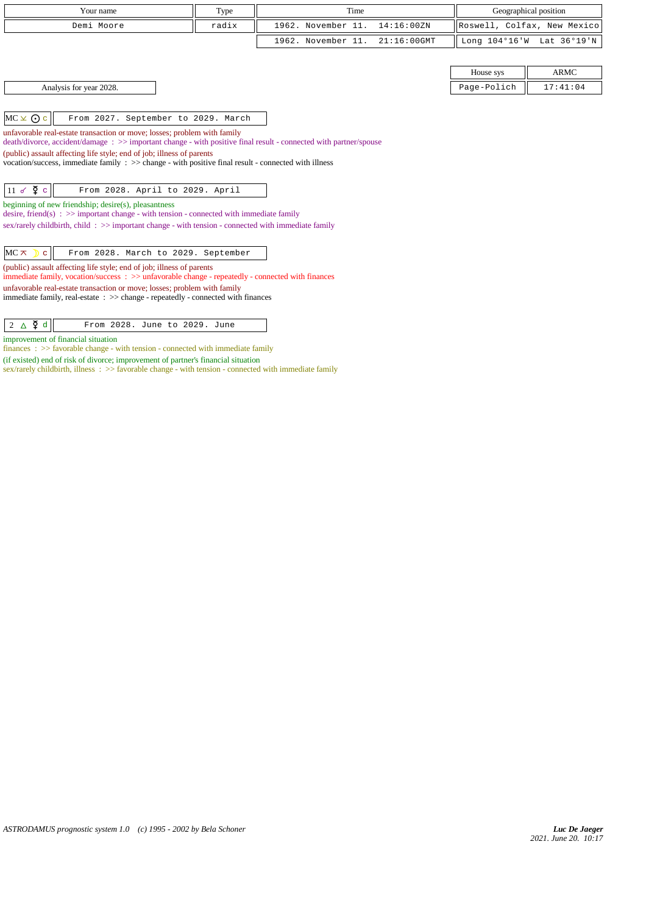| Your name | Type | Time | Geographical position |
|---|---|---|---|
| Demi Moore | radix | 1962. November 11. 14:16:00ZN | Roswell, Colfax, New Mexico |
| | | 1962. November 11. 21:16:00GMT | Long 104°16'W Lat 36°19'N |

| House sys | ARMC |
|---|---|
| Page-Polich | 17:41:04 |

Analysis for year 2028.

**MC ⊻ ☉ c** — From 2027. September to 2029. March

unfavorable real-estate transaction or move; losses; problem with family
death/divorce, accident/damage : >> important change - with positive final result - connected with partner/spouse
(public) assault affecting life style; end of job; illness of parents
vocation/success, immediate family : >> change - with positive final result - connected with illness

**11 ☍ ☿ c** — From 2028. April to 2029. April

beginning of new friendship; desire(s), pleasantness
desire, friend(s) : >> important change - with tension - connected with immediate family
sex/rarely childbirth, child : >> important change - with tension - connected with immediate family

**MC ⊼ ☽ c** — From 2028. March to 2029. September

(public) assault affecting life style; end of job; illness of parents
immediate family, vocation/success : >> unfavorable change - repeatedly - connected with finances
unfavorable real-estate transaction or move; losses; problem with family
immediate family, real-estate : >> change - repeatedly - connected with finances

**2 △ ☿ d** — From 2028. June to 2029. June

improvement of financial situation
finances : >> favorable change - with tension - connected with immediate family
(if existed) end of risk of divorce; improvement of partner's financial situation
sex/rarely childbirth, illness : >> favorable change - with tension - connected with immediate family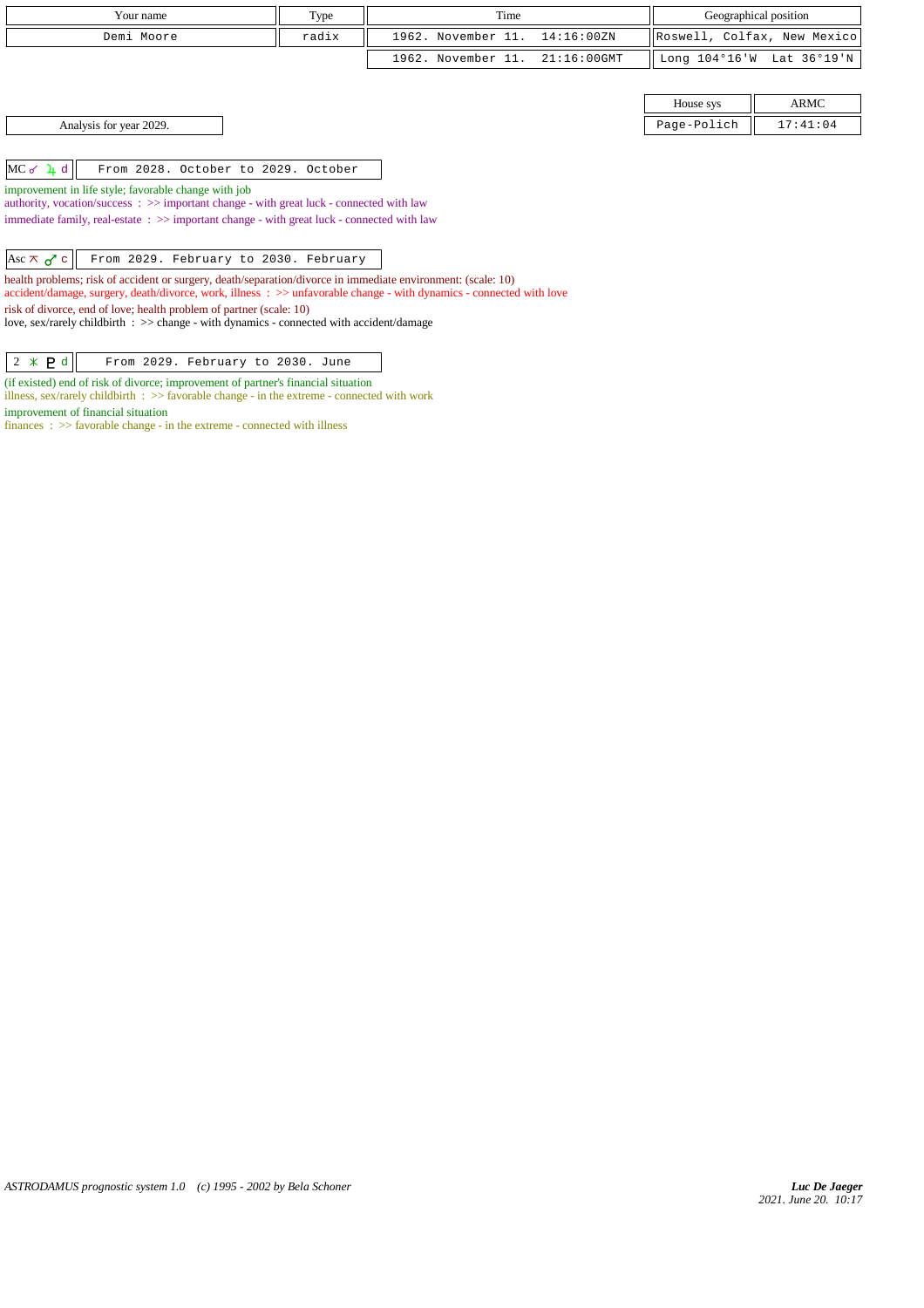| Your name | Type | Time | Geographical position |
|---|---|---|---|
| Demi Moore | radix | 1962. November 11. 14:16:00ZN | Roswell, Colfax, New Mexico |
| | | 1962. November 11. 21:16:00GMT | Long 104°16'W Lat 36°19'N |

| House sys | ARMC |
|---|---|
| Page-Polich | 17:41:04 |

Analysis for year 2029.

MC ☌ ♃ d — From 2028. October to 2029. October

improvement in life style; favorable change with job
authority, vocation/success : >> important change - with great luck - connected with law
immediate family, real-estate : >> important change - with great luck - connected with law

Asc ⚻ ♂ c — From 2029. February to 2030. February

health problems; risk of accident or surgery, death/separation/divorce in immediate environment: (scale: 10)
accident/damage, surgery, death/divorce, work, illness : >> unfavorable change - with dynamics - connected with love
risk of divorce, end of love; health problem of partner (scale: 10)
love, sex/rarely childbirth : >> change - with dynamics - connected with accident/damage

2 ⚹ ♇ d — From 2029. February to 2030. June

(if existed) end of risk of divorce; improvement of partner's financial situation
illness, sex/rarely childbirth : >> favorable change - in the extreme - connected with work
improvement of financial situation
finances : >> favorable change - in the extreme - connected with illness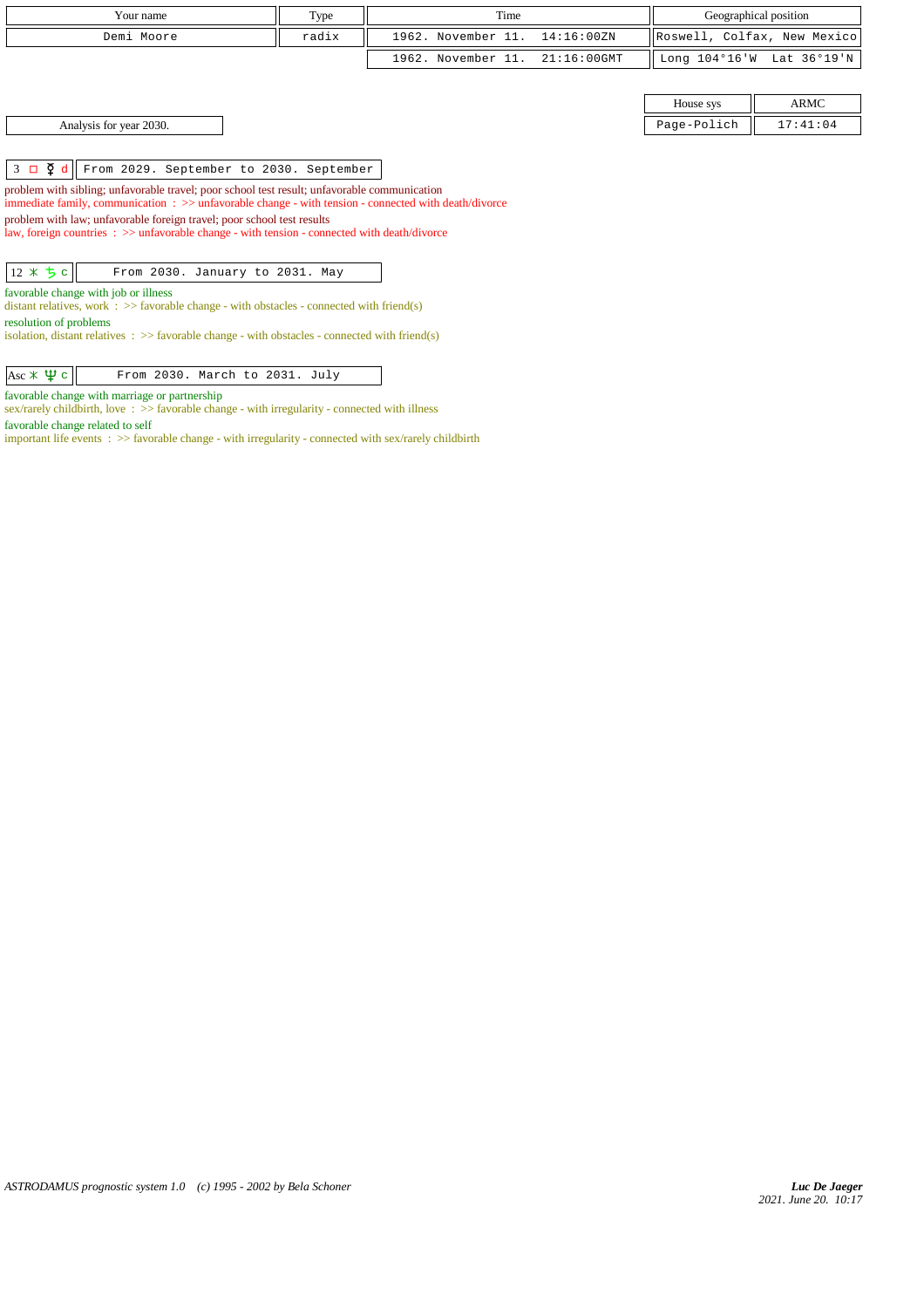| Your name | Type | Time | Geographical position |
|---|---|---|---|
| Demi Moore | radix | 1962. November 11. 14:16:00ZN | Roswell, Colfax, New Mexico |
| | | 1962. November 11. 21:16:00GMT | Long 104°16'W Lat 36°19'N |

| House sys | ARMC |
|---|---|
| Page-Polich | 17:41:04 |

Analysis for year 2030.

3 □ ☿ d — From 2029. September to 2030. September

problem with sibling; unfavorable travel; poor school test result; unfavorable communication
immediate family, communication : >> unfavorable change - with tension - connected with death/divorce

problem with law; unfavorable foreign travel; poor school test results
law, foreign countries : >> unfavorable change - with tension - connected with death/divorce

12 ⚹ ♄ c — From 2030. January to 2031. May

favorable change with job or illness
distant relatives, work : >> favorable change - with obstacles - connected with friend(s)

resolution of problems
isolation, distant relatives : >> favorable change - with obstacles - connected with friend(s)

Asc ⚹ ♆ c — From 2030. March to 2031. July

favorable change with marriage or partnership
sex/rarely childbirth, love : >> favorable change - with irregularity - connected with illness

favorable change related to self
important life events : >> favorable change - with irregularity - connected with sex/rarely childbirth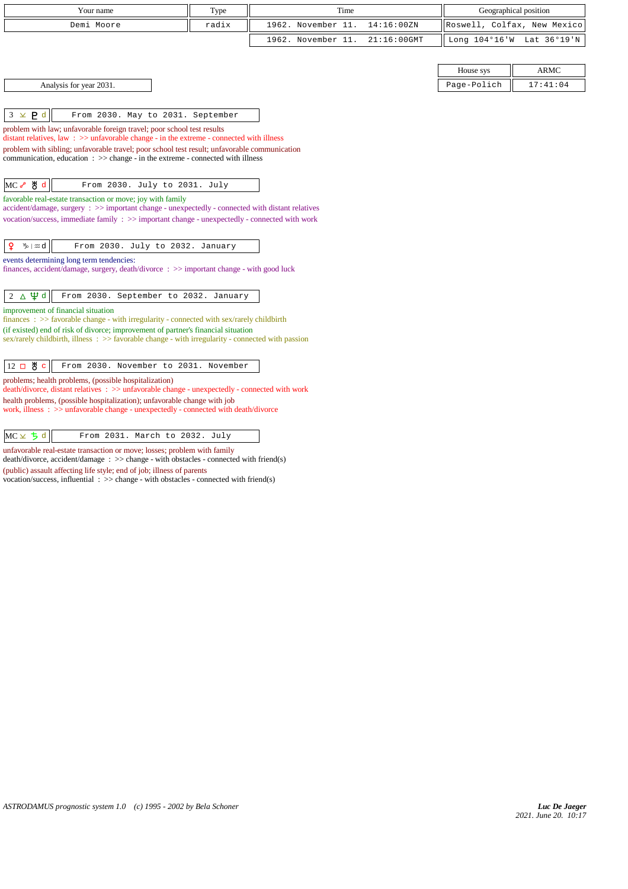| Your name | Type | Time | Geographical position |
|---|---|---|---|
| Demi Moore | radix | 1962. November 11. 14:16:00ZN | Roswell, Colfax, New Mexico |
| | | 1962. November 11. 21:16:00GMT | Long 104°16'W Lat 36°19'N |

| House sys | ARMC |
|---|---|
| Page-Polich | 17:41:04 |

Analysis for year 2031.

**3 ⚺ ♇ d** — From 2030. May to 2031. September

problem with law; unfavorable foreign travel; poor school test results
distant relatives, law : >> unfavorable change - in the extreme - connected with illness
problem with sibling; unfavorable travel; poor school test result; unfavorable communication
communication, education : >> change - in the extreme - connected with illness

**MC ☍ ♅ d** — From 2030. July to 2031. July

favorable real-estate transaction or move; joy with family
accident/damage, surgery : >> important change - unexpectedly - connected with distant relatives
vocation/success, immediate family : >> important change - unexpectedly - connected with work

**♀ ♑ | ♒ d** — From 2030. July to 2032. January

events determining long term tendencies:
finances, accident/damage, surgery, death/divorce : >> important change - with good luck

**2 △ ♆ d** — From 2030. September to 2032. January

improvement of financial situation
finances : >> favorable change - with irregularity - connected with sex/rarely childbirth
(if existed) end of risk of divorce; improvement of partner's financial situation
sex/rarely childbirth, illness : >> favorable change - with irregularity - connected with passion

**12 □ ♅ c** — From 2030. November to 2031. November

problems; health problems, (possible hospitalization)
death/divorce, distant relatives : >> unfavorable change - unexpectedly - connected with work
health problems, (possible hospitalization); unfavorable change with job
work, illness : >> unfavorable change - unexpectedly - connected with death/divorce

**MC ⚺ ♄ d** — From 2031. March to 2032. July

unfavorable real-estate transaction or move; losses; problem with family
death/divorce, accident/damage : >> change - with obstacles - connected with friend(s)
(public) assault affecting life style; end of job; illness of parents
vocation/success, influential : >> change - with obstacles - connected with friend(s)

*ASTRODAMUS prognostic system 1.0 (c) 1995 - 2002 by Bela Schoner*

*Luc De Jaeger*
2021. June 20. 10:17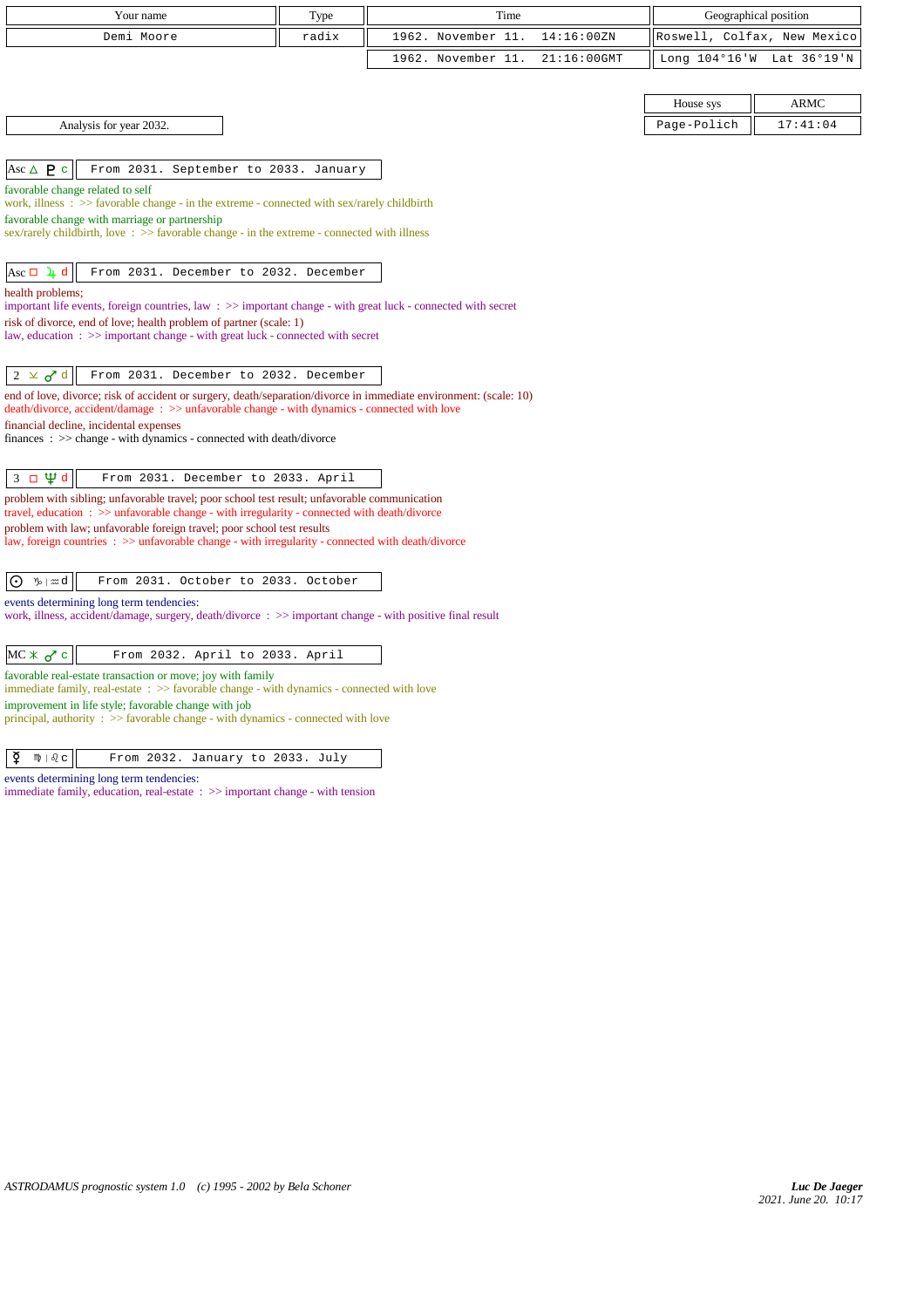| Your name | Type | Time | Geographical position |
|---|---|---|---|
| Demi Moore | radix | 1962. November 11. 14:16:00ZN | Roswell, Colfax, New Mexico |
| | | 1962. November 11. 21:16:00GMT | Long 104°16'W Lat 36°19'N |

| House sys | ARMC |
|---|---|
| Page-Polich | 17:41:04 |

Analysis for year 2032.

**Asc △ ♇ c** — From 2031. September to 2033. January

favorable change related to self
work, illness : >> favorable change - in the extreme - connected with sex/rarely childbirth
favorable change with marriage or partnership
sex/rarely childbirth, love : >> favorable change - in the extreme - connected with illness

**Asc □ ♃ d** — From 2031. December to 2032. December

health problems;
important life events, foreign countries, law : >> important change - with great luck - connected with secret
risk of divorce, end of love; health problem of partner (scale: 1)
law, education : >> important change - with great luck - connected with secret

**2 ⚻ ♂ d** — From 2031. December to 2032. December

end of love, divorce; risk of accident or surgery, death/separation/divorce in immediate environment: (scale: 10)
death/divorce, accident/damage : >> unfavorable change - with dynamics - connected with love
financial decline, incidental expenses
finances : >> change - with dynamics - connected with death/divorce

**3 □ ♆ d** — From 2031. December to 2033. April

problem with sibling; unfavorable travel; poor school test result; unfavorable communication
travel, education : >> unfavorable change - with irregularity - connected with death/divorce
problem with law; unfavorable foreign travel; poor school test results
law, foreign countries : >> unfavorable change - with irregularity - connected with death/divorce

**☉ ♑ | ♒ d** — From 2031. October to 2033. October

events determining long term tendencies:
work, illness, accident/damage, surgery, death/divorce : >> important change - with positive final result

**MC ⚹ ♂ c** — From 2032. April to 2033. April

favorable real-estate transaction or move; joy with family
immediate family, real-estate : >> favorable change - with dynamics - connected with love
improvement in life style; favorable change with job
principal, authority : >> favorable change - with dynamics - connected with love

**☿ ♍ | ♌ c** — From 2032. January to 2033. July

events determining long term tendencies:
immediate family, education, real-estate : >> important change - with tension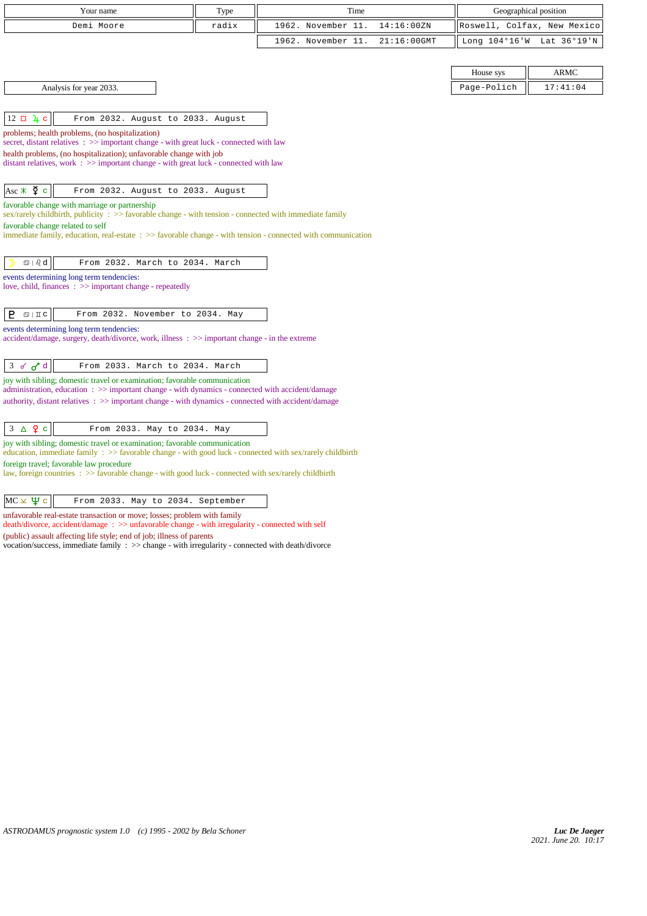| Your name | Type | Time | Geographical position |
|---|---|---|---|
| Demi Moore | radix | 1962. November 11. 14:16:00ZN | Roswell, Colfax, New Mexico |
| | | 1962. November 11. 21:16:00GMT | Long 104°16'W Lat 36°19'N |

| House sys | ARMC |
|---|---|
| Page-Polich | 17:41:04 |

Analysis for year 2033.

**12 □ ♃ c** — From 2032. August to 2033. August

problems; health problems, (no hospitalization)
secret, distant relatives : >> important change - with great luck - connected with law
health problems, (no hospitalization); unfavorable change with job
distant relatives, work : >> important change - with great luck - connected with law

**Asc ⚹ ☿ c** — From 2032. August to 2033. August

favorable change with marriage or partnership
sex/rarely childbirth, publicity : >> favorable change - with tension - connected with immediate family
favorable change related to self
immediate family, education, real-estate : >> favorable change - with tension - connected with communication

**☽ ♋ | ♌ d** — From 2032. March to 2034. March

events determining long term tendencies:
love, child, finances : >> important change - repeatedly

**♇ ♋ | ♊ c** — From 2032. November to 2034. May

events determining long term tendencies:
accident/damage, surgery, death/divorce, work, illness : >> important change - in the extreme

**3 ☌ ♂ d** — From 2033. March to 2034. March

joy with sibling; domestic travel or examination; favorable communication
administration, education : >> important change - with dynamics - connected with accident/damage
authority, distant relatives : >> important change - with dynamics - connected with accident/damage

**3 △ ♀ c** — From 2033. May to 2034. May

joy with sibling; domestic travel or examination; favorable communication
education, immediate family : >> favorable change - with good luck - connected with sex/rarely childbirth
foreign travel; favorable law procedure
law, foreign countries : >> favorable change - with good luck - connected with sex/rarely childbirth

**MC ⊻ ♆ c** — From 2033. May to 2034. September

unfavorable real-estate transaction or move; losses; problem with family
death/divorce, accident/damage : >> unfavorable change - with irregularity - connected with self
(public) assault affecting life style; end of job; illness of parents
vocation/success, immediate family : >> change - with irregularity - connected with death/divorce

ASTRODAMUS prognostic system 1.0 (c) 1995 - 2002 by Bela Schoner

*Luc De Jaeger*
*2021. June 20. 10:17*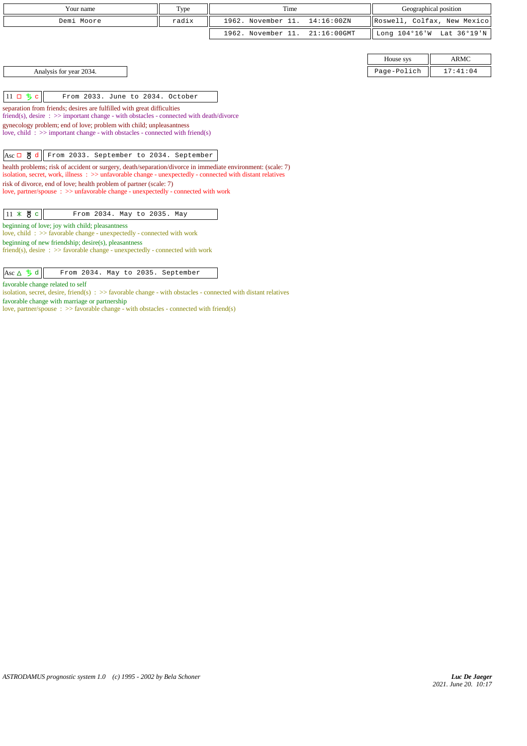| Your name | Type | Time | Geographical position |
|---|---|---|---|
| Demi Moore | radix | 1962. November 11. 14:16:00ZN | Roswell, Colfax, New Mexico |
| | | 1962. November 11. 21:16:00GMT | Long 104°16'W Lat 36°19'N |

| House sys | ARMC |
|---|---|
| Page-Polich | 17:41:04 |

Analysis for year 2034.

**11 □ ♄ c** — From 2033. June to 2034. October

separation from friends; desires are fulfilled with great difficulties
friend(s), desire : >> important change - with obstacles - connected with death/divorce

gynecology problem; end of love; problem with child; unpleasantness
love, child : >> important change - with obstacles - connected with friend(s)

**Asc □ ♅ d** — From 2033. September to 2034. September

health problems; risk of accident or surgery, death/separation/divorce in immediate environment: (scale: 7)
isolation, secret, work, illness : >> unfavorable change - unexpectedly - connected with distant relatives

risk of divorce, end of love; health problem of partner (scale: 7)
love, partner/spouse : >> unfavorable change - unexpectedly - connected with work

**11 ✶ ♅ c** — From 2034. May to 2035. May

beginning of love; joy with child; pleasantness
love, child : >> favorable change - unexpectedly - connected with work

beginning of new friendship; desire(s), pleasantness
friend(s), desire : >> favorable change - unexpectedly - connected with work

**Asc △ ♄ d** — From 2034. May to 2035. September

favorable change related to self
isolation, secret, desire, friend(s) : >> favorable change - with obstacles - connected with distant relatives

favorable change with marriage or partnership
love, partner/spouse : >> favorable change - with obstacles - connected with friend(s)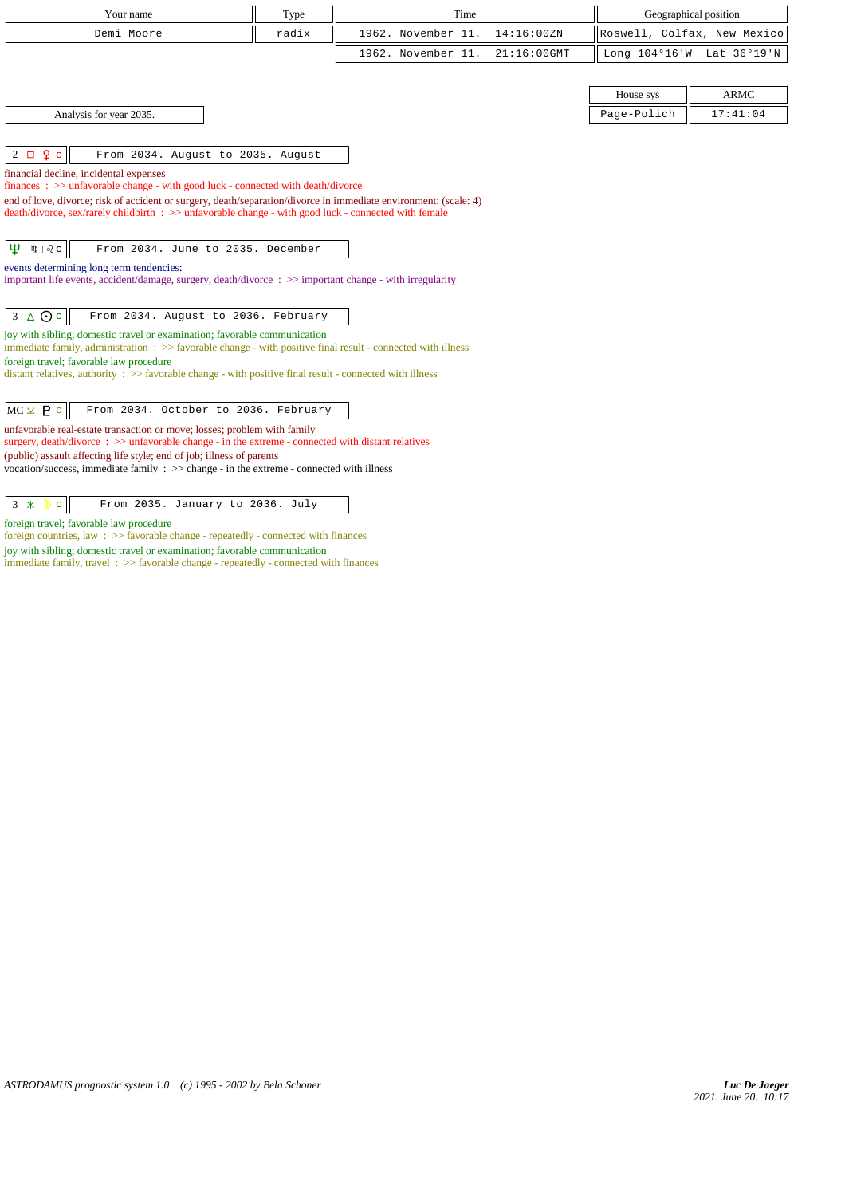| Your name | Type | Time | Geographical position |
|---|---|---|---|
| Demi Moore | radix | 1962. November 11. 14:16:00ZN | Roswell, Colfax, New Mexico |
| | | 1962. November 11. 21:16:00GMT | Long 104°16'W Lat 36°19'N |

| House sys | ARMC |
|---|---|
| Page-Polich | 17:41:04 |

Analysis for year 2035.

**2 □ ♀ c** — From 2034. August to 2035. August

financial decline, incidental expenses
finances : >> unfavorable change - with good luck - connected with death/divorce
end of love, divorce; risk of accident or surgery, death/separation/divorce in immediate environment: (scale: 4)
death/divorce, sex/rarely childbirth : >> unfavorable change - with good luck - connected with female

**♆ ♍ | ♌ c** — From 2034. June to 2035. December

events determining long term tendencies:
important life events, accident/damage, surgery, death/divorce : >> important change - with irregularity

**3 △ ☉ c** — From 2034. August to 2036. February

joy with sibling; domestic travel or examination; favorable communication
immediate family, administration : >> favorable change - with positive final result - connected with illness
foreign travel; favorable law procedure
distant relatives, authority : >> favorable change - with positive final result - connected with illness

**MC ⊻ ♇ c** — From 2034. October to 2036. February

unfavorable real-estate transaction or move; losses; problem with family
surgery, death/divorce : >> unfavorable change - in the extreme - connected with distant relatives
(public) assault affecting life style; end of job; illness of parents
vocation/success, immediate family : >> change - in the extreme - connected with illness

**3 ⚹ ☽ c** — From 2035. January to 2036. July

foreign travel; favorable law procedure
foreign countries, law : >> favorable change - repeatedly - connected with finances
joy with sibling; domestic travel or examination; favorable communication
immediate family, travel : >> favorable change - repeatedly - connected with finances

ASTRODAMUS prognostic system 1.0 (c) 1995 - 2002 by Bela Schoner

*Luc De Jaeger*
*2021. June 20. 10:17*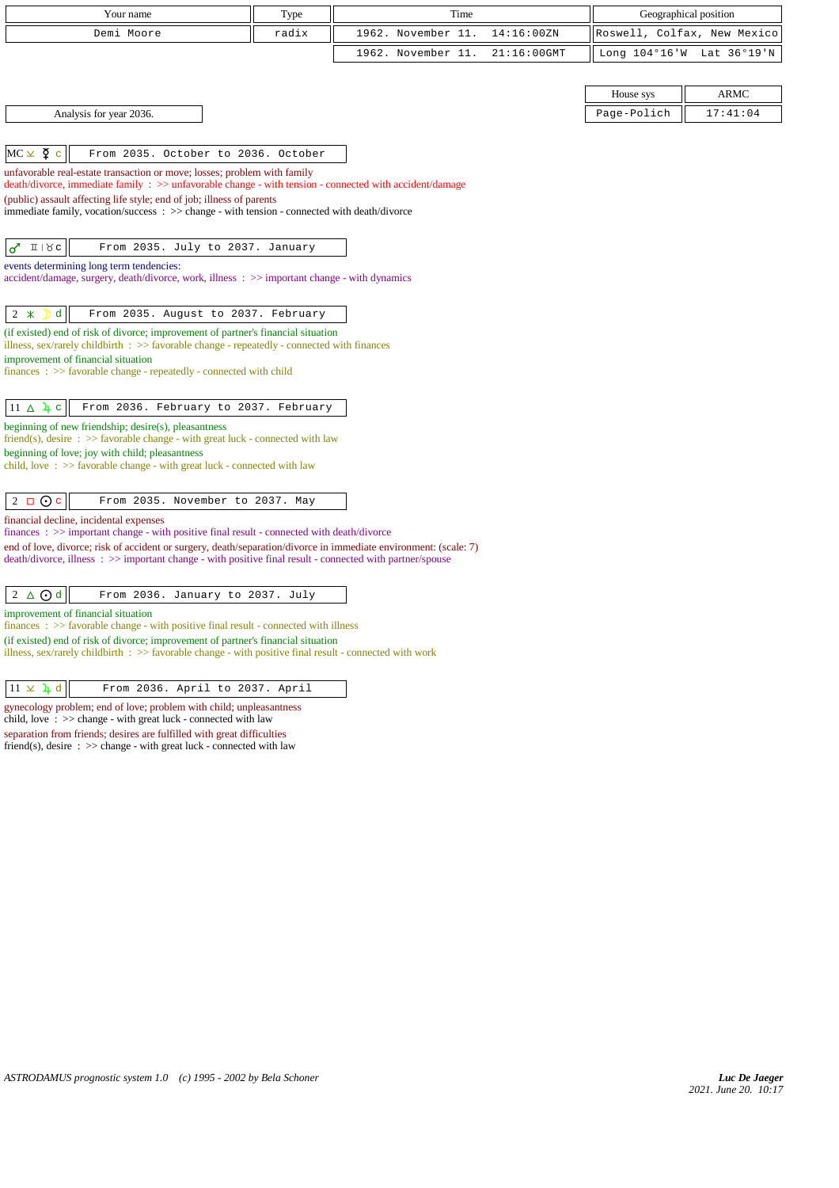| Your name | Type | Time | Geographical position |
|---|---|---|---|
| Demi Moore | radix | 1962. November 11. 14:16:00ZN | Roswell, Colfax, New Mexico |
| | | 1962. November 11. 21:16:00GMT | Long 104°16'W Lat 36°19'N |

| House sys | ARMC |
|---|---|
| Page-Polich | 17:41:04 |

Analysis for year 2036.

**MC ⊻ ☿ c** — From 2035. October to 2036. October

unfavorable real-estate transaction or move; losses; problem with family
death/divorce, immediate family : >> unfavorable change - with tension - connected with accident/damage
(public) assault affecting life style; end of job; illness of parents
immediate family, vocation/success : >> change - with tension - connected with death/divorce

**♂ ♊ | ♉ c** — From 2035. July to 2037. January

events determining long term tendencies:
accident/damage, surgery, death/divorce, work, illness : >> important change - with dynamics

**2 ⚹ ☽ d** — From 2035. August to 2037. February

(if existed) end of risk of divorce; improvement of partner's financial situation
illness, sex/rarely childbirth : >> favorable change - repeatedly - connected with finances
improvement of financial situation
finances : >> favorable change - repeatedly - connected with child

**11 △ ♃ c** — From 2036. February to 2037. February

beginning of new friendship; desire(s), pleasantness
friend(s), desire : >> favorable change - with great luck - connected with law
beginning of love; joy with child; pleasantness
child, love : >> favorable change - with great luck - connected with law

**2 □ ☉ c** — From 2035. November to 2037. May

financial decline, incidental expenses
finances : >> important change - with positive final result - connected with death/divorce
end of love, divorce; risk of accident or surgery, death/separation/divorce in immediate environment: (scale: 7)
death/divorce, illness : >> important change - with positive final result - connected with partner/spouse

**2 △ ☉ d** — From 2036. January to 2037. July

improvement of financial situation
finances : >> favorable change - with positive final result - connected with illness
(if existed) end of risk of divorce; improvement of partner's financial situation
illness, sex/rarely childbirth : >> favorable change - with positive final result - connected with work

**11 ⊻ ♃ d** — From 2036. April to 2037. April

gynecology problem; end of love; problem with child; unpleasantness
child, love : >> change - with great luck - connected with law
separation from friends; desires are fulfilled with great difficulties
friend(s), desire : >> change - with great luck - connected with law

*ASTRODAMUS prognostic system 1.0 (c) 1995 - 2002 by Bela Schoner*

*Luc De Jaeger*
*2021. June 20. 10:17*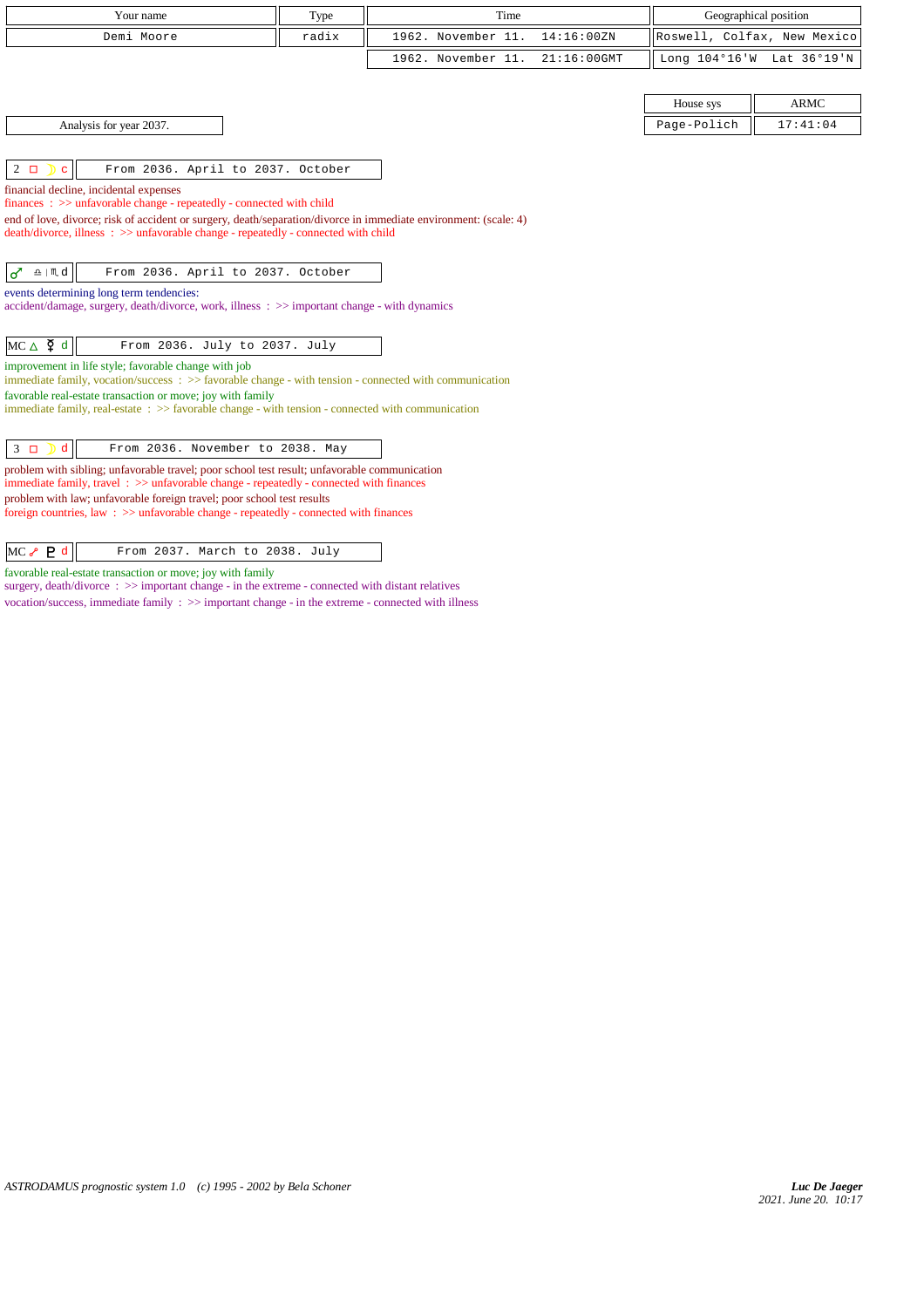| Your name | Type | Time | Geographical position |
|---|---|---|---|
| Demi Moore | radix | 1962. November 11. 14:16:00ZN | Roswell, Colfax, New Mexico |
| | | 1962. November 11. 21:16:00GMT | Long 104°16'W Lat 36°19'N |

| House sys | ARMC |
|---|---|
| Page-Polich | 17:41:04 |

Analysis for year 2037.

| 2 □ ☽ c | From 2036. April to 2037. October |
|---|---|

financial decline, incidental expenses
finances : >> unfavorable change - repeatedly - connected with child
end of love, divorce; risk of accident or surgery, death/separation/divorce in immediate environment: (scale: 4)
death/divorce, illness : >> unfavorable change - repeatedly - connected with child

| ♂ ♎ \| ♏ d | From 2036. April to 2037. October |
|---|---|

events determining long term tendencies:
accident/damage, surgery, death/divorce, work, illness : >> important change - with dynamics

| MC △ ☿ d | From 2036. July to 2037. July |
|---|---|

improvement in life style; favorable change with job
immediate family, vocation/success : >> favorable change - with tension - connected with communication
favorable real-estate transaction or move; joy with family
immediate family, real-estate : >> favorable change - with tension - connected with communication

| 3 □ ☽ d | From 2036. November to 2038. May |
|---|---|

problem with sibling; unfavorable travel; poor school test result; unfavorable communication
immediate family, travel : >> unfavorable change - repeatedly - connected with finances
problem with law; unfavorable foreign travel; poor school test results
foreign countries, law : >> unfavorable change - repeatedly - connected with finances

| MC ☍ ♇ d | From 2037. March to 2038. July |
|---|---|

favorable real-estate transaction or move; joy with family
surgery, death/divorce : >> important change - in the extreme - connected with distant relatives
vocation/success, immediate family : >> important change - in the extreme - connected with illness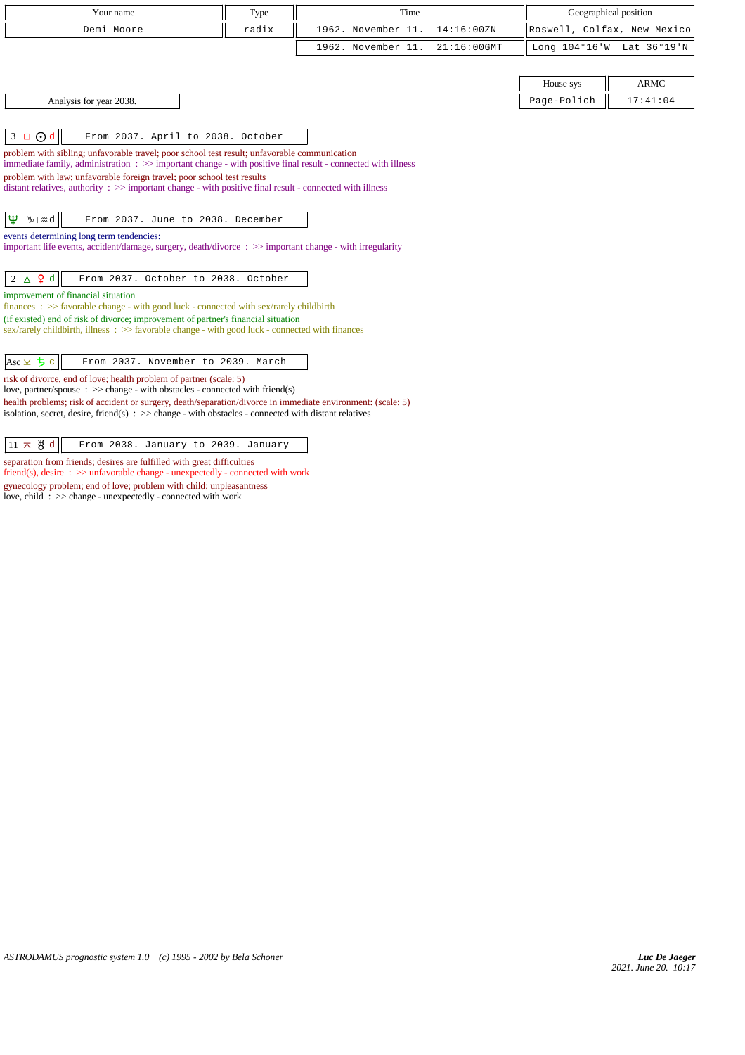| Your name | Type | Time | Geographical position |
|---|---|---|---|
| Demi Moore | radix | 1962. November 11. 14:16:00ZN | Roswell, Colfax, New Mexico |
| | | 1962. November 11. 21:16:00GMT | Long 104°16'W Lat 36°19'N |

| House sys | ARMC |
|---|---|
| Page-Polich | 17:41:04 |

Analysis for year 2038.

**3 □ ☉ d** — From 2037. April to 2038. October

problem with sibling; unfavorable travel; poor school test result; unfavorable communication
immediate family, administration : >> important change - with positive final result - connected with illness

problem with law; unfavorable foreign travel; poor school test results
distant relatives, authority : >> important change - with positive final result - connected with illness

**♆ ♑ | ♒ d** — From 2037. June to 2038. December

events determining long term tendencies:
important life events, accident/damage, surgery, death/divorce : >> important change - with irregularity

**2 △ ♀ d** — From 2037. October to 2038. October

improvement of financial situation
finances : >> favorable change - with good luck - connected with sex/rarely childbirth

(if existed) end of risk of divorce; improvement of partner's financial situation
sex/rarely childbirth, illness : >> favorable change - with good luck - connected with finances

**Asc ⊻ ♄ c** — From 2037. November to 2039. March

risk of divorce, end of love; health problem of partner (scale: 5)
love, partner/spouse : >> change - with obstacles - connected with friend(s)

health problems; risk of accident or surgery, death/separation/divorce in immediate environment: (scale: 5)
isolation, secret, desire, friend(s) : >> change - with obstacles - connected with distant relatives

**11 ⊼ ♅ d** — From 2038. January to 2039. January

separation from friends; desires are fulfilled with great difficulties
friend(s), desire : >> unfavorable change - unexpectedly - connected with work

gynecology problem; end of love; problem with child; unpleasantness
love, child : >> change - unexpectedly - connected with work

ASTRODAMUS prognostic system 1.0 (c) 1995 - 2002 by Bela Schoner

*Luc De Jaeger*
*2021. June 20. 10:17*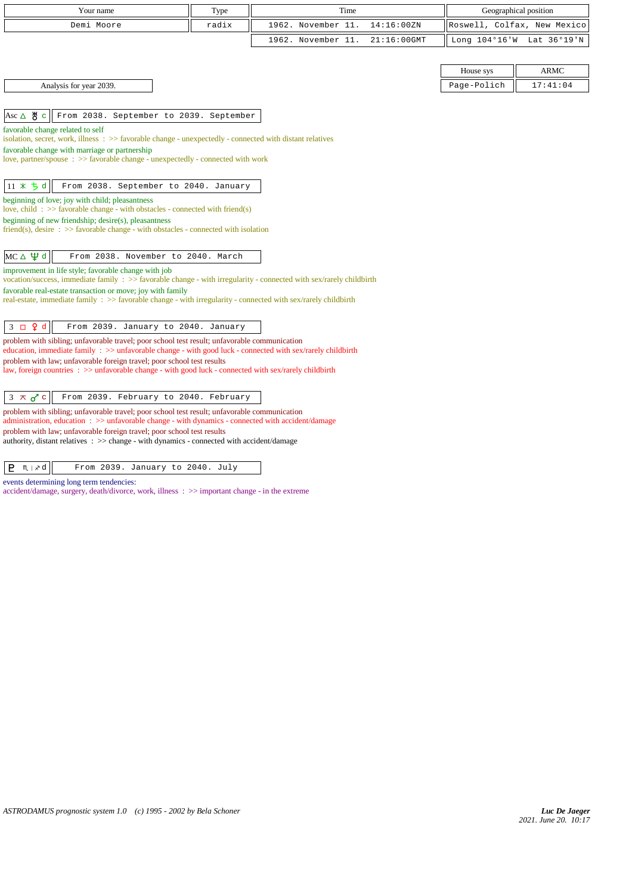| Your name | Type | Time | Geographical position |
|---|---|---|---|
| Demi Moore | radix | 1962. November 11. 14:16:00ZN | Roswell, Colfax, New Mexico |
| | | 1962. November 11. 21:16:00GMT | Long 104°16'W Lat 36°19'N |

| House sys | ARMC |
|---|---|
| Page-Polich | 17:41:04 |

Analysis for year 2039.

**Asc △ ♅ c** — From 2038. September to 2039. September

favorable change related to self
isolation, secret, work, illness : >> favorable change - unexpectedly - connected with distant relatives
favorable change with marriage or partnership
love, partner/spouse : >> favorable change - unexpectedly - connected with work

**11 ⚹ ♄ d** — From 2038. September to 2040. January

beginning of love; joy with child; pleasantness
love, child : >> favorable change - with obstacles - connected with friend(s)
beginning of new friendship; desire(s), pleasantness
friend(s), desire : >> favorable change - with obstacles - connected with isolation

**MC △ ♆ d** — From 2038. November to 2040. March

improvement in life style; favorable change with job
vocation/success, immediate family : >> favorable change - with irregularity - connected with sex/rarely childbirth
favorable real-estate transaction or move; joy with family
real-estate, immediate family : >> favorable change - with irregularity - connected with sex/rarely childbirth

**3 □ ♀ d** — From 2039. January to 2040. January

problem with sibling; unfavorable travel; poor school test result; unfavorable communication
education, immediate family : >> unfavorable change - with good luck - connected with sex/rarely childbirth
problem with law; unfavorable foreign travel; poor school test results
law, foreign countries : >> unfavorable change - with good luck - connected with sex/rarely childbirth

**3 ⚻ ♂ c** — From 2039. February to 2040. February

problem with sibling; unfavorable travel; poor school test result; unfavorable communication
administration, education : >> unfavorable change - with dynamics - connected with accident/damage
problem with law; unfavorable foreign travel; poor school test results
authority, distant relatives : >> change - with dynamics - connected with accident/damage

**♇ ♏ | ♐ d** — From 2039. January to 2040. July

events determining long term tendencies:
accident/damage, surgery, death/divorce, work, illness : >> important change - in the extreme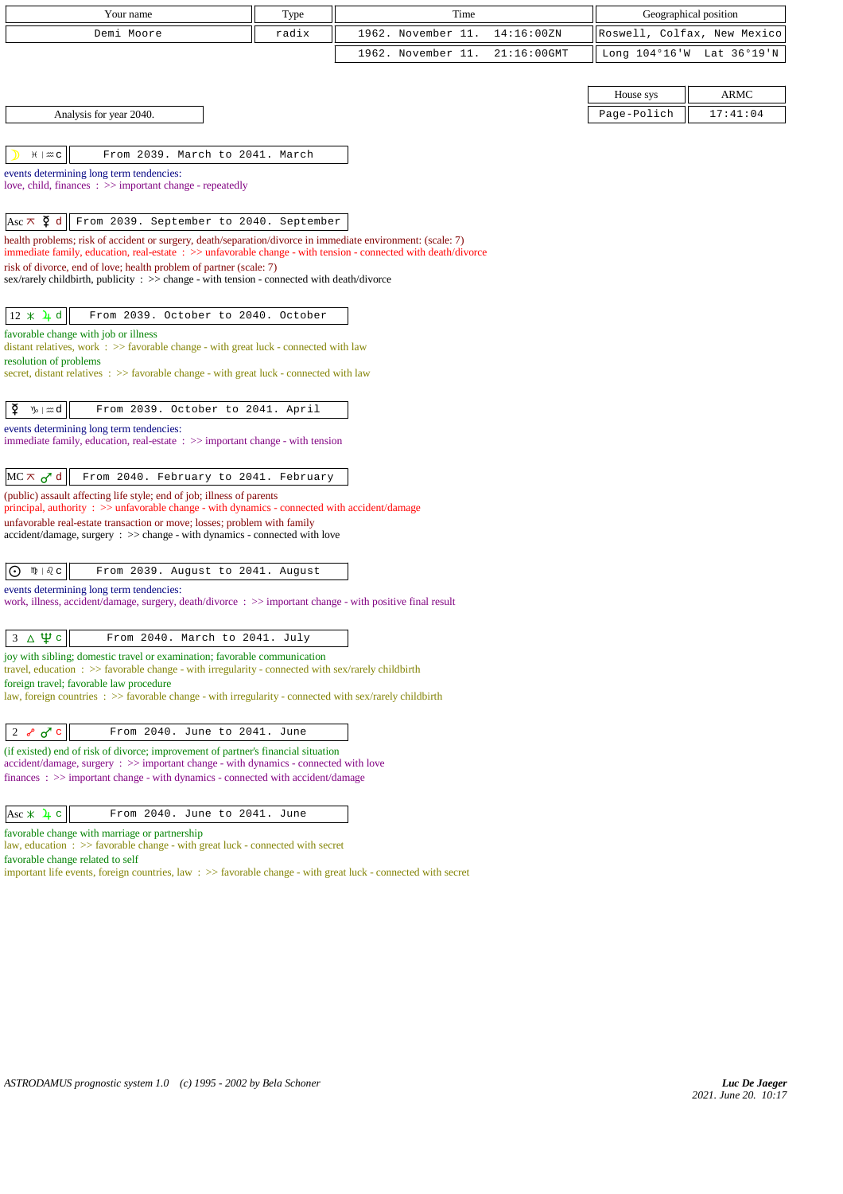| Your name | Type | Time | Geographical position |
|---|---|---|---|
| Demi Moore | radix | 1962. November 11. 14:16:00ZN | Roswell, Colfax, New Mexico |
| | | 1962. November 11. 21:16:00GMT | Long 104°16'W Lat 36°19'N |

| House sys | ARMC |
|---|---|
| Page-Polich | 17:41:04 |

Analysis for year 2040.

| ☽ ♓ \| ♒ c | From 2039. March to 2041. March |
|---|---|

events determining long term tendencies:
love, child, finances : >> important change - repeatedly

| Asc ⚻ ☿ d | From 2039. September to 2040. September |
|---|---|

health problems; risk of accident or surgery, death/separation/divorce in immediate environment: (scale: 7)
immediate family, education, real-estate : >> unfavorable change - with tension - connected with death/divorce
risk of divorce, end of love; health problem of partner (scale: 7)
sex/rarely childbirth, publicity : >> change - with tension - connected with death/divorce

| 12 ⚹ ♃ d | From 2039. October to 2040. October |
|---|---|

favorable change with job or illness
distant relatives, work : >> favorable change - with great luck - connected with law
resolution of problems
secret, distant relatives : >> favorable change - with great luck - connected with law

| ☿ ♑ \| ♒ d | From 2039. October to 2041. April |
|---|---|

events determining long term tendencies:
immediate family, education, real-estate : >> important change - with tension

| MC ⚻ ♂ d | From 2040. February to 2041. February |
|---|---|

(public) assault affecting life style; end of job; illness of parents
principal, authority : >> unfavorable change - with dynamics - connected with accident/damage
unfavorable real-estate transaction or move; losses; problem with family
accident/damage, surgery : >> change - with dynamics - connected with love

| ☉ ♍ \| ♌ c | From 2039. August to 2041. August |
|---|---|

events determining long term tendencies:
work, illness, accident/damage, surgery, death/divorce : >> important change - with positive final result

| 3 △ ♆ c | From 2040. March to 2041. July |
|---|---|

joy with sibling; domestic travel or examination; favorable communication
travel, education : >> favorable change - with irregularity - connected with sex/rarely childbirth
foreign travel; favorable law procedure
law, foreign countries : >> favorable change - with irregularity - connected with sex/rarely childbirth

| 2 ☍ ♂ c | From 2040. June to 2041. June |
|---|---|

(if existed) end of risk of divorce; improvement of partner's financial situation
accident/damage, surgery : >> important change - with dynamics - connected with love
finances : >> important change - with dynamics - connected with accident/damage

| Asc ⚹ ♃ c | From 2040. June to 2041. June |
|---|---|

favorable change with marriage or partnership
law, education : >> favorable change - with great luck - connected with secret
favorable change related to self
important life events, foreign countries, law : >> favorable change - with great luck - connected with secret

ASTRODAMUS prognostic system 1.0 (c) 1995 - 2002 by Bela Schoner

*Luc De Jaeger*
*2021. June 20. 10:17*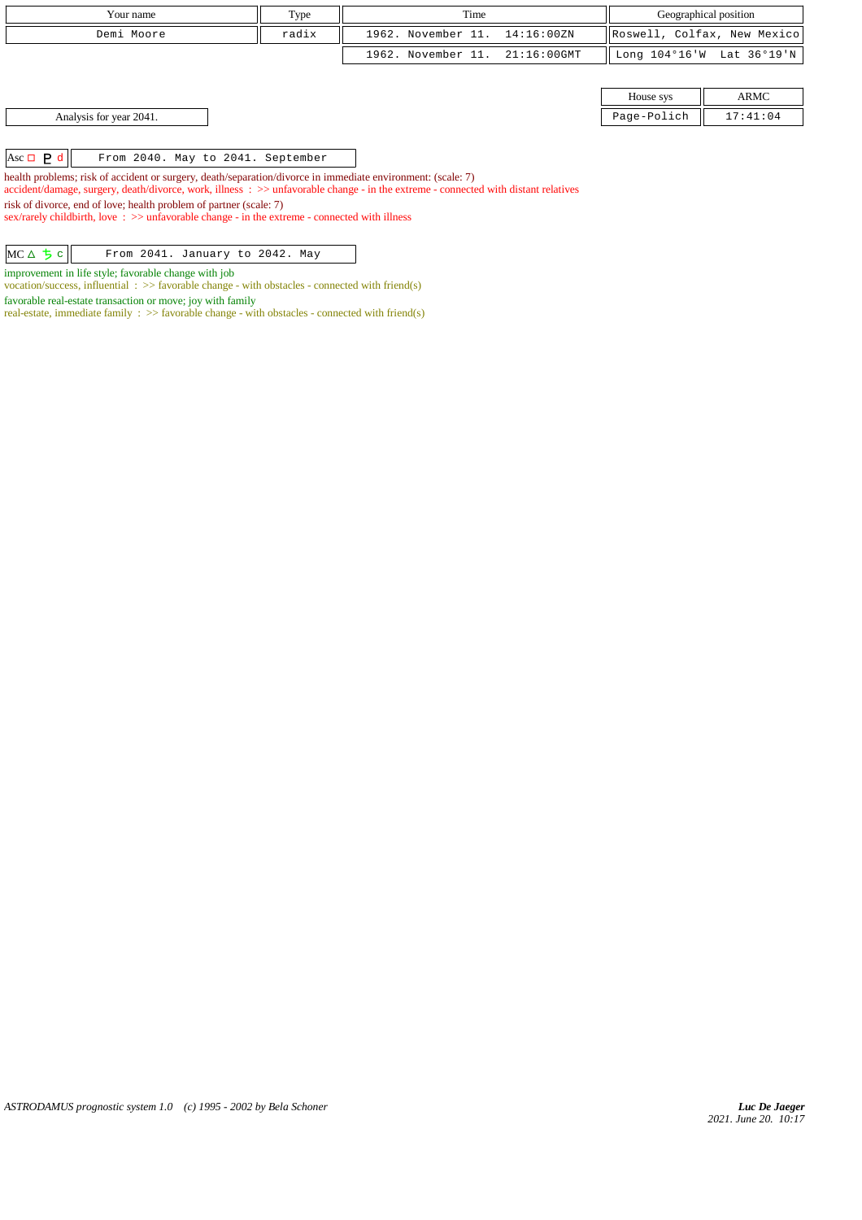| Your name | Type | Time | Geographical position |
| --- | --- | --- | --- |
| Demi Moore | radix | 1962. November 11. 14:16:00ZN | Roswell, Colfax, New Mexico |
| | | 1962. November 11. 21:16:00GMT | Long 104°16'W Lat 36°19'N |

| House sys | ARMC |
| --- | --- |
| Page-Polich | 17:41:04 |

Analysis for year 2041.

| Asc □ ♇ d | From 2040. May to 2041. September |
| --- | --- |

health problems; risk of accident or surgery, death/separation/divorce in immediate environment: (scale: 7)
accident/damage, surgery, death/divorce, work, illness : >> unfavorable change - in the extreme - connected with distant relatives
risk of divorce, end of love; health problem of partner (scale: 7)
sex/rarely childbirth, love : >> unfavorable change - in the extreme - connected with illness

| MC △ ♄ c | From 2041. January to 2042. May |
| --- | --- |

improvement in life style; favorable change with job
vocation/success, influential : >> favorable change - with obstacles - connected with friend(s)
favorable real-estate transaction or move; joy with family
real-estate, immediate family : >> favorable change - with obstacles - connected with friend(s)

ASTRODAMUS prognostic system 1.0 (c) 1995 - 2002 by Bela Schoner

*Luc De Jaeger*
*2021. June 20. 10:17*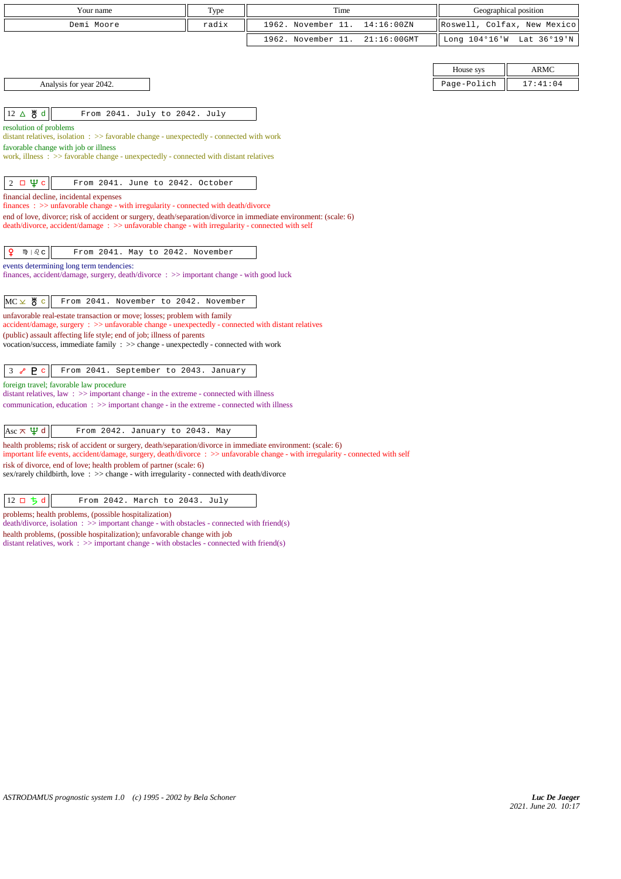| Your name | Type | Time | Geographical position |
|---|---|---|---|
| Demi Moore | radix | 1962. November 11. 14:16:00ZN | Roswell, Colfax, New Mexico |
| | | 1962. November 11. 21:16:00GMT | Long 104°16'W Lat 36°19'N |

| House sys | ARMC |
|---|---|
| Page-Polich | 17:41:04 |

Analysis for year 2042.

**12 △ ♅ d** — From 2041. July to 2042. July

resolution of problems
distant relatives, isolation : >> favorable change - unexpectedly - connected with work
favorable change with job or illness
work, illness : >> favorable change - unexpectedly - connected with distant relatives

**2 □ ♆ c** — From 2041. June to 2042. October

financial decline, incidental expenses
finances : >> unfavorable change - with irregularity - connected with death/divorce
end of love, divorce; risk of accident or surgery, death/separation/divorce in immediate environment: (scale: 6)
death/divorce, accident/damage : >> unfavorable change - with irregularity - connected with self

**♀ ♍ | ♌ c** — From 2041. May to 2042. November

events determining long term tendencies:
finances, accident/damage, surgery, death/divorce : >> important change - with good luck

**MC ⚺ ♅ c** — From 2041. November to 2042. November

unfavorable real-estate transaction or move; losses; problem with family
accident/damage, surgery : >> unfavorable change - unexpectedly - connected with distant relatives
(public) assault affecting life style; end of job; illness of parents
vocation/success, immediate family : >> change - unexpectedly - connected with work

**3 ☍ ♇ c** — From 2041. September to 2043. January

foreign travel; favorable law procedure
distant relatives, law : >> important change - in the extreme - connected with illness
communication, education : >> important change - in the extreme - connected with illness

**Asc ⚻ ♆ d** — From 2042. January to 2043. May

health problems; risk of accident or surgery, death/separation/divorce in immediate environment: (scale: 6)
important life events, accident/damage, surgery, death/divorce : >> unfavorable change - with irregularity - connected with self
risk of divorce, end of love; health problem of partner (scale: 6)
sex/rarely childbirth, love : >> change - with irregularity - connected with death/divorce

**12 □ ♄ d** — From 2042. March to 2043. July

problems; health problems, (possible hospitalization)
death/divorce, isolation : >> important change - with obstacles - connected with friend(s)
health problems, (possible hospitalization); unfavorable change with job
distant relatives, work : >> important change - with obstacles - connected with friend(s)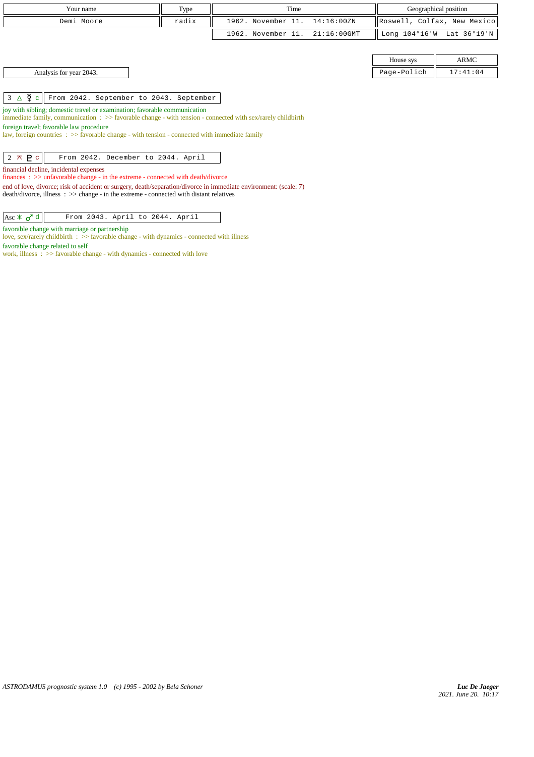| Your name | Type | Time | Geographical position |
|---|---|---|---|
| Demi Moore | radix | 1962. November 11. 14:16:00ZN | Roswell, Colfax, New Mexico |
| | | 1962. November 11. 21:16:00GMT | Long 104°16'W Lat 36°19'N |

| House sys | ARMC |
|---|---|
| Page-Polich | 17:41:04 |

Analysis for year 2043.

| 3 △ ☿ c | From 2042. September to 2043. September |
|---|---|

joy with sibling; domestic travel or examination; favorable communication
immediate family, communication : >> favorable change - with tension - connected with sex/rarely childbirth

foreign travel; favorable law procedure
law, foreign countries : >> favorable change - with tension - connected with immediate family

| 2 ⊼ ♇ c | From 2042. December to 2044. April |
|---|---|

financial decline, incidental expenses
finances : >> unfavorable change - in the extreme - connected with death/divorce

end of love, divorce; risk of accident or surgery, death/separation/divorce in immediate environment: (scale: 7)
death/divorce, illness : >> change - in the extreme - connected with distant relatives

| Asc ⚹ ♂ d | From 2043. April to 2044. April |
|---|---|

favorable change with marriage or partnership
love, sex/rarely childbirth : >> favorable change - with dynamics - connected with illness

favorable change related to self
work, illness : >> favorable change - with dynamics - connected with love

ASTRODAMUS prognostic system 1.0 (c) 1995 - 2002 by Bela Schoner

*Luc De Jaeger*
*2021. June 20. 10:17*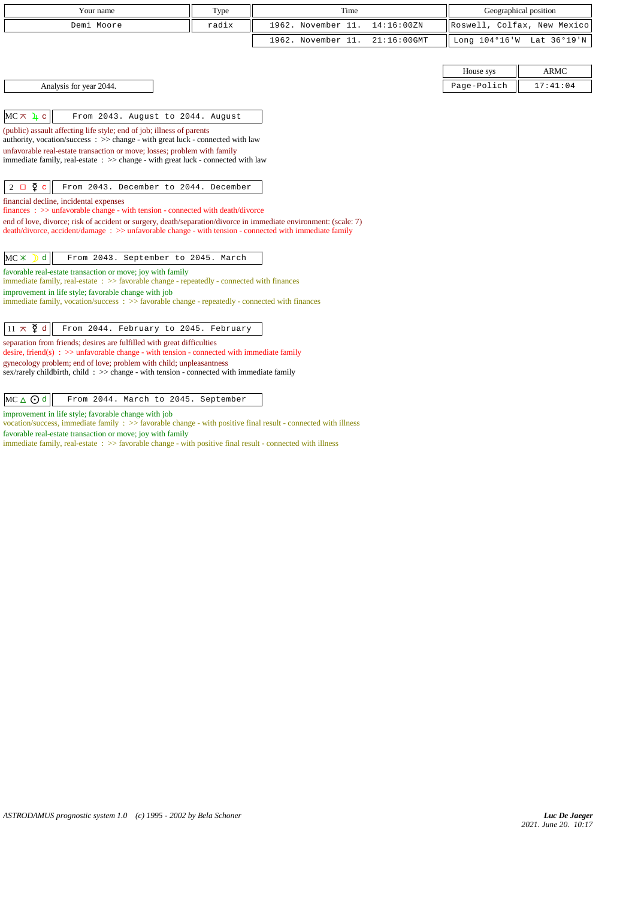| Your name | Type | Time | Geographical position |
|---|---|---|---|
| Demi Moore | radix | 1962. November 11. 14:16:00ZN | Roswell, Colfax, New Mexico |
| | | 1962. November 11. 21:16:00GMT | Long 104°16'W Lat 36°19'N |

| House sys | ARMC |
|---|---|
| Page-Polich | 17:41:04 |

Analysis for year 2044.

**MC ⚻ ♃ c** — From 2043. August to 2044. August

(public) assault affecting life style; end of job; illness of parents
authority, vocation/success : >> change - with great luck - connected with law
unfavorable real-estate transaction or move; losses; problem with family
immediate family, real-estate : >> change - with great luck - connected with law

**2 □ ☿ c** — From 2043. December to 2044. December

financial decline, incidental expenses
finances : >> unfavorable change - with tension - connected with death/divorce
end of love, divorce; risk of accident or surgery, death/separation/divorce in immediate environment: (scale: 7)
death/divorce, accident/damage : >> unfavorable change - with tension - connected with immediate family

**MC ⚹ ☽ d** — From 2043. September to 2045. March

favorable real-estate transaction or move; joy with family
immediate family, real-estate : >> favorable change - repeatedly - connected with finances
improvement in life style; favorable change with job
immediate family, vocation/success : >> favorable change - repeatedly - connected with finances

**11 ⚻ ☿ d** — From 2044. February to 2045. February

separation from friends; desires are fulfilled with great difficulties
desire, friend(s) : >> unfavorable change - with tension - connected with immediate family
gynecology problem; end of love; problem with child; unpleasantness
sex/rarely childbirth, child : >> change - with tension - connected with immediate family

**MC △ ☉ d** — From 2044. March to 2045. September

improvement in life style; favorable change with job
vocation/success, immediate family : >> favorable change - with positive final result - connected with illness
favorable real-estate transaction or move; joy with family
immediate family, real-estate : >> favorable change - with positive final result - connected with illness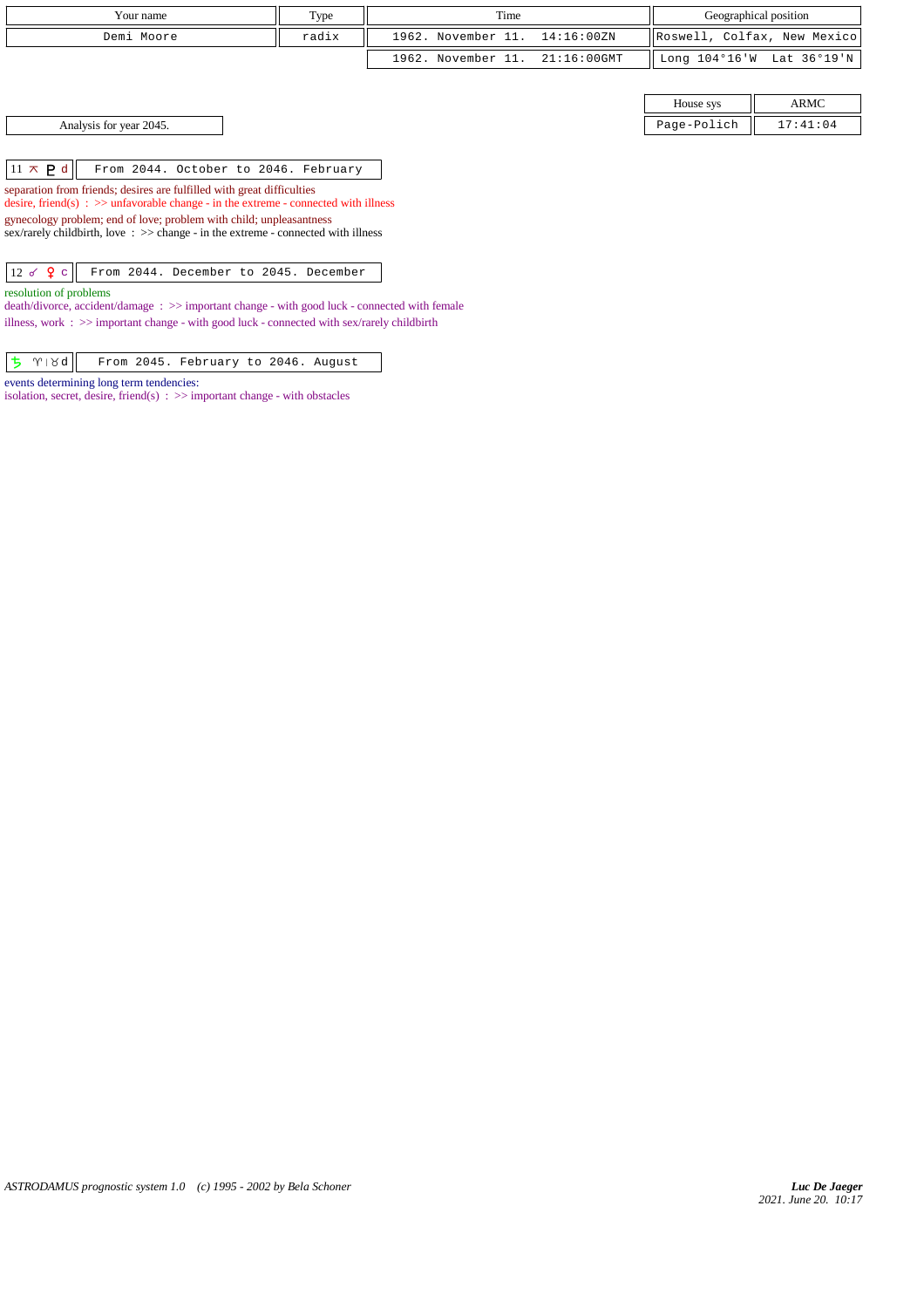| Your name | Type | Time | Geographical position |
|---|---|---|---|
| Demi Moore | radix | 1962. November 11. 14:16:00ZN | Roswell, Colfax, New Mexico |
| | | 1962. November 11. 21:16:00GMT | Long 104°16'W Lat 36°19'N |

| House sys | ARMC |
|---|---|
| Page-Polich | 17:41:04 |

Analysis for year 2045.

| 11 ⊼ ♇ d | From 2044. October to 2046. February |
|---|---|

separation from friends; desires are fulfilled with great difficulties
desire, friend(s) : >> unfavorable change - in the extreme - connected with illness
gynecology problem; end of love; problem with child; unpleasantness
sex/rarely childbirth, love : >> change - in the extreme - connected with illness

| 12 ☍ ♀ c | From 2044. December to 2045. December |
|---|---|

resolution of problems
death/divorce, accident/damage : >> important change - with good luck - connected with female
illness, work : >> important change - with good luck - connected with sex/rarely childbirth

| ♄ ♈\|♉ d | From 2045. February to 2046. August |
|---|---|

events determining long term tendencies:
isolation, secret, desire, friend(s) : >> important change - with obstacles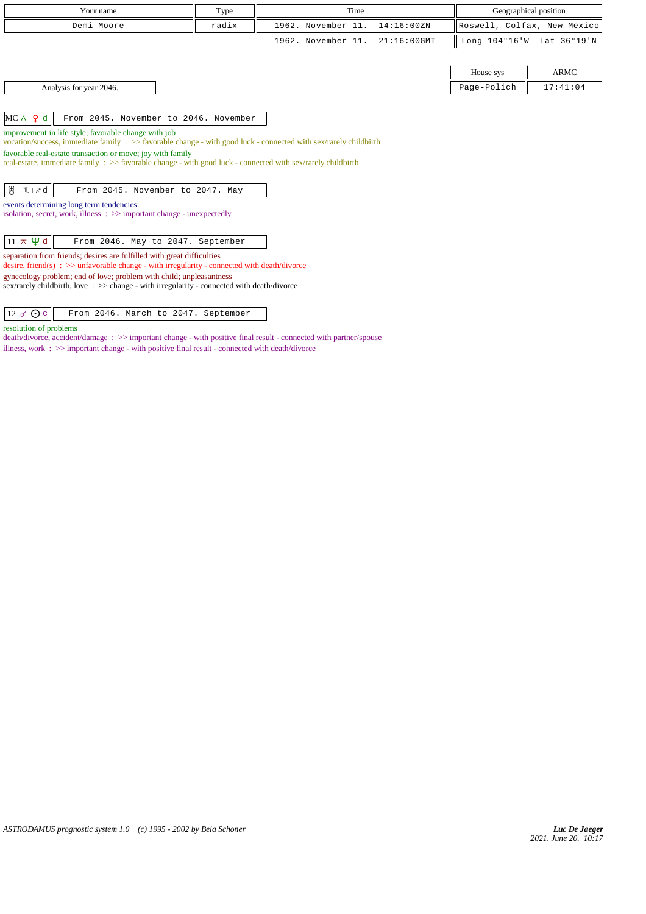| Your name | Type | Time | Geographical position |
|---|---|---|---|
| Demi Moore | radix | 1962. November 11. 14:16:00ZN | Roswell, Colfax, New Mexico |
| | | 1962. November 11. 21:16:00GMT | Long 104°16'W Lat 36°19'N |

| House sys | ARMC |
|---|---|
| Page-Polich | 17:41:04 |

Analysis for year 2046.

**MC △ ♀ d** — From 2045. November to 2046. November

improvement in life style; favorable change with job
vocation/success, immediate family : >> favorable change - with good luck - connected with sex/rarely childbirth
favorable real-estate transaction or move; joy with family
real-estate, immediate family : >> favorable change - with good luck - connected with sex/rarely childbirth

**♅ ♏ | ♐ d** — From 2045. November to 2047. May

events determining long term tendencies:
isolation, secret, work, illness : >> important change - unexpectedly

**11 ⊼ ♆ d** — From 2046. May to 2047. September

separation from friends; desires are fulfilled with great difficulties
desire, friend(s) : >> unfavorable change - with irregularity - connected with death/divorce
gynecology problem; end of love; problem with child; unpleasantness
sex/rarely childbirth, love : >> change - with irregularity - connected with death/divorce

**12 ☌ ☉ c** — From 2046. March to 2047. September

resolution of problems
death/divorce, accident/damage : >> important change - with positive final result - connected with partner/spouse
illness, work : >> important change - with positive final result - connected with death/divorce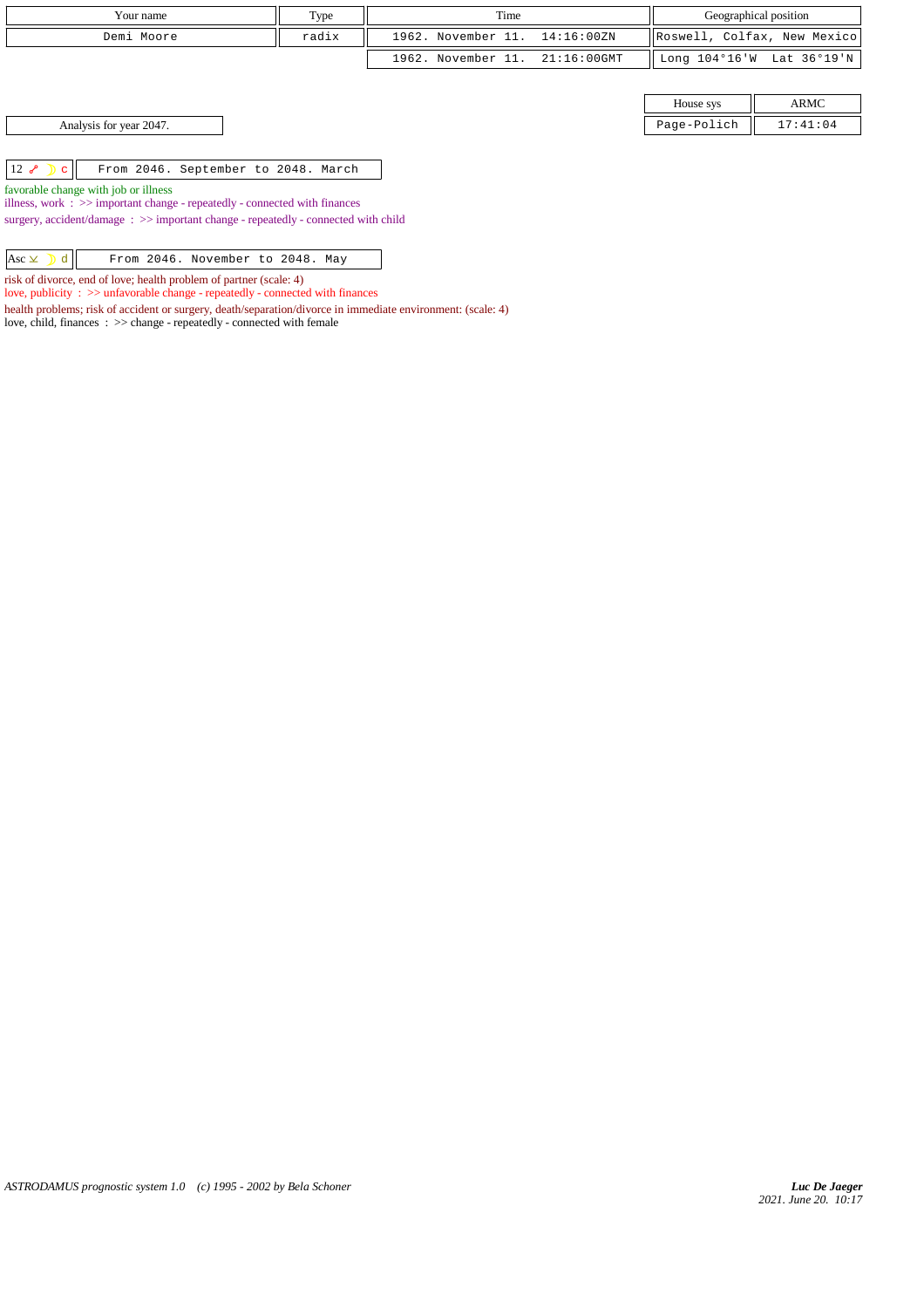| Your name | Type | Time | Geographical position |
|---|---|---|---|
| Demi Moore | radix | 1962. November 11. 14:16:00ZN | Roswell, Colfax, New Mexico |
| | | 1962. November 11. 21:16:00GMT | Long 104°16'W Lat 36°19'N |

| House sys | ARMC |
|---|---|
| Page-Polich | 17:41:04 |

Analysis for year 2047.

| 12 ☍ ☽ c | From 2046. September to 2048. March |
|---|---|

favorable change with job or illness
illness, work : >> important change - repeatedly - connected with finances
surgery, accident/damage : >> important change - repeatedly - connected with child

| Asc ⊻ ☽ d | From 2046. November to 2048. May |
|---|---|

risk of divorce, end of love; health problem of partner (scale: 4)
love, publicity : >> unfavorable change - repeatedly - connected with finances
health problems; risk of accident or surgery, death/separation/divorce in immediate environment: (scale: 4)
love, child, finances : >> change - repeatedly - connected with female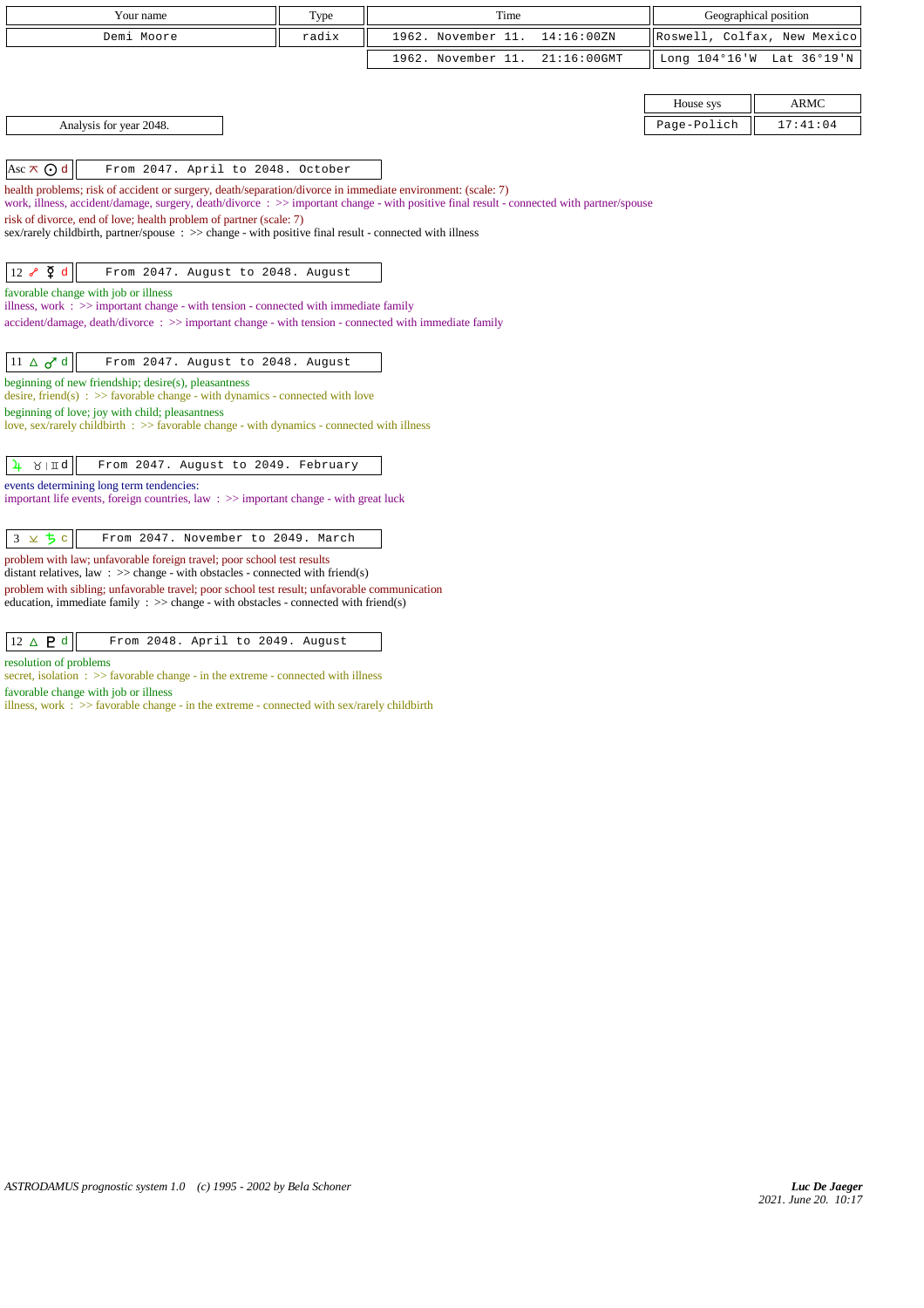| Your name | Type | Time | Geographical position |
|---|---|---|---|
| Demi Moore | radix | 1962. November 11. 14:16:00ZN | Roswell, Colfax, New Mexico |
| | | 1962. November 11. 21:16:00GMT | Long 104°16'W Lat 36°19'N |

| House sys | ARMC |
|---|---|
| Page-Polich | 17:41:04 |

Analysis for year 2048.

**Asc ⚻ ☉ d** — From 2047. April to 2048. October

health problems; risk of accident or surgery, death/separation/divorce in immediate environment: (scale: 7)
work, illness, accident/damage, surgery, death/divorce : >> important change - with positive final result - connected with partner/spouse
risk of divorce, end of love; health problem of partner (scale: 7)
sex/rarely childbirth, partner/spouse : >> change - with positive final result - connected with illness

**12 ☍ ☿ d** — From 2047. August to 2048. August

favorable change with job or illness
illness, work : >> important change - with tension - connected with immediate family
accident/damage, death/divorce : >> important change - with tension - connected with immediate family

**11 △ ♂ d** — From 2047. August to 2048. August

beginning of new friendship; desire(s), pleasantness
desire, friend(s) : >> favorable change - with dynamics - connected with love
beginning of love; joy with child; pleasantness
love, sex/rarely childbirth : >> favorable change - with dynamics - connected with illness

**♃ ♉ | ♊ d** — From 2047. August to 2049. February

events determining long term tendencies:
important life events, foreign countries, law : >> important change - with great luck

**3 ⚺ ♄ c** — From 2047. November to 2049. March

problem with law; unfavorable foreign travel; poor school test results
distant relatives, law : >> change - with obstacles - connected with friend(s)
problem with sibling; unfavorable travel; poor school test result; unfavorable communication
education, immediate family : >> change - with obstacles - connected with friend(s)

**12 △ ♇ d** — From 2048. April to 2049. August

resolution of problems
secret, isolation : >> favorable change - in the extreme - connected with illness
favorable change with job or illness
illness, work : >> favorable change - in the extreme - connected with sex/rarely childbirth

ASTRODAMUS prognostic system 1.0 (c) 1995 - 2002 by Bela Schoner

*Luc De Jaeger*
*2021. June 20. 10:17*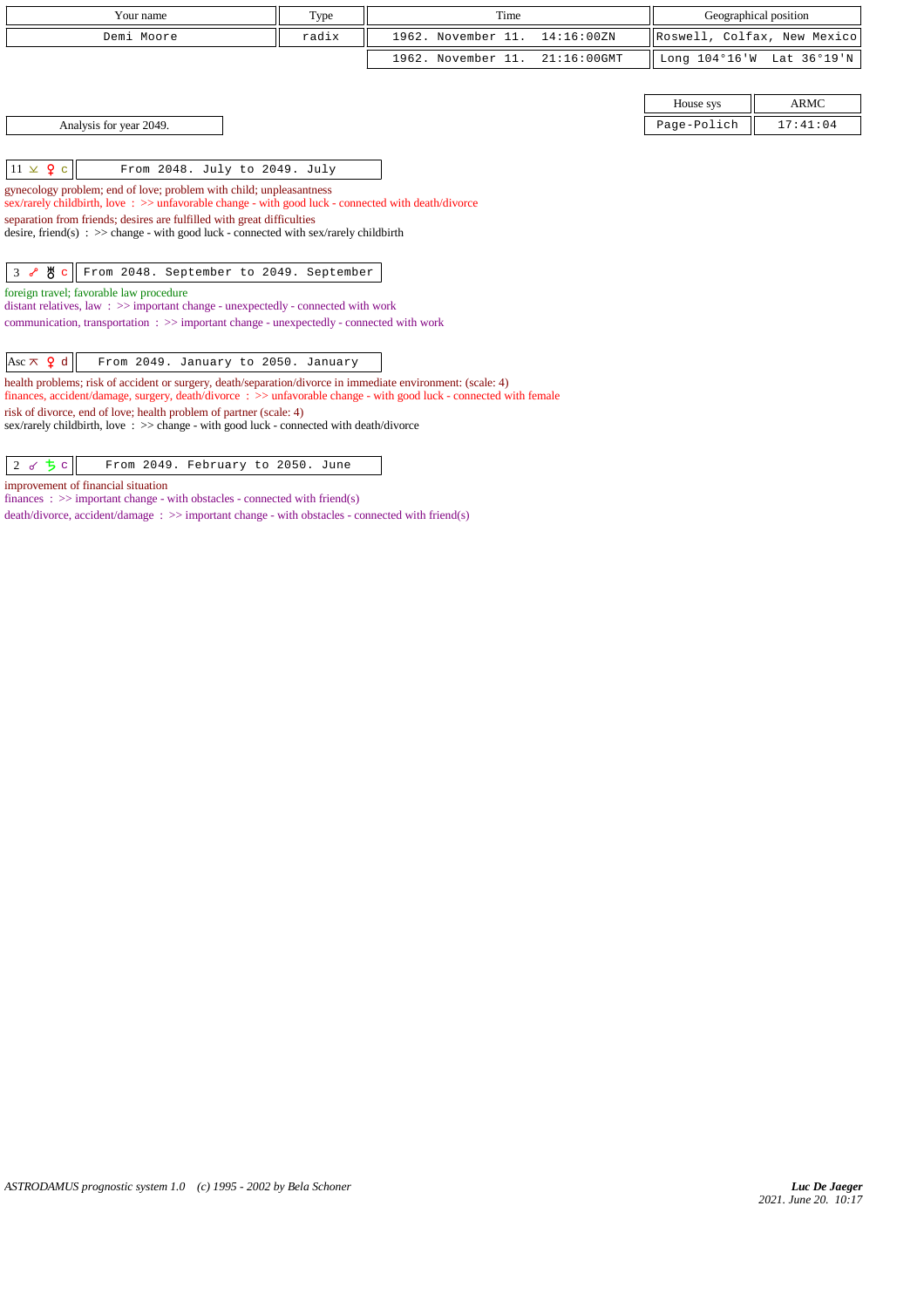| Your name | Type | Time | Geographical position |
|---|---|---|---|
| Demi Moore | radix | 1962. November 11. 14:16:00ZN | Roswell, Colfax, New Mexico |
| | | 1962. November 11. 21:16:00GMT | Long 104°16'W Lat 36°19'N |

| House sys | ARMC |
|---|---|
| Page-Polich | 17:41:04 |

Analysis for year 2049.

| 11 ⚺ ♀ c | From 2048. July to 2049. July |
|---|---|

gynecology problem; end of love; problem with child; unpleasantness
sex/rarely childbirth, love : >> unfavorable change - with good luck - connected with death/divorce
separation from friends; desires are fulfilled with great difficulties
desire, friend(s) : >> change - with good luck - connected with sex/rarely childbirth

| 3 ☍ ♅ c | From 2048. September to 2049. September |
|---|---|

foreign travel; favorable law procedure
distant relatives, law : >> important change - unexpectedly - connected with work
communication, transportation : >> important change - unexpectedly - connected with work

| Asc ⚻ ♀ d | From 2049. January to 2050. January |
|---|---|

health problems; risk of accident or surgery, death/separation/divorce in immediate environment: (scale: 4)
finances, accident/damage, surgery, death/divorce : >> unfavorable change - with good luck - connected with female
risk of divorce, end of love; health problem of partner (scale: 4)
sex/rarely childbirth, love : >> change - with good luck - connected with death/divorce

| 2 ☌ ♄ c | From 2049. February to 2050. June |
|---|---|

improvement of financial situation
finances : >> important change - with obstacles - connected with friend(s)
death/divorce, accident/damage : >> important change - with obstacles - connected with friend(s)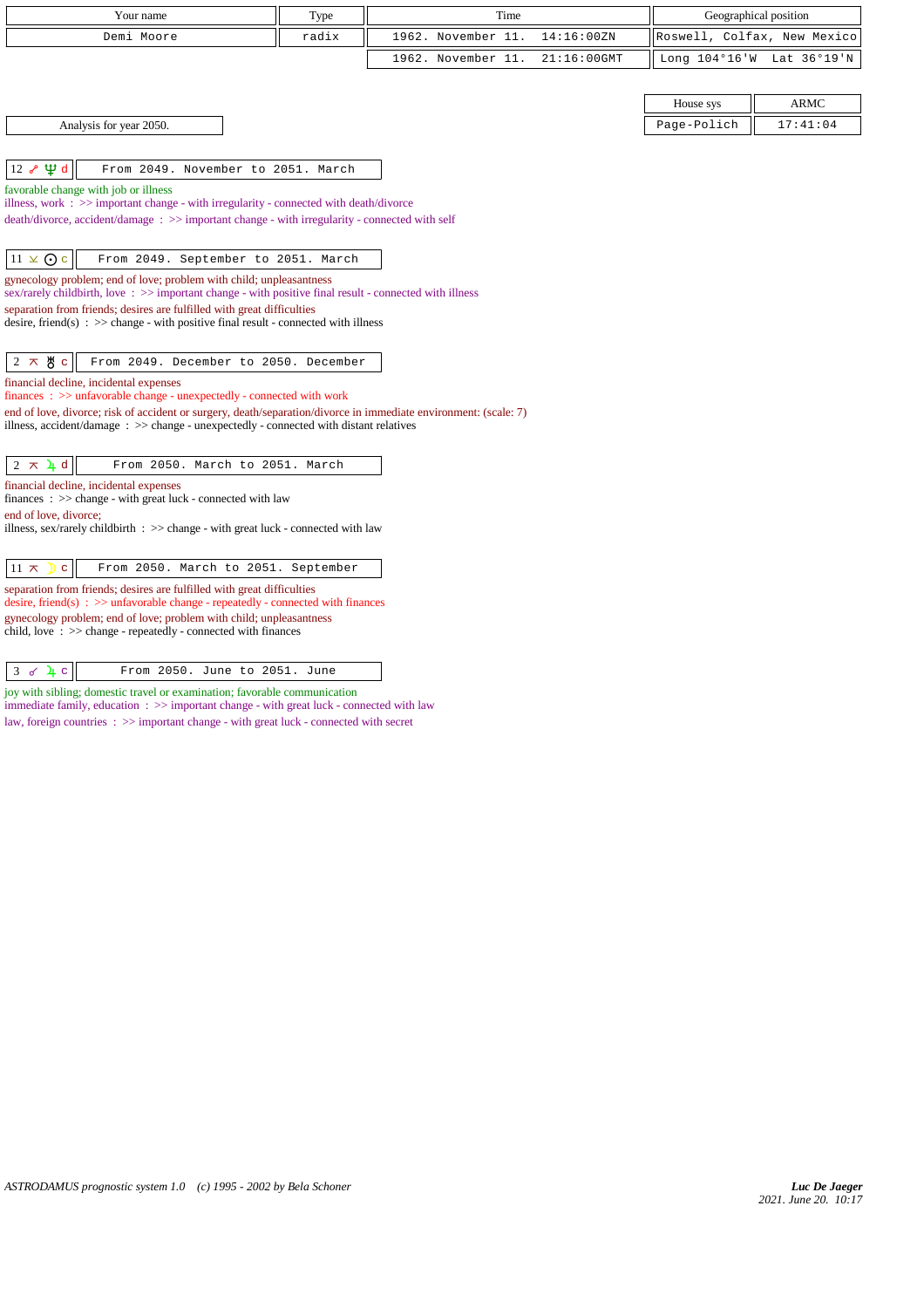| Your name | Type | Time | Geographical position |
| --- | --- | --- | --- |
| Demi Moore | radix | 1962. November 11. 14:16:00ZN | Roswell, Colfax, New Mexico |
| | | 1962. November 11. 21:16:00GMT | Long 104°16'W Lat 36°19'N |

| House sys | ARMC |
| --- | --- |
| Page-Polich | 17:41:04 |

Analysis for year 2050.

12 ☍ ♆ d — From 2049. November to 2051. March

favorable change with job or illness
illness, work : >> important change - with irregularity - connected with death/divorce
death/divorce, accident/damage : >> important change - with irregularity - connected with self

11 ⊻ ☉ c — From 2049. September to 2051. March

gynecology problem; end of love; problem with child; unpleasantness
sex/rarely childbirth, love : >> important change - with positive final result - connected with illness
separation from friends; desires are fulfilled with great difficulties
desire, friend(s) : >> change - with positive final result - connected with illness

2 ⊼ ♅ c — From 2049. December to 2050. December

financial decline, incidental expenses
finances : >> unfavorable change - unexpectedly - connected with work
end of love, divorce; risk of accident or surgery, death/separation/divorce in immediate environment: (scale: 7)
illness, accident/damage : >> change - unexpectedly - connected with distant relatives

2 ⊼ ♃ d — From 2050. March to 2051. March

financial decline, incidental expenses
finances : >> change - with great luck - connected with law
end of love, divorce;
illness, sex/rarely childbirth : >> change - with great luck - connected with law

11 ⊼ ☽ c — From 2050. March to 2051. September

separation from friends; desires are fulfilled with great difficulties
desire, friend(s) : >> unfavorable change - repeatedly - connected with finances
gynecology problem; end of love; problem with child; unpleasantness
child, love : >> change - repeatedly - connected with finances

3 ☌ ♃ c — From 2050. June to 2051. June

joy with sibling; domestic travel or examination; favorable communication
immediate family, education : >> important change - with great luck - connected with law
law, foreign countries : >> important change - with great luck - connected with secret

ASTRODAMUS prognostic system 1.0 (c) 1995 - 2002 by Bela Schoner

*Luc De Jaeger*
*2021. June 20. 10:17*